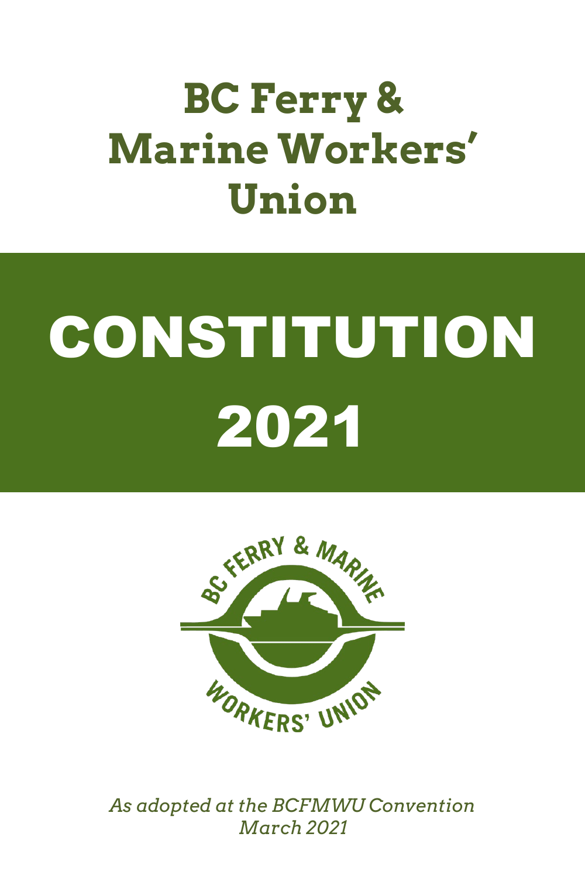# BC Ferry & Marine Workers' Union

# CONSTITUTION 2021

*As adopted at the BCFMWU Convention March 2021*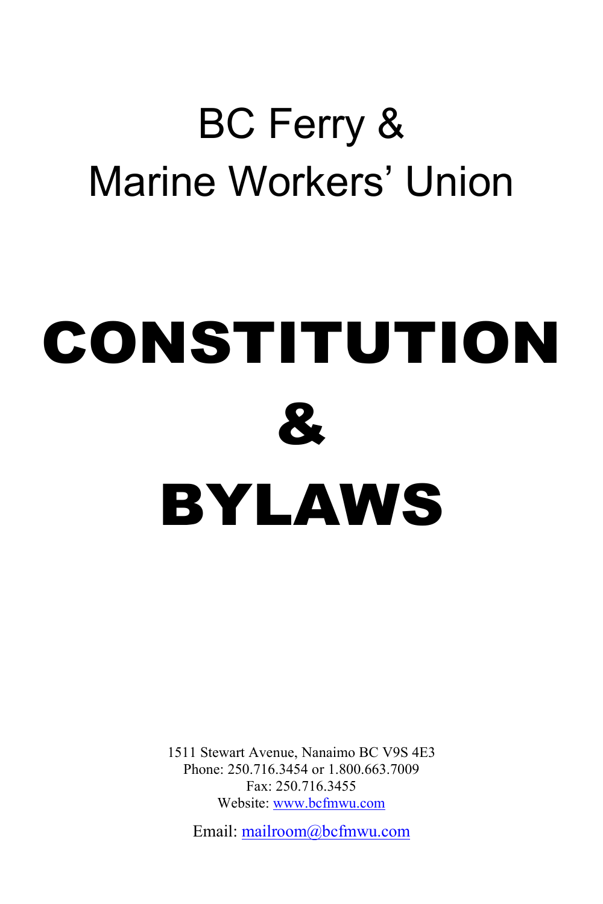# BC Ferry & Marine Workers' Union

# CONSTITUTION & BYLAWS

1511 Stewart Avenue, Nanaimo BC V9S 4E3
Phone: 250.716.3454 or 1.800.663.7009
Fax: 250.716.3455
Website: www.bcfmwu.com

Email: mailroom@bcfmwu.com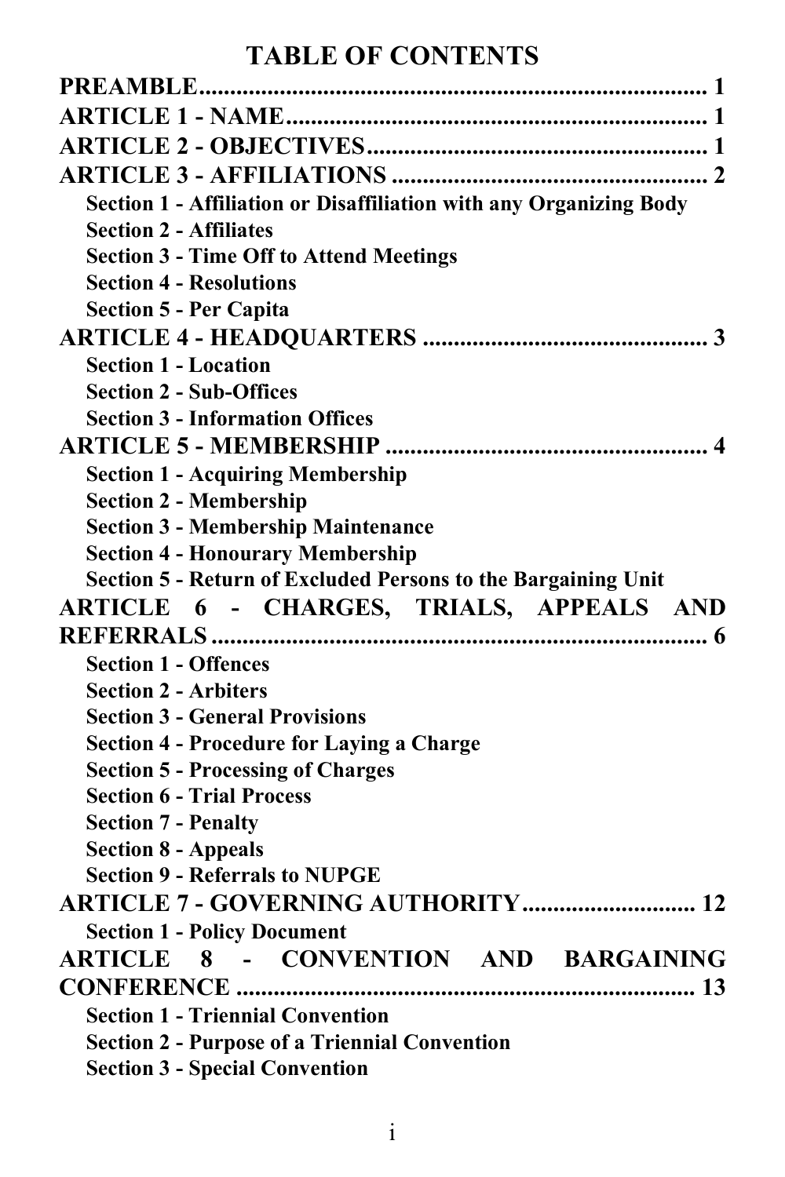# TABLE OF CONTENTS

**PREAMBLE................................................................................ 1**

**ARTICLE 1 - NAME.................................................................. 1**

**ARTICLE 2 - OBJECTIVES...................................................... 1**

**ARTICLE 3 - AFFILIATIONS .................................................. 2**

- **Section 1 - Affiliation or Disaffiliation with any Organizing Body**
- **Section 2 - Affiliates**
- **Section 3 - Time Off to Attend Meetings**
- **Section 4 - Resolutions**
- **Section 5 - Per Capita**

**ARTICLE 4 - HEADQUARTERS ............................................. 3**

- **Section 1 - Location**
- **Section 2 - Sub-Offices**
- **Section 3 - Information Offices**

**ARTICLE 5 - MEMBERSHIP .................................................... 4**

- **Section 1 - Acquiring Membership**
- **Section 2 - Membership**
- **Section 3 - Membership Maintenance**
- **Section 4 - Honourary Membership**
- **Section 5 - Return of Excluded Persons to the Bargaining Unit**

**ARTICLE 6 - CHARGES, TRIALS, APPEALS AND REFERRALS ................................................................................ 6**

- **Section 1 - Offences**
- **Section 2 - Arbiters**
- **Section 3 - General Provisions**
- **Section 4 - Procedure for Laying a Charge**
- **Section 5 - Processing of Charges**
- **Section 6 - Trial Process**
- **Section 7 - Penalty**
- **Section 8 - Appeals**
- **Section 9 - Referrals to NUPGE**

**ARTICLE 7 - GOVERNING AUTHORITY........................... 12**

- **Section 1 - Policy Document**

**ARTICLE 8 - CONVENTION AND BARGAINING CONFERENCE ......................................................................... 13**

- **Section 1 - Triennial Convention**
- **Section 2 - Purpose of a Triennial Convention**
- **Section 3 - Special Convention**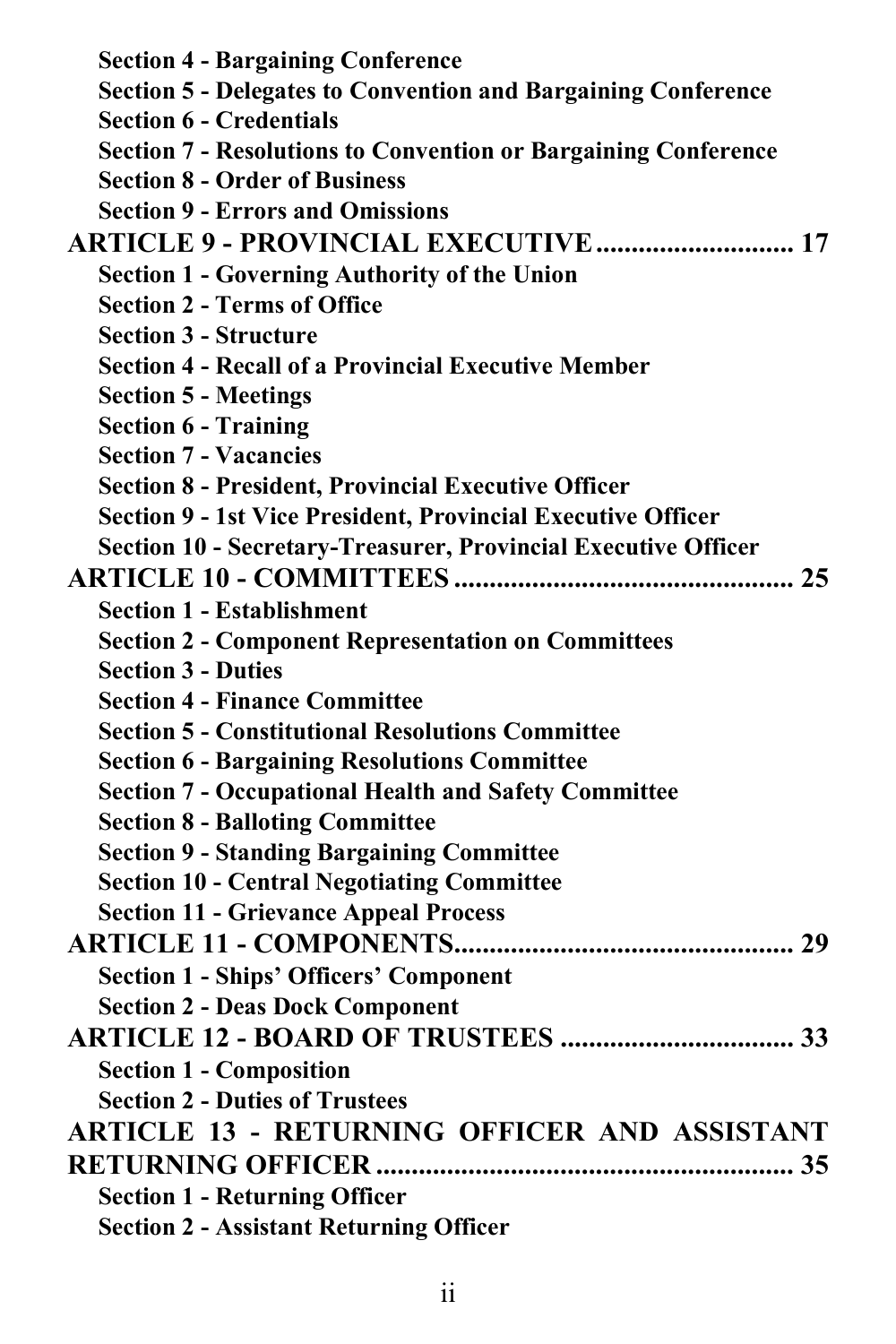**Section 4 - Bargaining Conference**
**Section 5 - Delegates to Convention and Bargaining Conference**
**Section 6 - Credentials**
**Section 7 - Resolutions to Convention or Bargaining Conference**
**Section 8 - Order of Business**
**Section 9 - Errors and Omissions**

**ARTICLE 9 - PROVINCIAL EXECUTIVE ............................ 17**

**Section 1 - Governing Authority of the Union**
**Section 2 - Terms of Office**
**Section 3 - Structure**
**Section 4 - Recall of a Provincial Executive Member**
**Section 5 - Meetings**
**Section 6 - Training**
**Section 7 - Vacancies**
**Section 8 - President, Provincial Executive Officer**
**Section 9 - 1st Vice President, Provincial Executive Officer**
**Section 10 - Secretary-Treasurer, Provincial Executive Officer**

**ARTICLE 10 - COMMITTEES ................................................ 25**

**Section 1 - Establishment**
**Section 2 - Component Representation on Committees**
**Section 3 - Duties**
**Section 4 - Finance Committee**
**Section 5 - Constitutional Resolutions Committee**
**Section 6 - Bargaining Resolutions Committee**
**Section 7 - Occupational Health and Safety Committee**
**Section 8 - Balloting Committee**
**Section 9 - Standing Bargaining Committee**
**Section 10 - Central Negotiating Committee**
**Section 11 - Grievance Appeal Process**

**ARTICLE 11 - COMPONENTS................................................ 29**

**Section 1 - Ships' Officers' Component**
**Section 2 - Deas Dock Component**

**ARTICLE 12 - BOARD OF TRUSTEES ................................. 33**

**Section 1 - Composition**
**Section 2 - Duties of Trustees**

**ARTICLE 13 - RETURNING OFFICER AND ASSISTANT RETURNING OFFICER ........................................................... 35**

**Section 1 - Returning Officer**
**Section 2 - Assistant Returning Officer**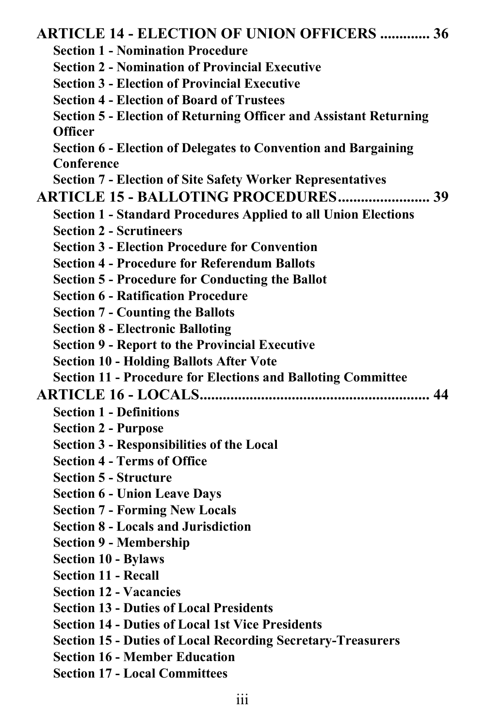**ARTICLE 14 - ELECTION OF UNION OFFICERS ............ 36**

- **Section 1 - Nomination Procedure**
- **Section 2 - Nomination of Provincial Executive**
- **Section 3 - Election of Provincial Executive**
- **Section 4 - Election of Board of Trustees**
- **Section 5 - Election of Returning Officer and Assistant Returning Officer**
- **Section 6 - Election of Delegates to Convention and Bargaining Conference**
- **Section 7 - Election of Site Safety Worker Representatives**

**ARTICLE 15 - BALLOTING PROCEDURES....................... 39**

- **Section 1 - Standard Procedures Applied to all Union Elections**
- **Section 2 - Scrutineers**
- **Section 3 - Election Procedure for Convention**
- **Section 4 - Procedure for Referendum Ballots**
- **Section 5 - Procedure for Conducting the Ballot**
- **Section 6 - Ratification Procedure**
- **Section 7 - Counting the Ballots**
- **Section 8 - Electronic Balloting**
- **Section 9 - Report to the Provincial Executive**
- **Section 10 - Holding Ballots After Vote**
- **Section 11 - Procedure for Elections and Balloting Committee**

**ARTICLE 16 - LOCALS........................................................ 44**

- **Section 1 - Definitions**
- **Section 2 - Purpose**
- **Section 3 - Responsibilities of the Local**
- **Section 4 - Terms of Office**
- **Section 5 - Structure**
- **Section 6 - Union Leave Days**
- **Section 7 - Forming New Locals**
- **Section 8 - Locals and Jurisdiction**
- **Section 9 - Membership**
- **Section 10 - Bylaws**
- **Section 11 - Recall**
- **Section 12 - Vacancies**
- **Section 13 - Duties of Local Presidents**
- **Section 14 - Duties of Local 1st Vice Presidents**
- **Section 15 - Duties of Local Recording Secretary-Treasurers**
- **Section 16 - Member Education**
- **Section 17 - Local Committees**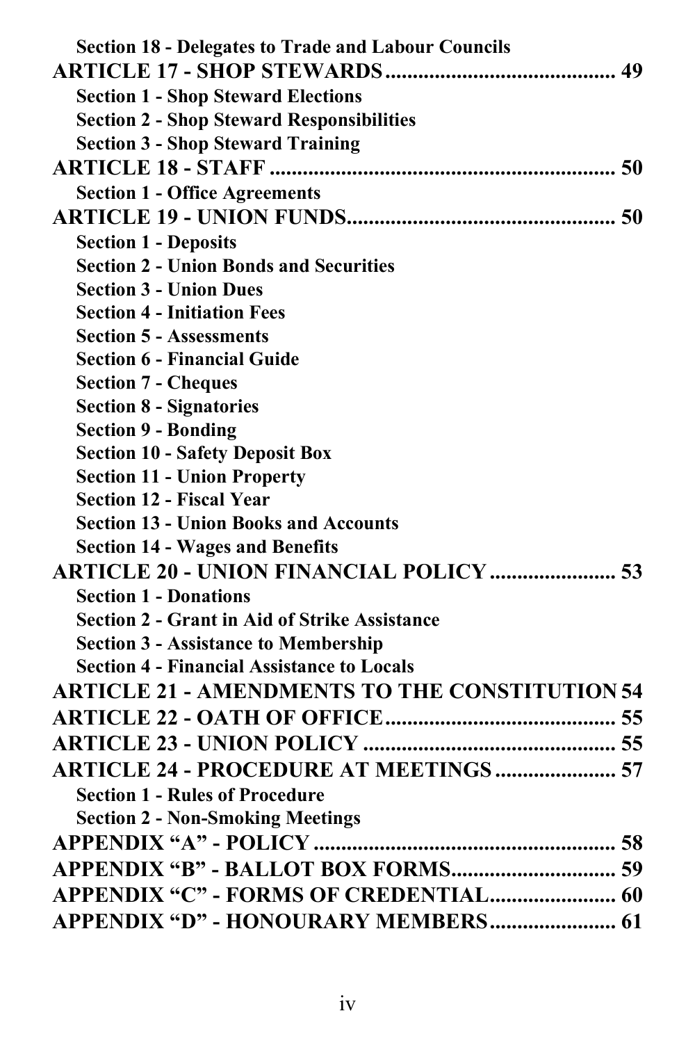**Section 18 - Delegates to Trade and Labour Councils**

**ARTICLE 17 - SHOP STEWARDS .......................................... 49**

**Section 1 - Shop Steward Elections**

**Section 2 - Shop Steward Responsibilities**

**Section 3 - Shop Steward Training**

**ARTICLE 18 - STAFF ................................................................ 50**

**Section 1 - Office Agreements**

**ARTICLE 19 - UNION FUNDS................................................. 50**

**Section 1 - Deposits**

**Section 2 - Union Bonds and Securities**

**Section 3 - Union Dues**

**Section 4 - Initiation Fees**

**Section 5 - Assessments**

**Section 6 - Financial Guide**

**Section 7 - Cheques**

**Section 8 - Signatories**

**Section 9 - Bonding**

**Section 10 - Safety Deposit Box**

**Section 11 - Union Property**

**Section 12 - Fiscal Year**

**Section 13 - Union Books and Accounts**

**Section 14 - Wages and Benefits**

**ARTICLE 20 - UNION FINANCIAL POLICY ....................... 53**

**Section 1 - Donations**

**Section 2 - Grant in Aid of Strike Assistance**

**Section 3 - Assistance to Membership**

**Section 4 - Financial Assistance to Locals**

**ARTICLE 21 - AMENDMENTS TO THE CONSTITUTION 54**

**ARTICLE 22 - OATH OF OFFICE.......................................... 55**

**ARTICLE 23 - UNION POLICY .............................................. 55**

**ARTICLE 24 - PROCEDURE AT MEETINGS ...................... 57**

**Section 1 - Rules of Procedure**

**Section 2 - Non-Smoking Meetings**

**APPENDIX "A" - POLICY ....................................................... 58**

**APPENDIX "B" - BALLOT BOX FORMS.............................. 59**

**APPENDIX "C" - FORMS OF CREDENTIAL....................... 60**

**APPENDIX "D" - HONOURARY MEMBERS....................... 61**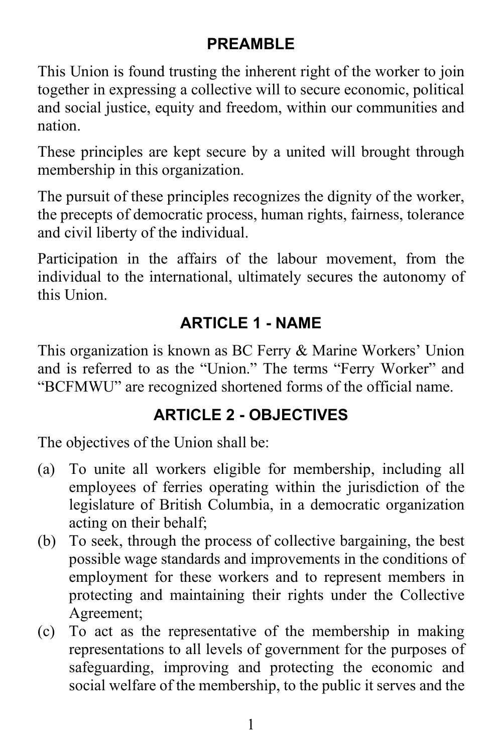## PREAMBLE

This Union is found trusting the inherent right of the worker to join together in expressing a collective will to secure economic, political and social justice, equity and freedom, within our communities and nation.

These principles are kept secure by a united will brought through membership in this organization.

The pursuit of these principles recognizes the dignity of the worker, the precepts of democratic process, human rights, fairness, tolerance and civil liberty of the individual.

Participation in the affairs of the labour movement, from the individual to the international, ultimately secures the autonomy of this Union.

## ARTICLE 1 - NAME

This organization is known as BC Ferry & Marine Workers' Union and is referred to as the "Union." The terms "Ferry Worker" and "BCFMWU" are recognized shortened forms of the official name.

## ARTICLE 2 - OBJECTIVES

The objectives of the Union shall be:

(a) To unite all workers eligible for membership, including all employees of ferries operating within the jurisdiction of the legislature of British Columbia, in a democratic organization acting on their behalf;

(b) To seek, through the process of collective bargaining, the best possible wage standards and improvements in the conditions of employment for these workers and to represent members in protecting and maintaining their rights under the Collective Agreement;

(c) To act as the representative of the membership in making representations to all levels of government for the purposes of safeguarding, improving and protecting the economic and social welfare of the membership, to the public it serves and the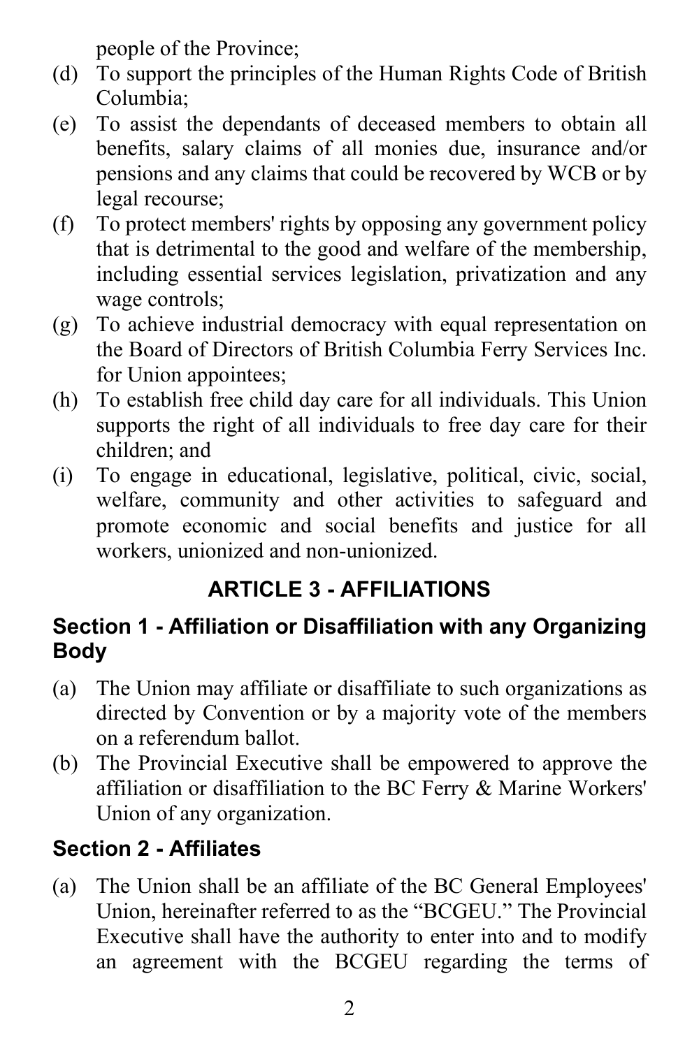people of the Province;

(d) To support the principles of the Human Rights Code of British Columbia;
(e) To assist the dependants of deceased members to obtain all benefits, salary claims of all monies due, insurance and/or pensions and any claims that could be recovered by WCB or by legal recourse;
(f) To protect members' rights by opposing any government policy that is detrimental to the good and welfare of the membership, including essential services legislation, privatization and any wage controls;
(g) To achieve industrial democracy with equal representation on the Board of Directors of British Columbia Ferry Services Inc. for Union appointees;
(h) To establish free child day care for all individuals. This Union supports the right of all individuals to free day care for their children; and
(i) To engage in educational, legislative, political, civic, social, welfare, community and other activities to safeguard and promote economic and social benefits and justice for all workers, unionized and non-unionized.

## ARTICLE 3 - AFFILIATIONS

### Section 1 - Affiliation or Disaffiliation with any Organizing Body

(a) The Union may affiliate or disaffiliate to such organizations as directed by Convention or by a majority vote of the members on a referendum ballot.
(b) The Provincial Executive shall be empowered to approve the affiliation or disaffiliation to the BC Ferry & Marine Workers' Union of any organization.

### Section 2 - Affiliates

(a) The Union shall be an affiliate of the BC General Employees' Union, hereinafter referred to as the "BCGEU." The Provincial Executive shall have the authority to enter into and to modify an agreement with the BCGEU regarding the terms of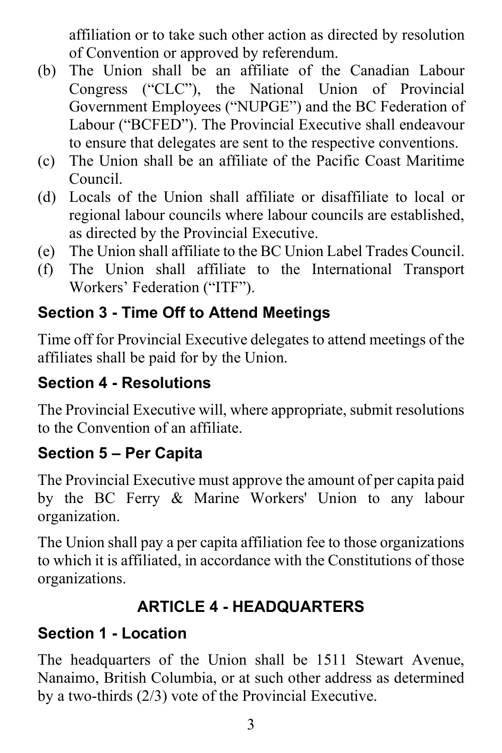affiliation or to take such other action as directed by resolution of Convention or approved by referendum.

(b) The Union shall be an affiliate of the Canadian Labour Congress ("CLC"), the National Union of Provincial Government Employees ("NUPGE") and the BC Federation of Labour ("BCFED"). The Provincial Executive shall endeavour to ensure that delegates are sent to the respective conventions.

(c) The Union shall be an affiliate of the Pacific Coast Maritime Council.

(d) Locals of the Union shall affiliate or disaffiliate to local or regional labour councils where labour councils are established, as directed by the Provincial Executive.

(e) The Union shall affiliate to the BC Union Label Trades Council.

(f) The Union shall affiliate to the International Transport Workers' Federation ("ITF").

### Section 3 - Time Off to Attend Meetings

Time off for Provincial Executive delegates to attend meetings of the affiliates shall be paid for by the Union.

### Section 4 - Resolutions

The Provincial Executive will, where appropriate, submit resolutions to the Convention of an affiliate.

### Section 5 – Per Capita

The Provincial Executive must approve the amount of per capita paid by the BC Ferry & Marine Workers' Union to any labour organization.

The Union shall pay a per capita affiliation fee to those organizations to which it is affiliated, in accordance with the Constitutions of those organizations.

## ARTICLE 4 - HEADQUARTERS

### Section 1 - Location

The headquarters of the Union shall be 1511 Stewart Avenue, Nanaimo, British Columbia, or at such other address as determined by a two-thirds (2/3) vote of the Provincial Executive.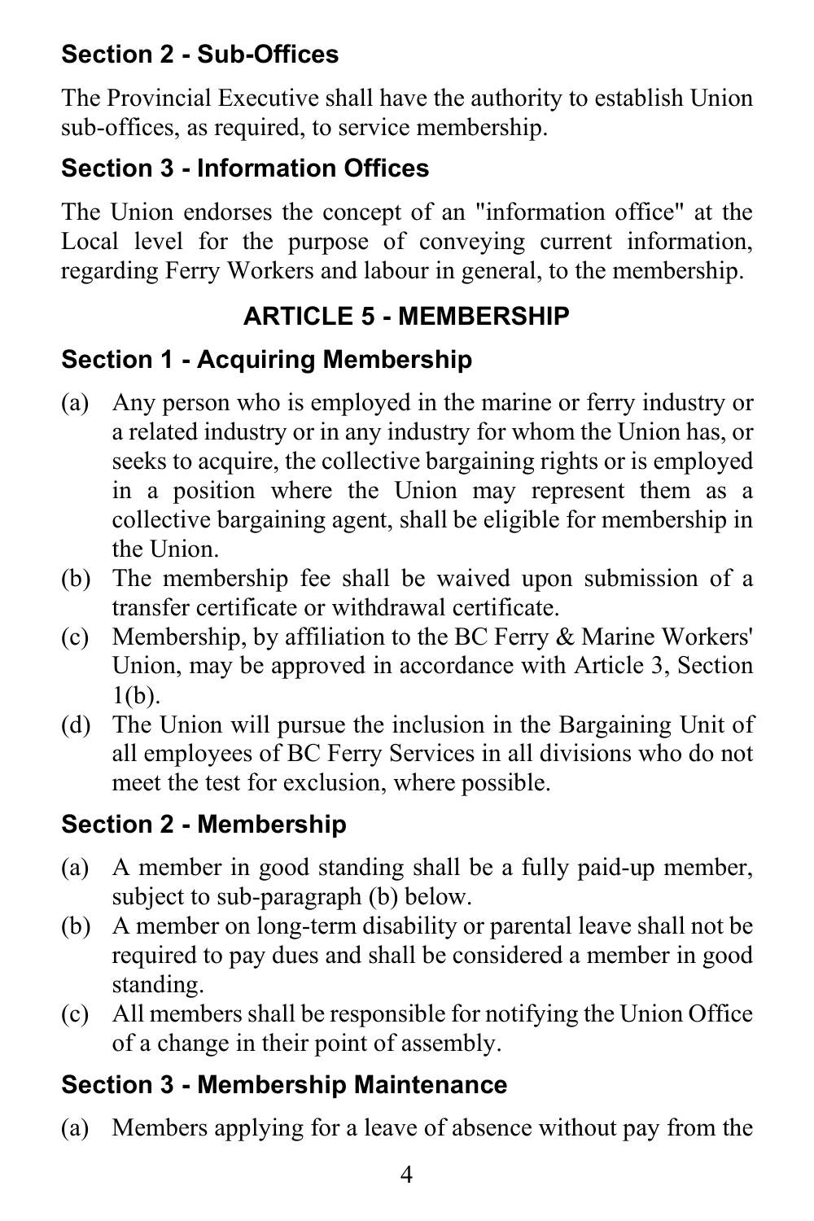### Section 2 - Sub-Offices

The Provincial Executive shall have the authority to establish Union sub-offices, as required, to service membership.

### Section 3 - Information Offices

The Union endorses the concept of an "information office" at the Local level for the purpose of conveying current information, regarding Ferry Workers and labour in general, to the membership.

## ARTICLE 5 - MEMBERSHIP

### Section 1 - Acquiring Membership

(a) Any person who is employed in the marine or ferry industry or a related industry or in any industry for whom the Union has, or seeks to acquire, the collective bargaining rights or is employed in a position where the Union may represent them as a collective bargaining agent, shall be eligible for membership in the Union.

(b) The membership fee shall be waived upon submission of a transfer certificate or withdrawal certificate.

(c) Membership, by affiliation to the BC Ferry & Marine Workers' Union, may be approved in accordance with Article 3, Section 1(b).

(d) The Union will pursue the inclusion in the Bargaining Unit of all employees of BC Ferry Services in all divisions who do not meet the test for exclusion, where possible.

### Section 2 - Membership

(a) A member in good standing shall be a fully paid-up member, subject to sub-paragraph (b) below.

(b) A member on long-term disability or parental leave shall not be required to pay dues and shall be considered a member in good standing.

(c) All members shall be responsible for notifying the Union Office of a change in their point of assembly.

### Section 3 - Membership Maintenance

(a) Members applying for a leave of absence without pay from the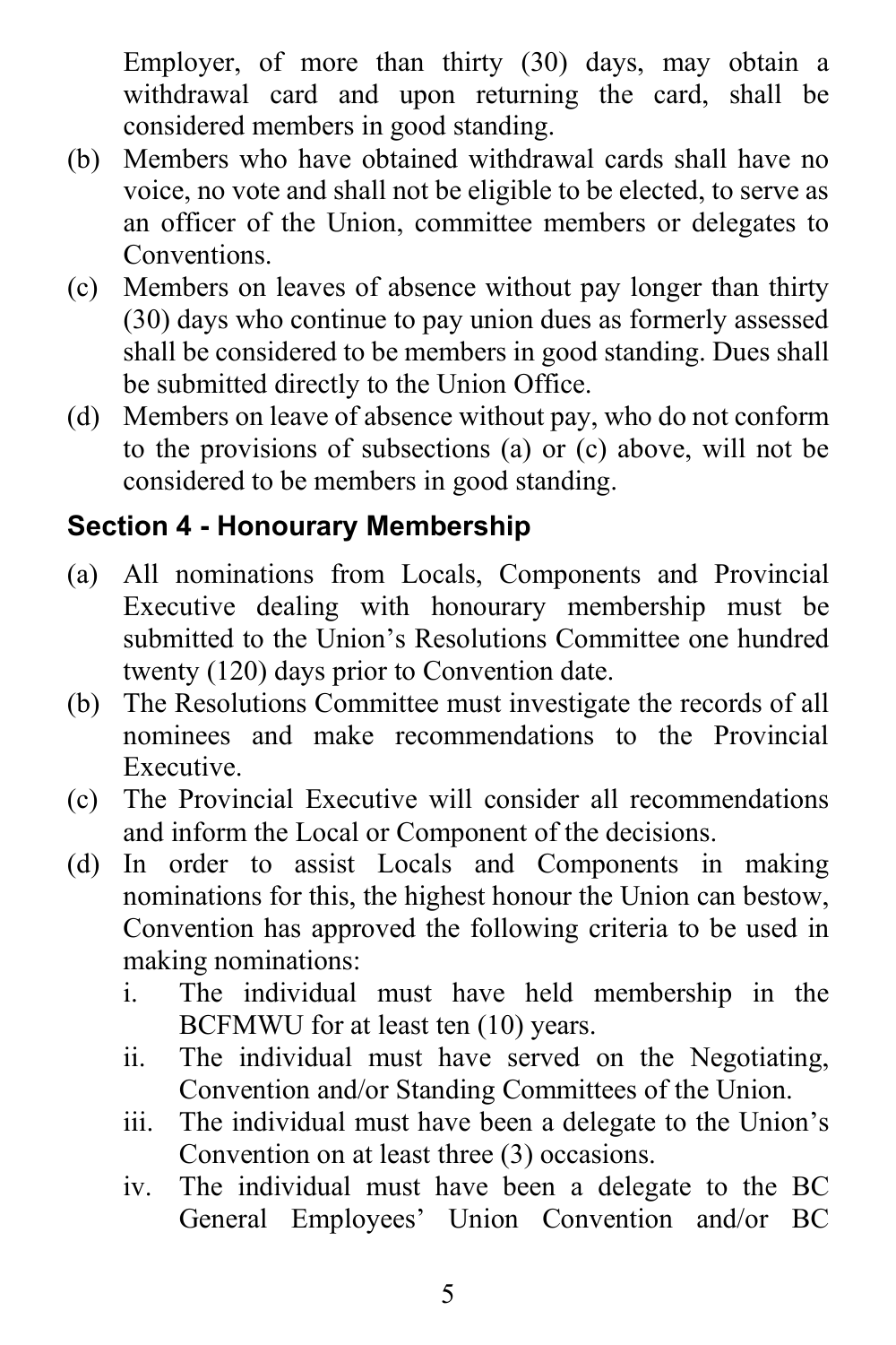Employer, of more than thirty (30) days, may obtain a withdrawal card and upon returning the card, shall be considered members in good standing.

(b) Members who have obtained withdrawal cards shall have no voice, no vote and shall not be eligible to be elected, to serve as an officer of the Union, committee members or delegates to Conventions.

(c) Members on leaves of absence without pay longer than thirty (30) days who continue to pay union dues as formerly assessed shall be considered to be members in good standing. Dues shall be submitted directly to the Union Office.

(d) Members on leave of absence without pay, who do not conform to the provisions of subsections (a) or (c) above, will not be considered to be members in good standing.

### Section 4 - Honourary Membership

(a) All nominations from Locals, Components and Provincial Executive dealing with honourary membership must be submitted to the Union's Resolutions Committee one hundred twenty (120) days prior to Convention date.

(b) The Resolutions Committee must investigate the records of all nominees and make recommendations to the Provincial Executive.

(c) The Provincial Executive will consider all recommendations and inform the Local or Component of the decisions.

(d) In order to assist Locals and Components in making nominations for this, the highest honour the Union can bestow, Convention has approved the following criteria to be used in making nominations:

   i. The individual must have held membership in the BCFMWU for at least ten (10) years.

   ii. The individual must have served on the Negotiating, Convention and/or Standing Committees of the Union.

   iii. The individual must have been a delegate to the Union's Convention on at least three (3) occasions.

   iv. The individual must have been a delegate to the BC General Employees' Union Convention and/or BC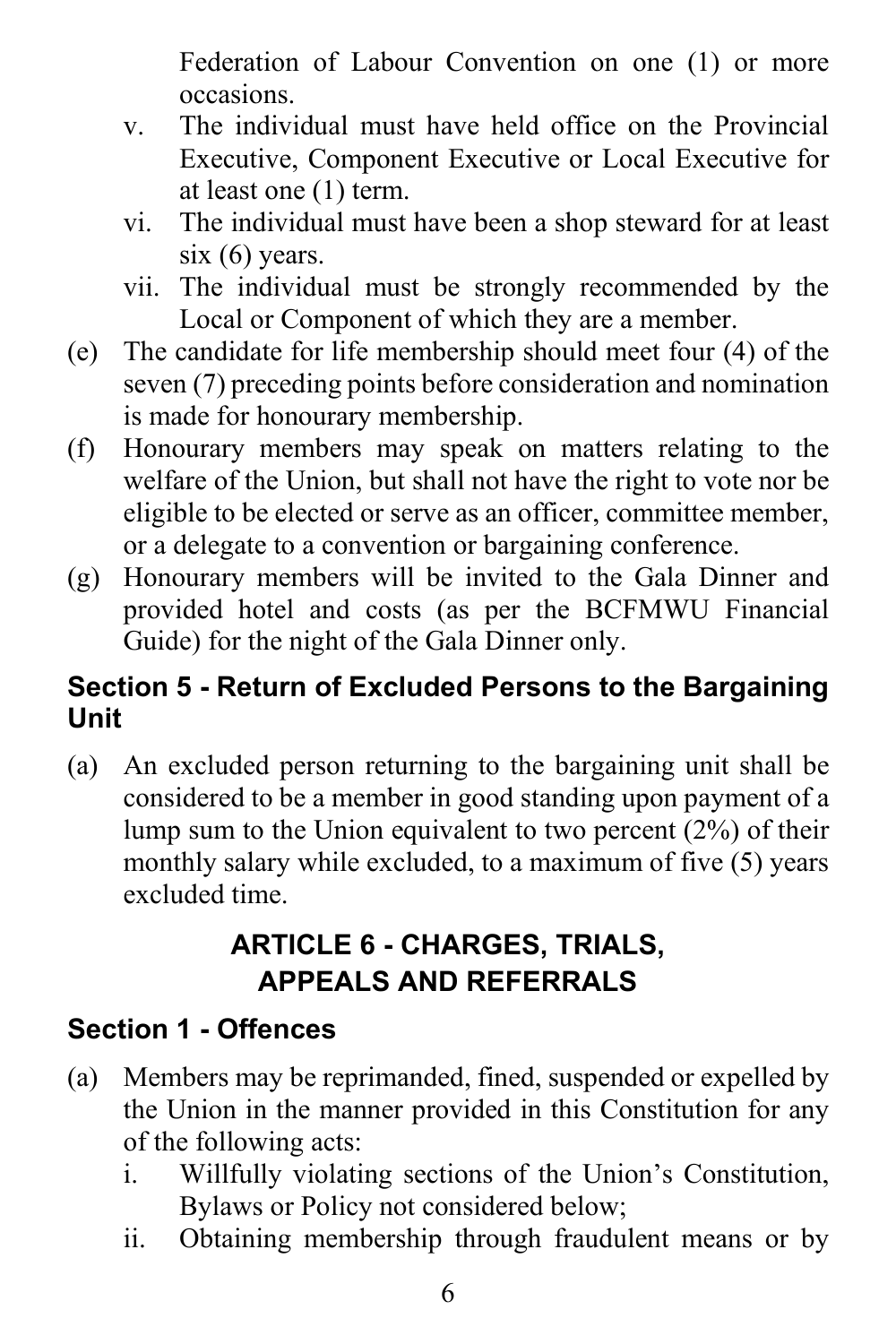Federation of Labour Convention on one (1) or more occasions.

v. The individual must have held office on the Provincial Executive, Component Executive or Local Executive for at least one (1) term.

vi. The individual must have been a shop steward for at least six (6) years.

vii. The individual must be strongly recommended by the Local or Component of which they are a member.

(e) The candidate for life membership should meet four (4) of the seven (7) preceding points before consideration and nomination is made for honourary membership.

(f) Honourary members may speak on matters relating to the welfare of the Union, but shall not have the right to vote nor be eligible to be elected or serve as an officer, committee member, or a delegate to a convention or bargaining conference.

(g) Honourary members will be invited to the Gala Dinner and provided hotel and costs (as per the BCFMWU Financial Guide) for the night of the Gala Dinner only.

### Section 5 - Return of Excluded Persons to the Bargaining Unit

(a) An excluded person returning to the bargaining unit shall be considered to be a member in good standing upon payment of a lump sum to the Union equivalent to two percent (2%) of their monthly salary while excluded, to a maximum of five (5) years excluded time.

## ARTICLE 6 - CHARGES, TRIALS, APPEALS AND REFERRALS

### Section 1 - Offences

(a) Members may be reprimanded, fined, suspended or expelled by the Union in the manner provided in this Constitution for any of the following acts:

i. Willfully violating sections of the Union's Constitution, Bylaws or Policy not considered below;

ii. Obtaining membership through fraudulent means or by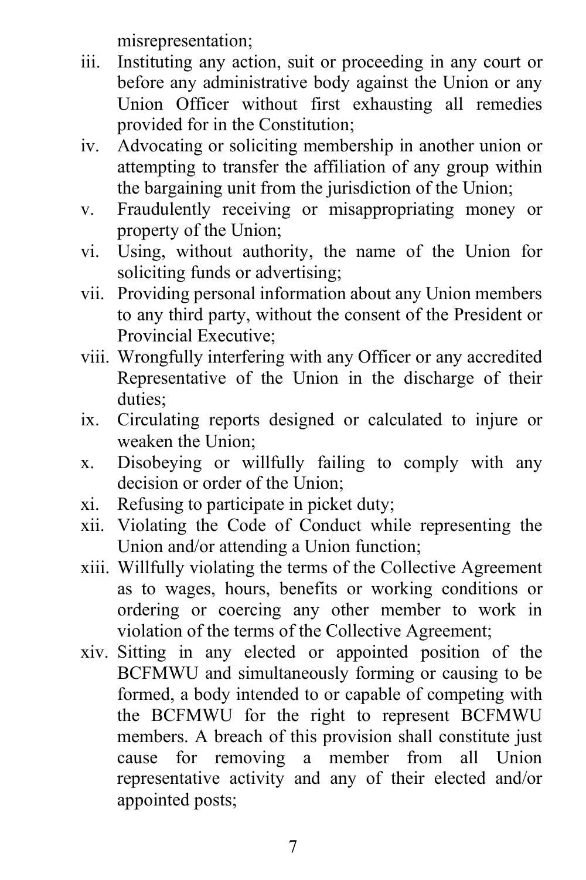misrepresentation;

iii. Instituting any action, suit or proceeding in any court or before any administrative body against the Union or any Union Officer without first exhausting all remedies provided for in the Constitution;
iv. Advocating or soliciting membership in another union or attempting to transfer the affiliation of any group within the bargaining unit from the jurisdiction of the Union;
v. Fraudulently receiving or misappropriating money or property of the Union;
vi. Using, without authority, the name of the Union for soliciting funds or advertising;
vii. Providing personal information about any Union members to any third party, without the consent of the President or Provincial Executive;
viii. Wrongfully interfering with any Officer or any accredited Representative of the Union in the discharge of their duties;
ix. Circulating reports designed or calculated to injure or weaken the Union;
x. Disobeying or willfully failing to comply with any decision or order of the Union;
xi. Refusing to participate in picket duty;
xii. Violating the Code of Conduct while representing the Union and/or attending a Union function;
xiii. Willfully violating the terms of the Collective Agreement as to wages, hours, benefits or working conditions or ordering or coercing any other member to work in violation of the terms of the Collective Agreement;
xiv. Sitting in any elected or appointed position of the BCFMWU and simultaneously forming or causing to be formed, a body intended to or capable of competing with the BCFMWU for the right to represent BCFMWU members. A breach of this provision shall constitute just cause for removing a member from all Union representative activity and any of their elected and/or appointed posts;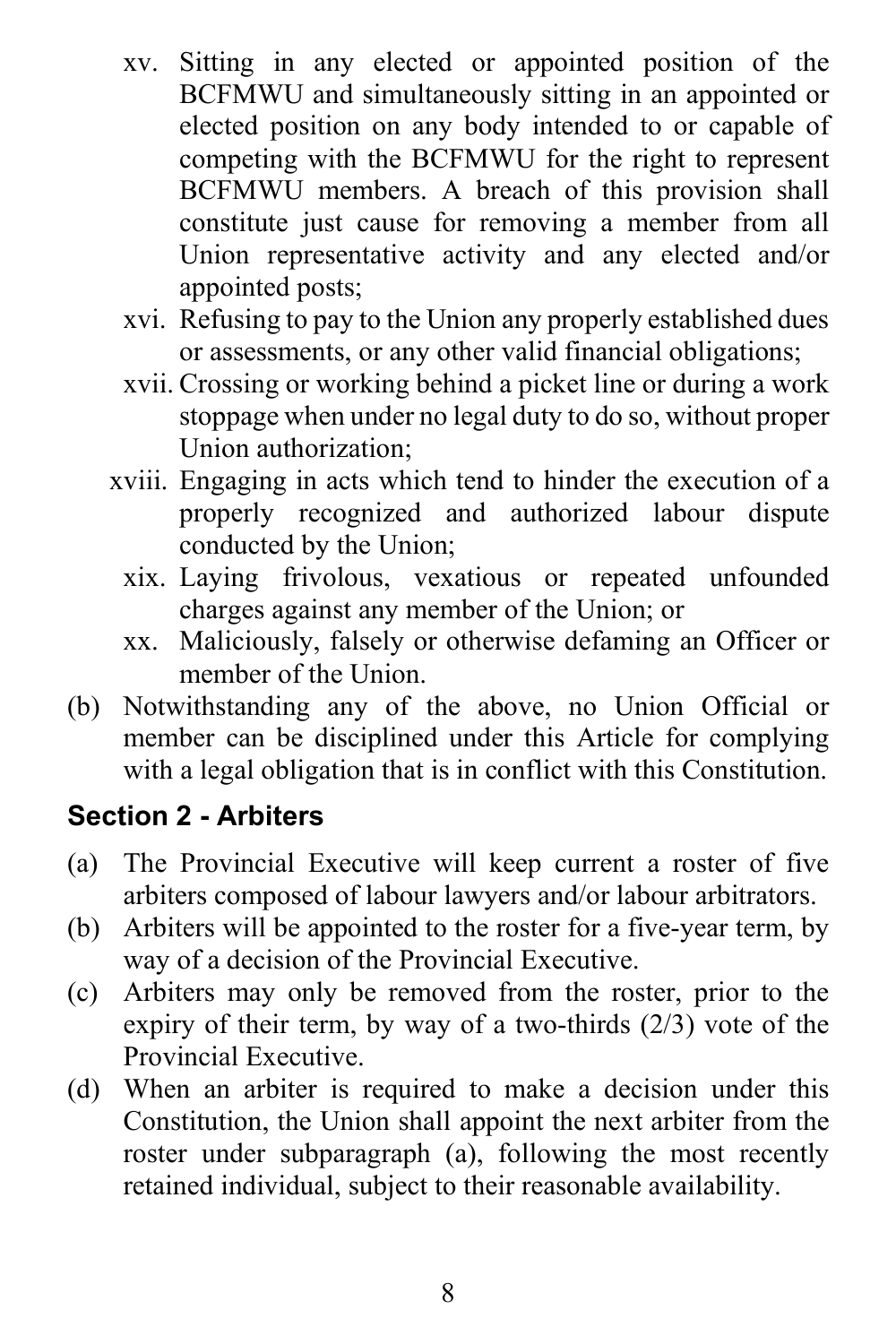- xv. Sitting in any elected or appointed position of the BCFMWU and simultaneously sitting in an appointed or elected position on any body intended to or capable of competing with the BCFMWU for the right to represent BCFMWU members. A breach of this provision shall constitute just cause for removing a member from all Union representative activity and any elected and/or appointed posts;
- xvi. Refusing to pay to the Union any properly established dues or assessments, or any other valid financial obligations;
- xvii. Crossing or working behind a picket line or during a work stoppage when under no legal duty to do so, without proper Union authorization;
- xviii. Engaging in acts which tend to hinder the execution of a properly recognized and authorized labour dispute conducted by the Union;
- xix. Laying frivolous, vexatious or repeated unfounded charges against any member of the Union; or
- xx. Maliciously, falsely or otherwise defaming an Officer or member of the Union.

(b) Notwithstanding any of the above, no Union Official or member can be disciplined under this Article for complying with a legal obligation that is in conflict with this Constitution.

### Section 2 - Arbiters

(a) The Provincial Executive will keep current a roster of five arbiters composed of labour lawyers and/or labour arbitrators.

(b) Arbiters will be appointed to the roster for a five-year term, by way of a decision of the Provincial Executive.

(c) Arbiters may only be removed from the roster, prior to the expiry of their term, by way of a two-thirds (2/3) vote of the Provincial Executive.

(d) When an arbiter is required to make a decision under this Constitution, the Union shall appoint the next arbiter from the roster under subparagraph (a), following the most recently retained individual, subject to their reasonable availability.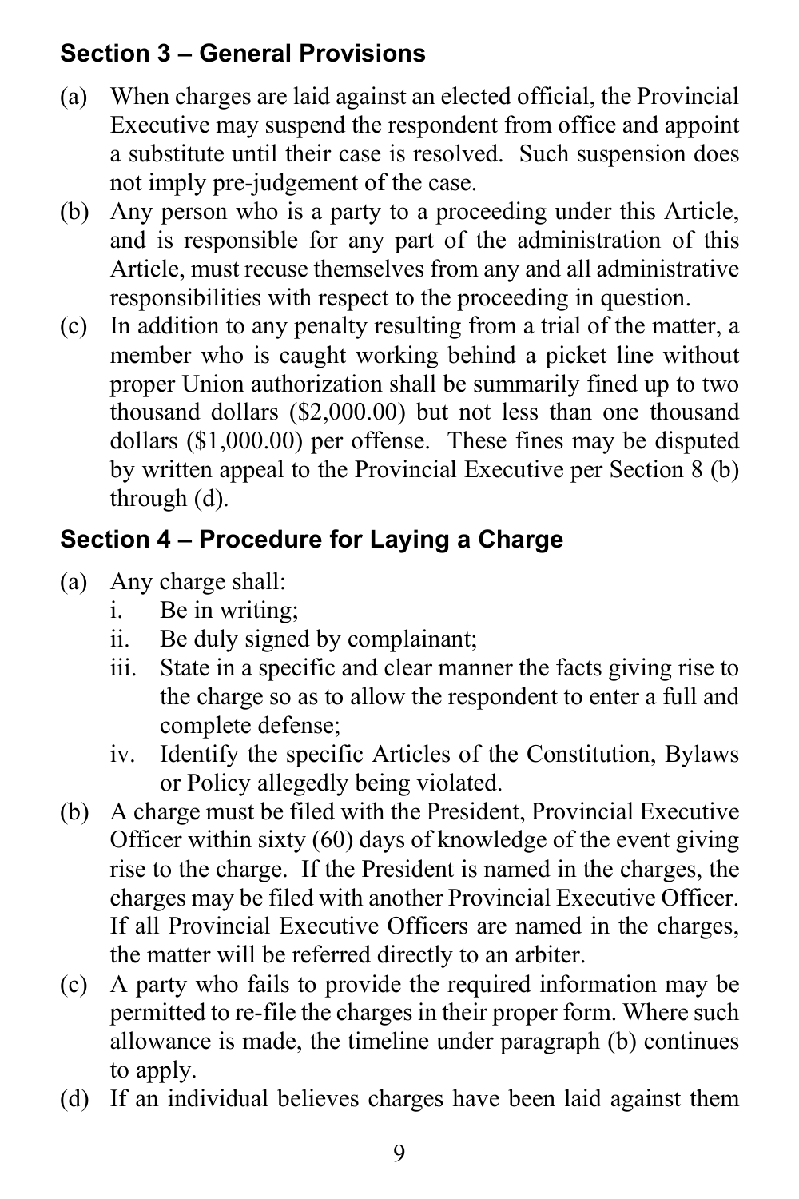## Section 3 – General Provisions

(a) When charges are laid against an elected official, the Provincial Executive may suspend the respondent from office and appoint a substitute until their case is resolved. Such suspension does not imply pre-judgement of the case.

(b) Any person who is a party to a proceeding under this Article, and is responsible for any part of the administration of this Article, must recuse themselves from any and all administrative responsibilities with respect to the proceeding in question.

(c) In addition to any penalty resulting from a trial of the matter, a member who is caught working behind a picket line without proper Union authorization shall be summarily fined up to two thousand dollars ($2,000.00) but not less than one thousand dollars ($1,000.00) per offense. These fines may be disputed by written appeal to the Provincial Executive per Section 8 (b) through (d).

## Section 4 – Procedure for Laying a Charge

(a) Any charge shall:
   i. Be in writing;
   ii. Be duly signed by complainant;
   iii. State in a specific and clear manner the facts giving rise to the charge so as to allow the respondent to enter a full and complete defense;
   iv. Identify the specific Articles of the Constitution, Bylaws or Policy allegedly being violated.

(b) A charge must be filed with the President, Provincial Executive Officer within sixty (60) days of knowledge of the event giving rise to the charge. If the President is named in the charges, the charges may be filed with another Provincial Executive Officer. If all Provincial Executive Officers are named in the charges, the matter will be referred directly to an arbiter.

(c) A party who fails to provide the required information may be permitted to re-file the charges in their proper form. Where such allowance is made, the timeline under paragraph (b) continues to apply.

(d) If an individual believes charges have been laid against them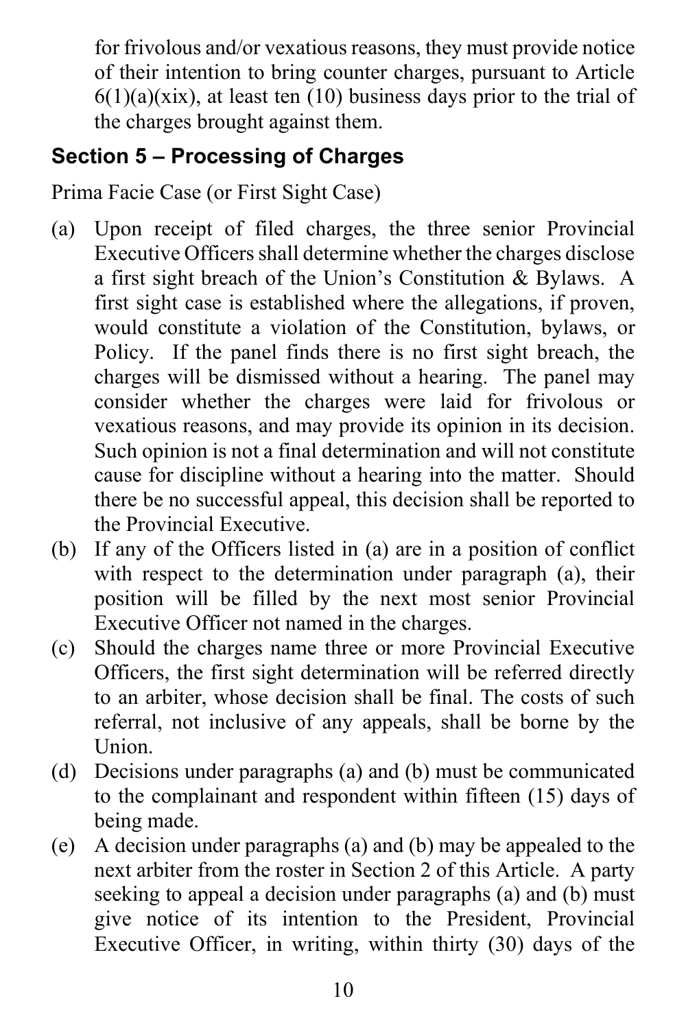for frivolous and/or vexatious reasons, they must provide notice of their intention to bring counter charges, pursuant to Article 6(1)(a)(xix), at least ten (10) business days prior to the trial of the charges brought against them.

## Section 5 – Processing of Charges

Prima Facie Case (or First Sight Case)

(a) Upon receipt of filed charges, the three senior Provincial Executive Officers shall determine whether the charges disclose a first sight breach of the Union's Constitution & Bylaws. A first sight case is established where the allegations, if proven, would constitute a violation of the Constitution, bylaws, or Policy. If the panel finds there is no first sight breach, the charges will be dismissed without a hearing. The panel may consider whether the charges were laid for frivolous or vexatious reasons, and may provide its opinion in its decision. Such opinion is not a final determination and will not constitute cause for discipline without a hearing into the matter. Should there be no successful appeal, this decision shall be reported to the Provincial Executive.

(b) If any of the Officers listed in (a) are in a position of conflict with respect to the determination under paragraph (a), their position will be filled by the next most senior Provincial Executive Officer not named in the charges.

(c) Should the charges name three or more Provincial Executive Officers, the first sight determination will be referred directly to an arbiter, whose decision shall be final. The costs of such referral, not inclusive of any appeals, shall be borne by the Union.

(d) Decisions under paragraphs (a) and (b) must be communicated to the complainant and respondent within fifteen (15) days of being made.

(e) A decision under paragraphs (a) and (b) may be appealed to the next arbiter from the roster in Section 2 of this Article. A party seeking to appeal a decision under paragraphs (a) and (b) must give notice of its intention to the President, Provincial Executive Officer, in writing, within thirty (30) days of the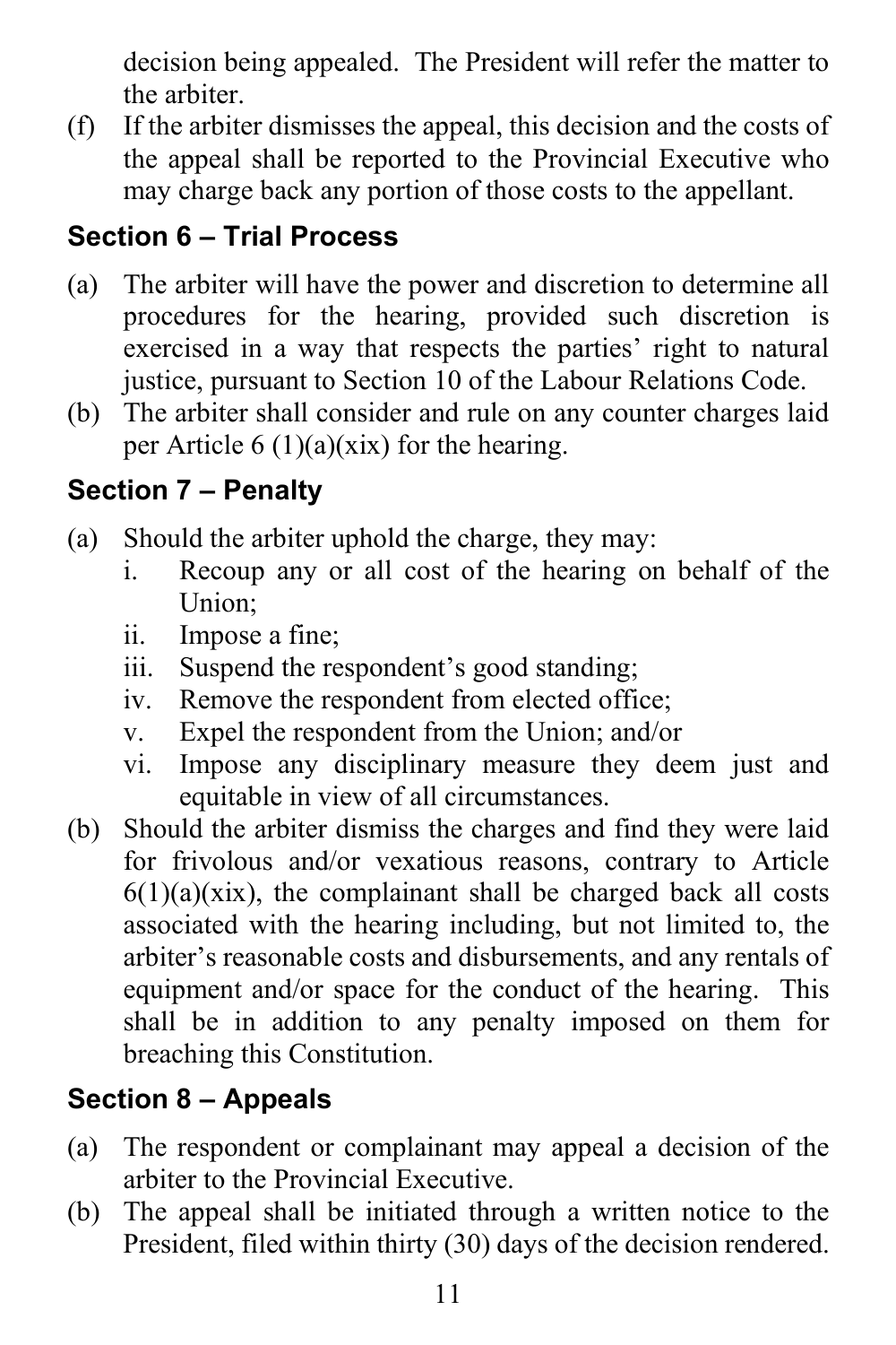decision being appealed. The President will refer the matter to the arbiter.

(f) If the arbiter dismisses the appeal, this decision and the costs of the appeal shall be reported to the Provincial Executive who may charge back any portion of those costs to the appellant.

### Section 6 – Trial Process

(a) The arbiter will have the power and discretion to determine all procedures for the hearing, provided such discretion is exercised in a way that respects the parties' right to natural justice, pursuant to Section 10 of the Labour Relations Code.

(b) The arbiter shall consider and rule on any counter charges laid per Article 6 (1)(a)(xix) for the hearing.

### Section 7 – Penalty

(a) Should the arbiter uphold the charge, they may:
   - i. Recoup any or all cost of the hearing on behalf of the Union;
   - ii. Impose a fine;
   - iii. Suspend the respondent's good standing;
   - iv. Remove the respondent from elected office;
   - v. Expel the respondent from the Union; and/or
   - vi. Impose any disciplinary measure they deem just and equitable in view of all circumstances.

(b) Should the arbiter dismiss the charges and find they were laid for frivolous and/or vexatious reasons, contrary to Article 6(1)(a)(xix), the complainant shall be charged back all costs associated with the hearing including, but not limited to, the arbiter's reasonable costs and disbursements, and any rentals of equipment and/or space for the conduct of the hearing. This shall be in addition to any penalty imposed on them for breaching this Constitution.

### Section 8 – Appeals

(a) The respondent or complainant may appeal a decision of the arbiter to the Provincial Executive.

(b) The appeal shall be initiated through a written notice to the President, filed within thirty (30) days of the decision rendered.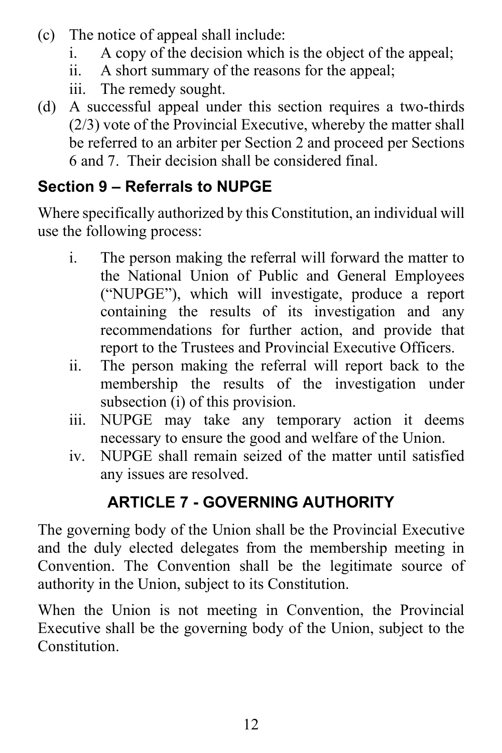(c) The notice of appeal shall include:
  i. A copy of the decision which is the object of the appeal;
  ii. A short summary of the reasons for the appeal;
  iii. The remedy sought.

(d) A successful appeal under this section requires a two-thirds (2/3) vote of the Provincial Executive, whereby the matter shall be referred to an arbiter per Section 2 and proceed per Sections 6 and 7. Their decision shall be considered final.

### Section 9 – Referrals to NUPGE

Where specifically authorized by this Constitution, an individual will use the following process:

  i. The person making the referral will forward the matter to the National Union of Public and General Employees ("NUPGE"), which will investigate, produce a report containing the results of its investigation and any recommendations for further action, and provide that report to the Trustees and Provincial Executive Officers.
  ii. The person making the referral will report back to the membership the results of the investigation under subsection (i) of this provision.
  iii. NUPGE may take any temporary action it deems necessary to ensure the good and welfare of the Union.
  iv. NUPGE shall remain seized of the matter until satisfied any issues are resolved.

## ARTICLE 7 - GOVERNING AUTHORITY

The governing body of the Union shall be the Provincial Executive and the duly elected delegates from the membership meeting in Convention. The Convention shall be the legitimate source of authority in the Union, subject to its Constitution.

When the Union is not meeting in Convention, the Provincial Executive shall be the governing body of the Union, subject to the Constitution.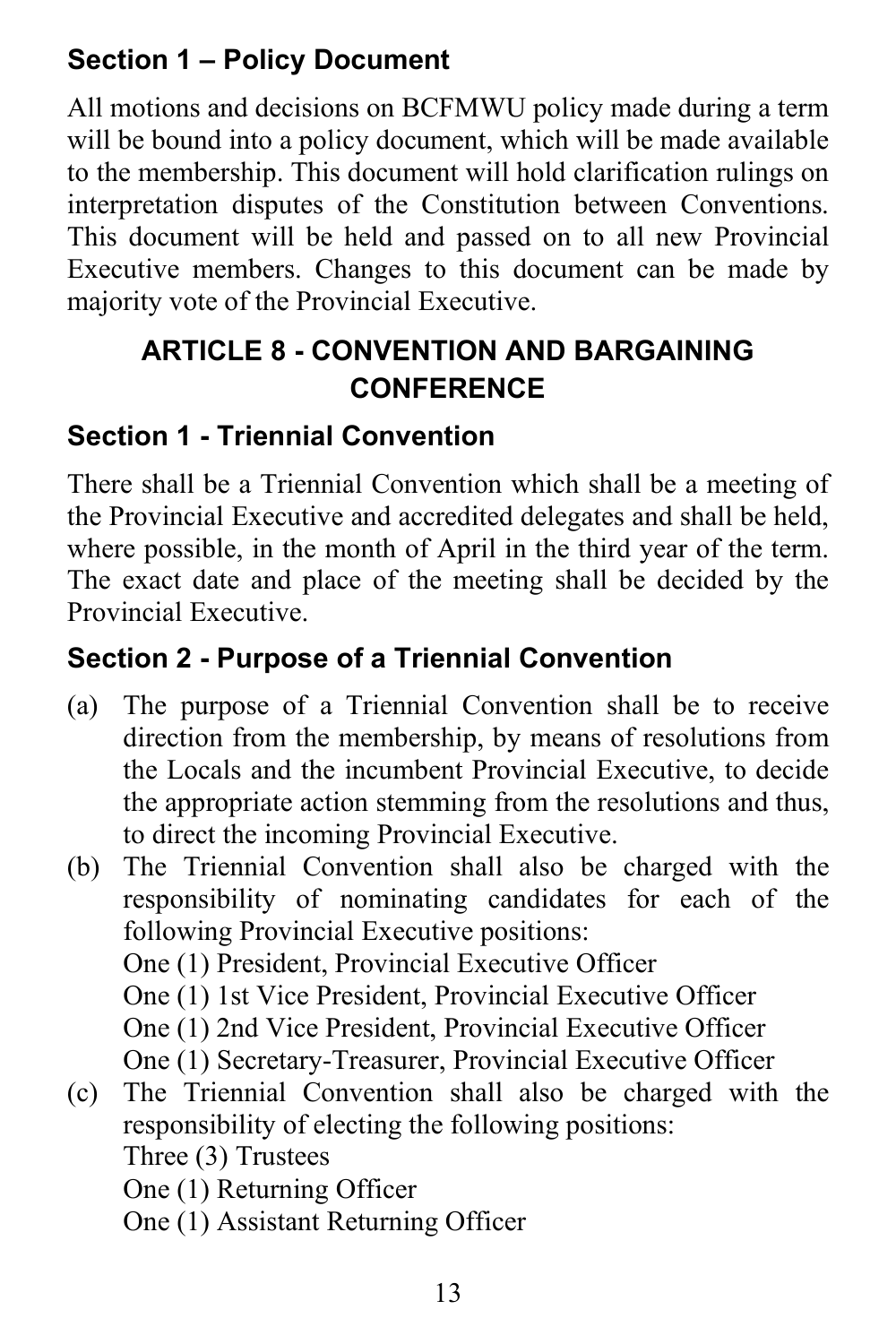### Section 1 – Policy Document

All motions and decisions on BCFMWU policy made during a term will be bound into a policy document, which will be made available to the membership. This document will hold clarification rulings on interpretation disputes of the Constitution between Conventions. This document will be held and passed on to all new Provincial Executive members. Changes to this document can be made by majority vote of the Provincial Executive.

## ARTICLE 8 - CONVENTION AND BARGAINING CONFERENCE

### Section 1 - Triennial Convention

There shall be a Triennial Convention which shall be a meeting of the Provincial Executive and accredited delegates and shall be held, where possible, in the month of April in the third year of the term. The exact date and place of the meeting shall be decided by the Provincial Executive.

### Section 2 - Purpose of a Triennial Convention

(a) The purpose of a Triennial Convention shall be to receive direction from the membership, by means of resolutions from the Locals and the incumbent Provincial Executive, to decide the appropriate action stemming from the resolutions and thus, to direct the incoming Provincial Executive.

(b) The Triennial Convention shall also be charged with the responsibility of nominating candidates for each of the following Provincial Executive positions:
One (1) President, Provincial Executive Officer
One (1) 1st Vice President, Provincial Executive Officer
One (1) 2nd Vice President, Provincial Executive Officer
One (1) Secretary-Treasurer, Provincial Executive Officer

(c) The Triennial Convention shall also be charged with the responsibility of electing the following positions:
Three (3) Trustees
One (1) Returning Officer
One (1) Assistant Returning Officer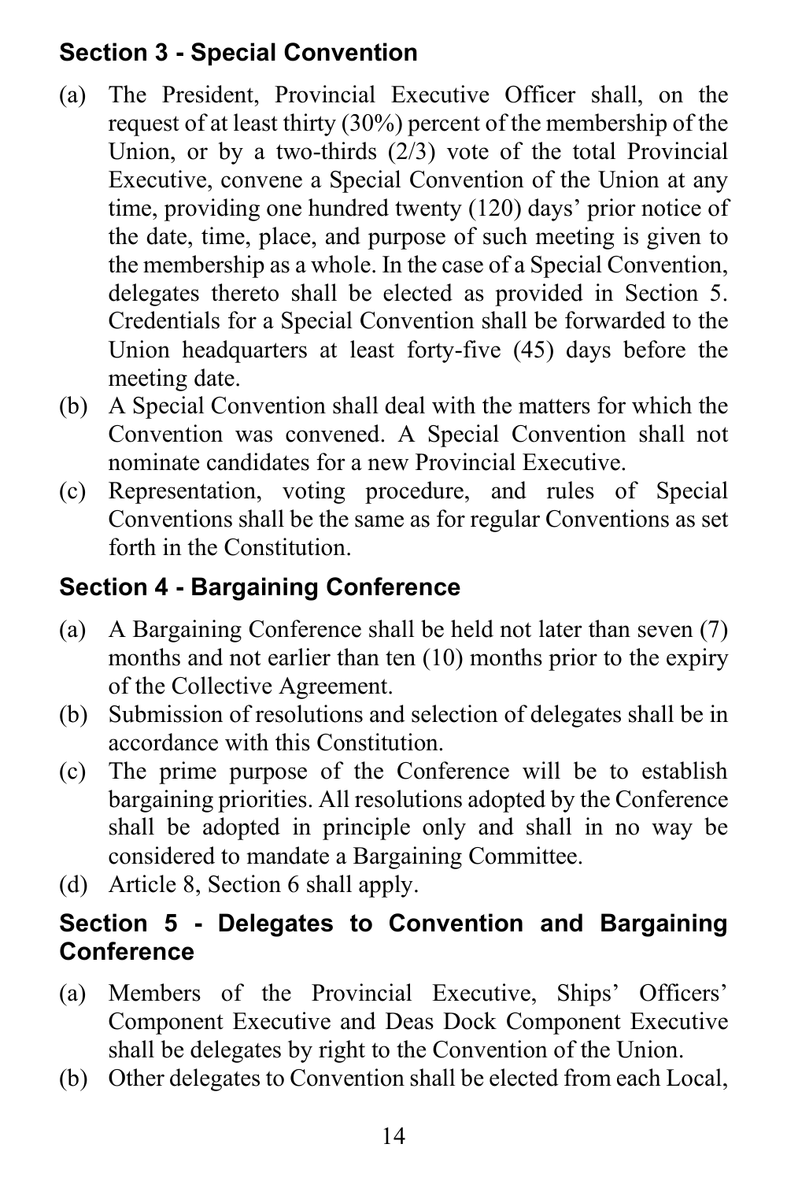### Section 3 - Special Convention

(a) The President, Provincial Executive Officer shall, on the request of at least thirty (30%) percent of the membership of the Union, or by a two-thirds (2/3) vote of the total Provincial Executive, convene a Special Convention of the Union at any time, providing one hundred twenty (120) days' prior notice of the date, time, place, and purpose of such meeting is given to the membership as a whole. In the case of a Special Convention, delegates thereto shall be elected as provided in Section 5. Credentials for a Special Convention shall be forwarded to the Union headquarters at least forty-five (45) days before the meeting date.

(b) A Special Convention shall deal with the matters for which the Convention was convened. A Special Convention shall not nominate candidates for a new Provincial Executive.

(c) Representation, voting procedure, and rules of Special Conventions shall be the same as for regular Conventions as set forth in the Constitution.

### Section 4 - Bargaining Conference

(a) A Bargaining Conference shall be held not later than seven (7) months and not earlier than ten (10) months prior to the expiry of the Collective Agreement.

(b) Submission of resolutions and selection of delegates shall be in accordance with this Constitution.

(c) The prime purpose of the Conference will be to establish bargaining priorities. All resolutions adopted by the Conference shall be adopted in principle only and shall in no way be considered to mandate a Bargaining Committee.

(d) Article 8, Section 6 shall apply.

### Section 5 - Delegates to Convention and Bargaining Conference

(a) Members of the Provincial Executive, Ships' Officers' Component Executive and Deas Dock Component Executive shall be delegates by right to the Convention of the Union.

(b) Other delegates to Convention shall be elected from each Local,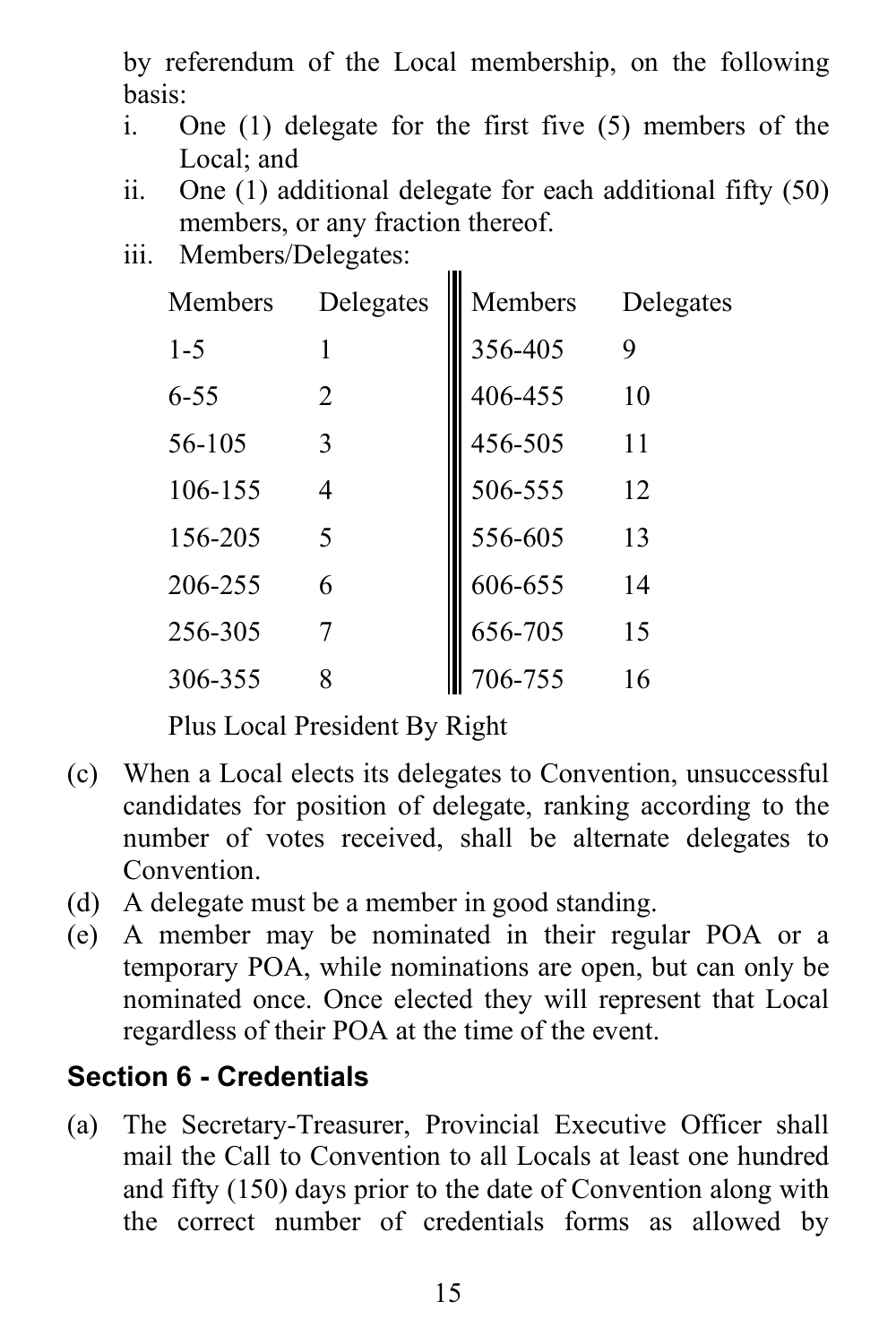by referendum of the Local membership, on the following basis:

i. One (1) delegate for the first five (5) members of the Local; and
ii. One (1) additional delegate for each additional fifty (50) members, or any fraction thereof.
iii. Members/Delegates:

| Members | Delegates | Members | Delegates |
|---|---|---|---|
| 1-5 | 1 | 356-405 | 9 |
| 6-55 | 2 | 406-455 | 10 |
| 56-105 | 3 | 456-505 | 11 |
| 106-155 | 4 | 506-555 | 12 |
| 156-205 | 5 | 556-605 | 13 |
| 206-255 | 6 | 606-655 | 14 |
| 256-305 | 7 | 656-705 | 15 |
| 306-355 | 8 | 706-755 | 16 |

Plus Local President By Right

(c) When a Local elects its delegates to Convention, unsuccessful candidates for position of delegate, ranking according to the number of votes received, shall be alternate delegates to Convention.

(d) A delegate must be a member in good standing.

(e) A member may be nominated in their regular POA or a temporary POA, while nominations are open, but can only be nominated once. Once elected they will represent that Local regardless of their POA at the time of the event.

## Section 6 - Credentials

(a) The Secretary-Treasurer, Provincial Executive Officer shall mail the Call to Convention to all Locals at least one hundred and fifty (150) days prior to the date of Convention along with the correct number of credentials forms as allowed by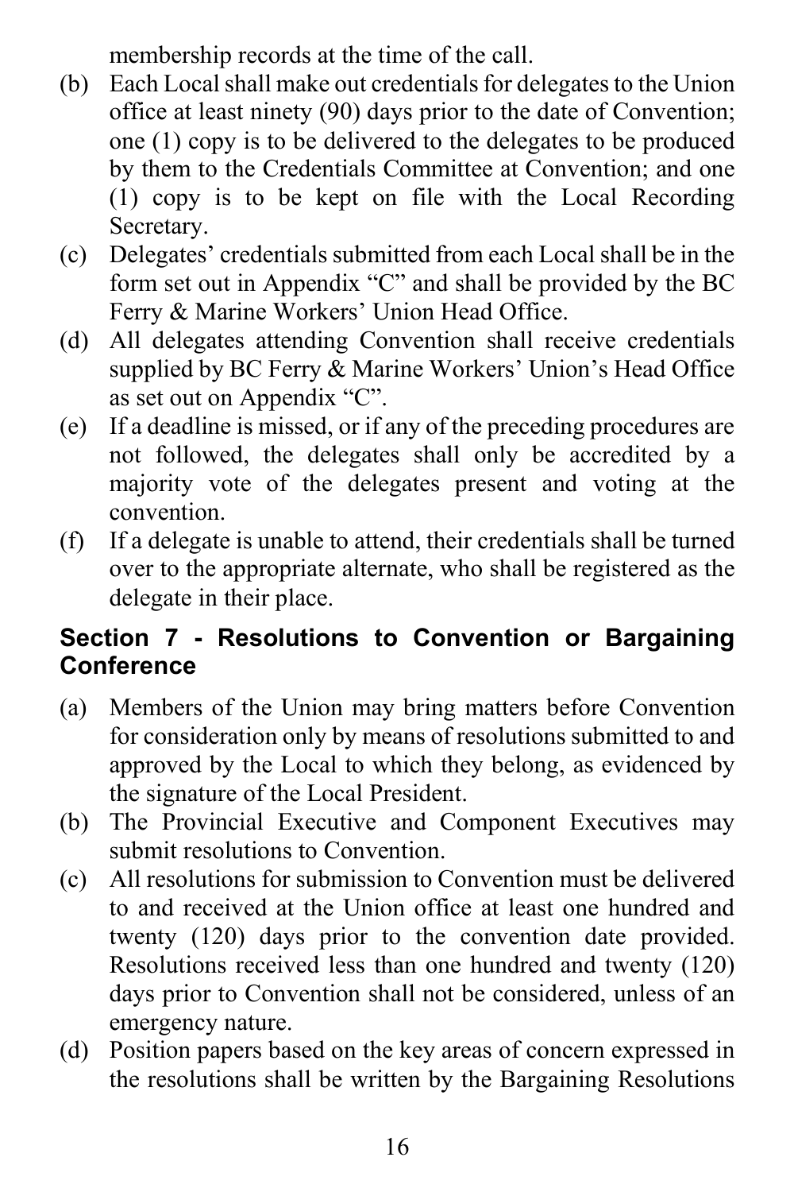membership records at the time of the call.

(b) Each Local shall make out credentials for delegates to the Union office at least ninety (90) days prior to the date of Convention; one (1) copy is to be delivered to the delegates to be produced by them to the Credentials Committee at Convention; and one (1) copy is to be kept on file with the Local Recording Secretary.

(c) Delegates' credentials submitted from each Local shall be in the form set out in Appendix "C" and shall be provided by the BC Ferry & Marine Workers' Union Head Office.

(d) All delegates attending Convention shall receive credentials supplied by BC Ferry & Marine Workers' Union's Head Office as set out on Appendix "C".

(e) If a deadline is missed, or if any of the preceding procedures are not followed, the delegates shall only be accredited by a majority vote of the delegates present and voting at the convention.

(f) If a delegate is unable to attend, their credentials shall be turned over to the appropriate alternate, who shall be registered as the delegate in their place.

## Section 7 - Resolutions to Convention or Bargaining Conference

(a) Members of the Union may bring matters before Convention for consideration only by means of resolutions submitted to and approved by the Local to which they belong, as evidenced by the signature of the Local President.

(b) The Provincial Executive and Component Executives may submit resolutions to Convention.

(c) All resolutions for submission to Convention must be delivered to and received at the Union office at least one hundred and twenty (120) days prior to the convention date provided. Resolutions received less than one hundred and twenty (120) days prior to Convention shall not be considered, unless of an emergency nature.

(d) Position papers based on the key areas of concern expressed in the resolutions shall be written by the Bargaining Resolutions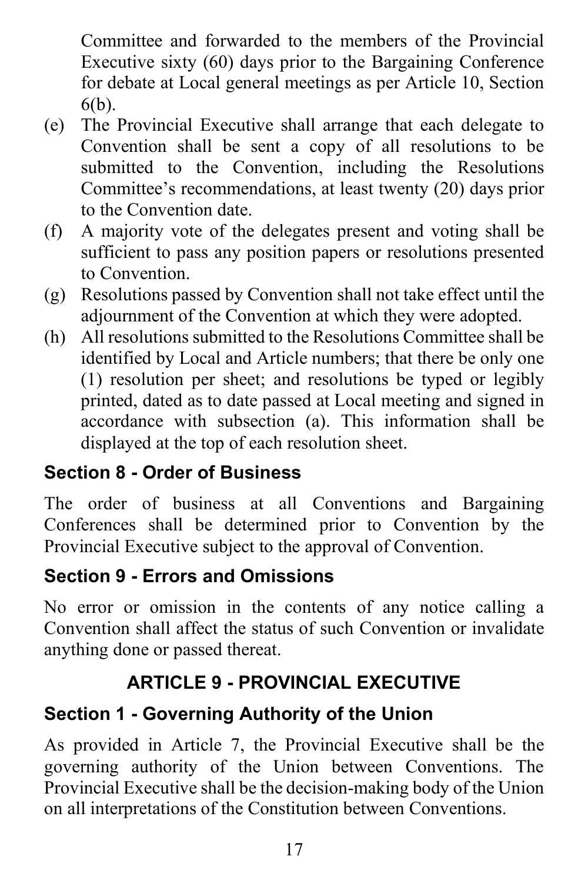Committee and forwarded to the members of the Provincial Executive sixty (60) days prior to the Bargaining Conference for debate at Local general meetings as per Article 10, Section 6(b).

(e) The Provincial Executive shall arrange that each delegate to Convention shall be sent a copy of all resolutions to be submitted to the Convention, including the Resolutions Committee's recommendations, at least twenty (20) days prior to the Convention date.

(f) A majority vote of the delegates present and voting shall be sufficient to pass any position papers or resolutions presented to Convention.

(g) Resolutions passed by Convention shall not take effect until the adjournment of the Convention at which they were adopted.

(h) All resolutions submitted to the Resolutions Committee shall be identified by Local and Article numbers; that there be only one (1) resolution per sheet; and resolutions be typed or legibly printed, dated as to date passed at Local meeting and signed in accordance with subsection (a). This information shall be displayed at the top of each resolution sheet.

### Section 8 - Order of Business

The order of business at all Conventions and Bargaining Conferences shall be determined prior to Convention by the Provincial Executive subject to the approval of Convention.

### Section 9 - Errors and Omissions

No error or omission in the contents of any notice calling a Convention shall affect the status of such Convention or invalidate anything done or passed thereat.

## ARTICLE 9 - PROVINCIAL EXECUTIVE

### Section 1 - Governing Authority of the Union

As provided in Article 7, the Provincial Executive shall be the governing authority of the Union between Conventions. The Provincial Executive shall be the decision-making body of the Union on all interpretations of the Constitution between Conventions.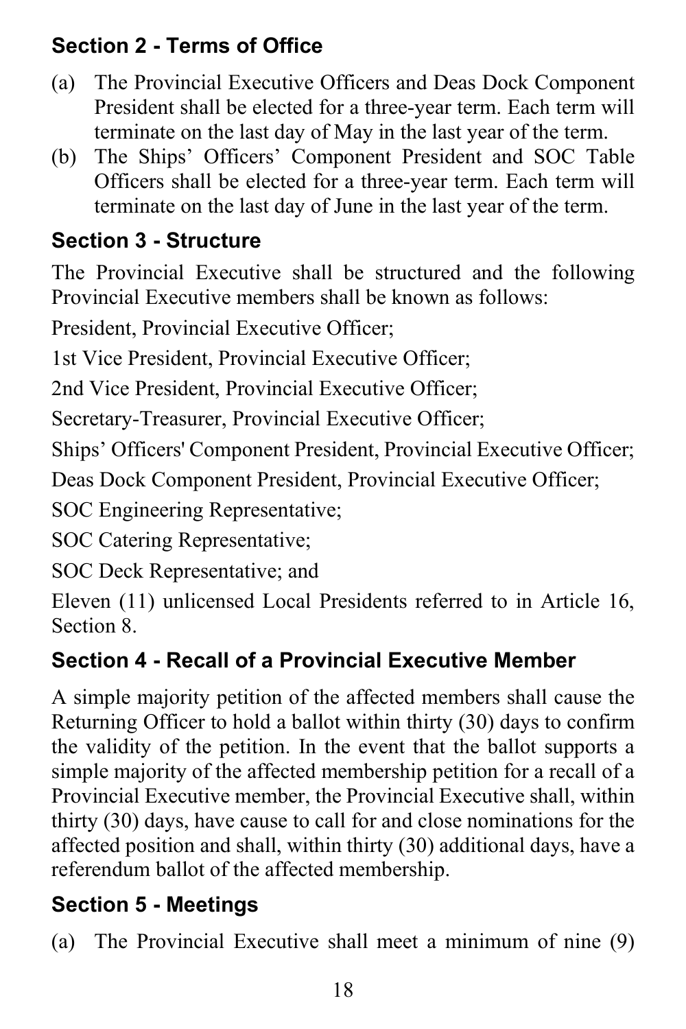### Section 2 - Terms of Office

(a) The Provincial Executive Officers and Deas Dock Component President shall be elected for a three-year term. Each term will terminate on the last day of May in the last year of the term.

(b) The Ships' Officers' Component President and SOC Table Officers shall be elected for a three-year term. Each term will terminate on the last day of June in the last year of the term.

### Section 3 - Structure

The Provincial Executive shall be structured and the following Provincial Executive members shall be known as follows:

President, Provincial Executive Officer;

1st Vice President, Provincial Executive Officer;

2nd Vice President, Provincial Executive Officer;

Secretary-Treasurer, Provincial Executive Officer;

Ships' Officers' Component President, Provincial Executive Officer;

Deas Dock Component President, Provincial Executive Officer;

SOC Engineering Representative;

SOC Catering Representative;

SOC Deck Representative; and

Eleven (11) unlicensed Local Presidents referred to in Article 16, Section 8.

### Section 4 - Recall of a Provincial Executive Member

A simple majority petition of the affected members shall cause the Returning Officer to hold a ballot within thirty (30) days to confirm the validity of the petition. In the event that the ballot supports a simple majority of the affected membership petition for a recall of a Provincial Executive member, the Provincial Executive shall, within thirty (30) days, have cause to call for and close nominations for the affected position and shall, within thirty (30) additional days, have a referendum ballot of the affected membership.

### Section 5 - Meetings

(a) The Provincial Executive shall meet a minimum of nine (9)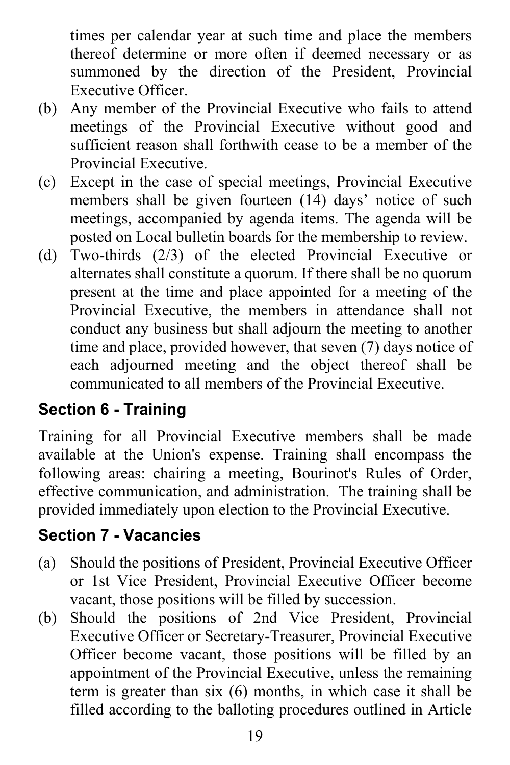times per calendar year at such time and place the members thereof determine or more often if deemed necessary or as summoned by the direction of the President, Provincial Executive Officer.

(b) Any member of the Provincial Executive who fails to attend meetings of the Provincial Executive without good and sufficient reason shall forthwith cease to be a member of the Provincial Executive.

(c) Except in the case of special meetings, Provincial Executive members shall be given fourteen (14) days' notice of such meetings, accompanied by agenda items. The agenda will be posted on Local bulletin boards for the membership to review.

(d) Two-thirds (2/3) of the elected Provincial Executive or alternates shall constitute a quorum. If there shall be no quorum present at the time and place appointed for a meeting of the Provincial Executive, the members in attendance shall not conduct any business but shall adjourn the meeting to another time and place, provided however, that seven (7) days notice of each adjourned meeting and the object thereof shall be communicated to all members of the Provincial Executive.

### Section 6 - Training

Training for all Provincial Executive members shall be made available at the Union's expense. Training shall encompass the following areas: chairing a meeting, Bourinot's Rules of Order, effective communication, and administration. The training shall be provided immediately upon election to the Provincial Executive.

### Section 7 - Vacancies

(a) Should the positions of President, Provincial Executive Officer or 1st Vice President, Provincial Executive Officer become vacant, those positions will be filled by succession.

(b) Should the positions of 2nd Vice President, Provincial Executive Officer or Secretary-Treasurer, Provincial Executive Officer become vacant, those positions will be filled by an appointment of the Provincial Executive, unless the remaining term is greater than six (6) months, in which case it shall be filled according to the balloting procedures outlined in Article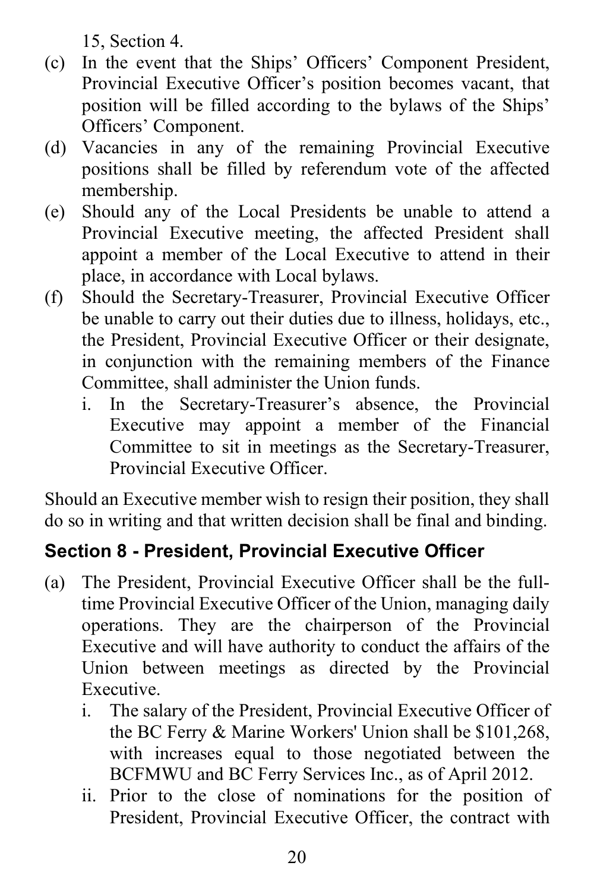15, Section 4.

(c) In the event that the Ships' Officers' Component President, Provincial Executive Officer's position becomes vacant, that position will be filled according to the bylaws of the Ships' Officers' Component.

(d) Vacancies in any of the remaining Provincial Executive positions shall be filled by referendum vote of the affected membership.

(e) Should any of the Local Presidents be unable to attend a Provincial Executive meeting, the affected President shall appoint a member of the Local Executive to attend in their place, in accordance with Local bylaws.

(f) Should the Secretary-Treasurer, Provincial Executive Officer be unable to carry out their duties due to illness, holidays, etc., the President, Provincial Executive Officer or their designate, in conjunction with the remaining members of the Finance Committee, shall administer the Union funds.

   i. In the Secretary-Treasurer's absence, the Provincial Executive may appoint a member of the Financial Committee to sit in meetings as the Secretary-Treasurer, Provincial Executive Officer.

Should an Executive member wish to resign their position, they shall do so in writing and that written decision shall be final and binding.

## Section 8 - President, Provincial Executive Officer

(a) The President, Provincial Executive Officer shall be the full-time Provincial Executive Officer of the Union, managing daily operations. They are the chairperson of the Provincial Executive and will have authority to conduct the affairs of the Union between meetings as directed by the Provincial Executive.

   i. The salary of the President, Provincial Executive Officer of the BC Ferry & Marine Workers' Union shall be $101,268, with increases equal to those negotiated between the BCFMWU and BC Ferry Services Inc., as of April 2012.

   ii. Prior to the close of nominations for the position of President, Provincial Executive Officer, the contract with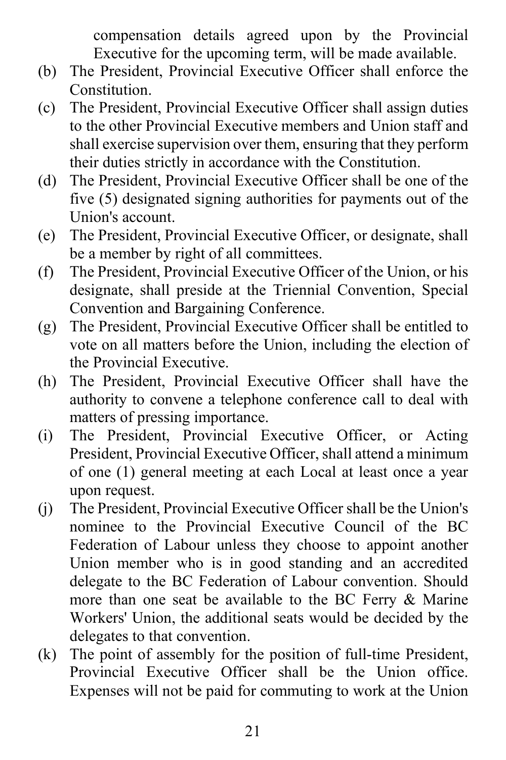compensation details agreed upon by the Provincial Executive for the upcoming term, will be made available.

(b) The President, Provincial Executive Officer shall enforce the Constitution.

(c) The President, Provincial Executive Officer shall assign duties to the other Provincial Executive members and Union staff and shall exercise supervision over them, ensuring that they perform their duties strictly in accordance with the Constitution.

(d) The President, Provincial Executive Officer shall be one of the five (5) designated signing authorities for payments out of the Union's account.

(e) The President, Provincial Executive Officer, or designate, shall be a member by right of all committees.

(f) The President, Provincial Executive Officer of the Union, or his designate, shall preside at the Triennial Convention, Special Convention and Bargaining Conference.

(g) The President, Provincial Executive Officer shall be entitled to vote on all matters before the Union, including the election of the Provincial Executive.

(h) The President, Provincial Executive Officer shall have the authority to convene a telephone conference call to deal with matters of pressing importance.

(i) The President, Provincial Executive Officer, or Acting President, Provincial Executive Officer, shall attend a minimum of one (1) general meeting at each Local at least once a year upon request.

(j) The President, Provincial Executive Officer shall be the Union's nominee to the Provincial Executive Council of the BC Federation of Labour unless they choose to appoint another Union member who is in good standing and an accredited delegate to the BC Federation of Labour convention. Should more than one seat be available to the BC Ferry & Marine Workers' Union, the additional seats would be decided by the delegates to that convention.

(k) The point of assembly for the position of full-time President, Provincial Executive Officer shall be the Union office. Expenses will not be paid for commuting to work at the Union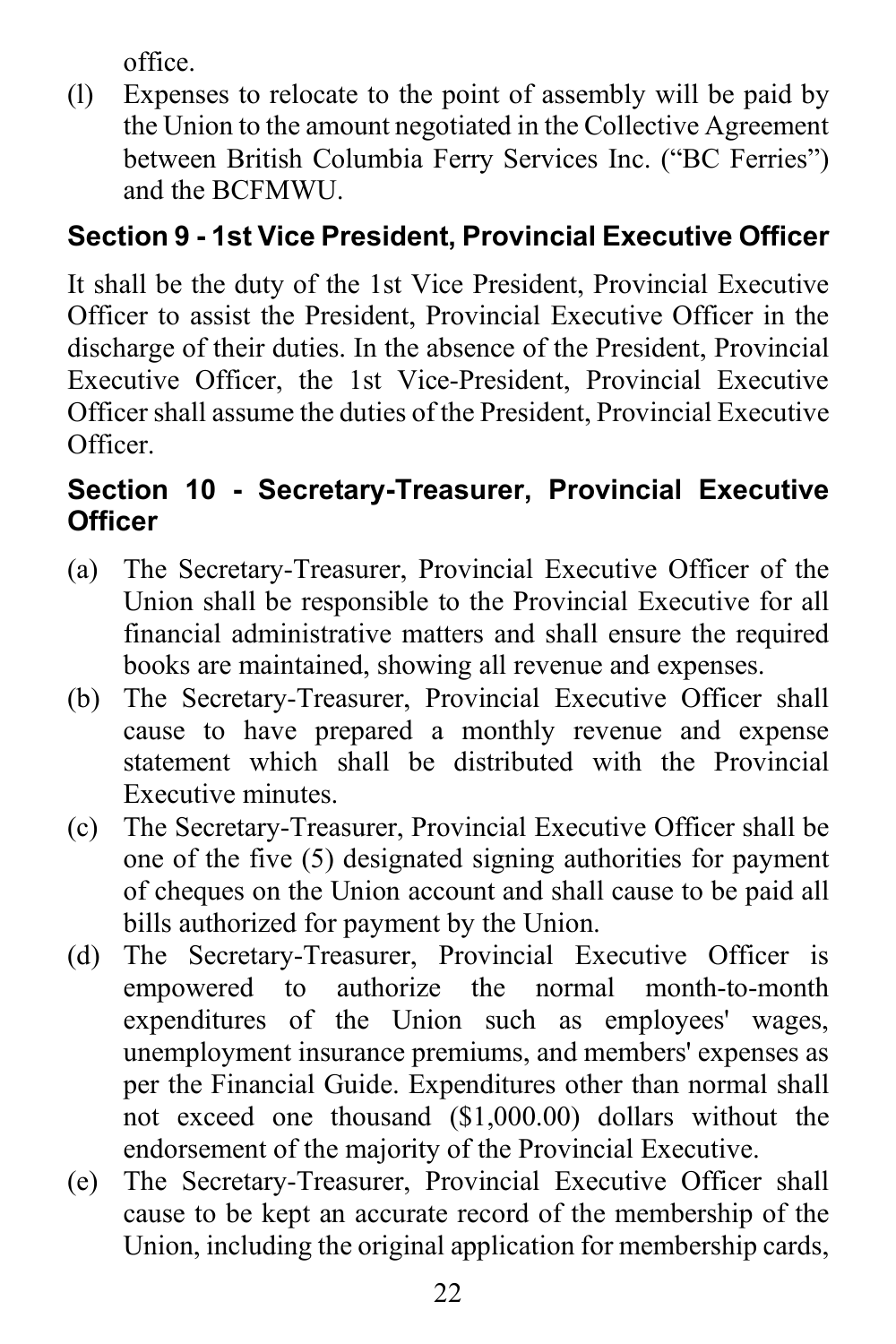office.

(l) Expenses to relocate to the point of assembly will be paid by the Union to the amount negotiated in the Collective Agreement between British Columbia Ferry Services Inc. ("BC Ferries") and the BCFMWU.

### Section 9 - 1st Vice President, Provincial Executive Officer

It shall be the duty of the 1st Vice President, Provincial Executive Officer to assist the President, Provincial Executive Officer in the discharge of their duties. In the absence of the President, Provincial Executive Officer, the 1st Vice-President, Provincial Executive Officer shall assume the duties of the President, Provincial Executive Officer.

### Section 10 - Secretary-Treasurer, Provincial Executive Officer

(a) The Secretary-Treasurer, Provincial Executive Officer of the Union shall be responsible to the Provincial Executive for all financial administrative matters and shall ensure the required books are maintained, showing all revenue and expenses.

(b) The Secretary-Treasurer, Provincial Executive Officer shall cause to have prepared a monthly revenue and expense statement which shall be distributed with the Provincial Executive minutes.

(c) The Secretary-Treasurer, Provincial Executive Officer shall be one of the five (5) designated signing authorities for payment of cheques on the Union account and shall cause to be paid all bills authorized for payment by the Union.

(d) The Secretary-Treasurer, Provincial Executive Officer is empowered to authorize the normal month-to-month expenditures of the Union such as employees' wages, unemployment insurance premiums, and members' expenses as per the Financial Guide. Expenditures other than normal shall not exceed one thousand ($1,000.00) dollars without the endorsement of the majority of the Provincial Executive.

(e) The Secretary-Treasurer, Provincial Executive Officer shall cause to be kept an accurate record of the membership of the Union, including the original application for membership cards,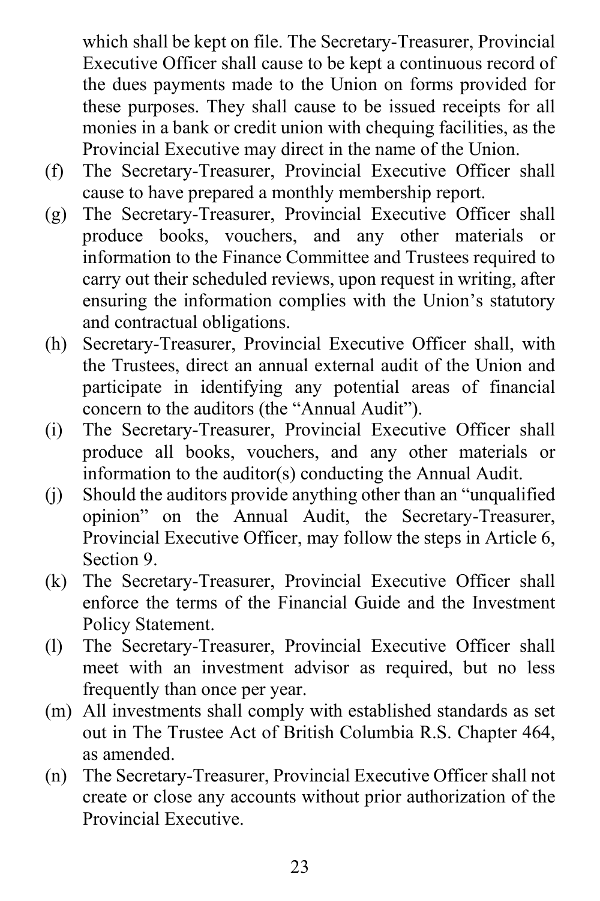which shall be kept on file. The Secretary-Treasurer, Provincial Executive Officer shall cause to be kept a continuous record of the dues payments made to the Union on forms provided for these purposes. They shall cause to be issued receipts for all monies in a bank or credit union with chequing facilities, as the Provincial Executive may direct in the name of the Union.

(f) The Secretary-Treasurer, Provincial Executive Officer shall cause to have prepared a monthly membership report.

(g) The Secretary-Treasurer, Provincial Executive Officer shall produce books, vouchers, and any other materials or information to the Finance Committee and Trustees required to carry out their scheduled reviews, upon request in writing, after ensuring the information complies with the Union's statutory and contractual obligations.

(h) Secretary-Treasurer, Provincial Executive Officer shall, with the Trustees, direct an annual external audit of the Union and participate in identifying any potential areas of financial concern to the auditors (the "Annual Audit").

(i) The Secretary-Treasurer, Provincial Executive Officer shall produce all books, vouchers, and any other materials or information to the auditor(s) conducting the Annual Audit.

(j) Should the auditors provide anything other than an "unqualified opinion" on the Annual Audit, the Secretary-Treasurer, Provincial Executive Officer, may follow the steps in Article 6, Section 9.

(k) The Secretary-Treasurer, Provincial Executive Officer shall enforce the terms of the Financial Guide and the Investment Policy Statement.

(l) The Secretary-Treasurer, Provincial Executive Officer shall meet with an investment advisor as required, but no less frequently than once per year.

(m) All investments shall comply with established standards as set out in The Trustee Act of British Columbia R.S. Chapter 464, as amended.

(n) The Secretary-Treasurer, Provincial Executive Officer shall not create or close any accounts without prior authorization of the Provincial Executive.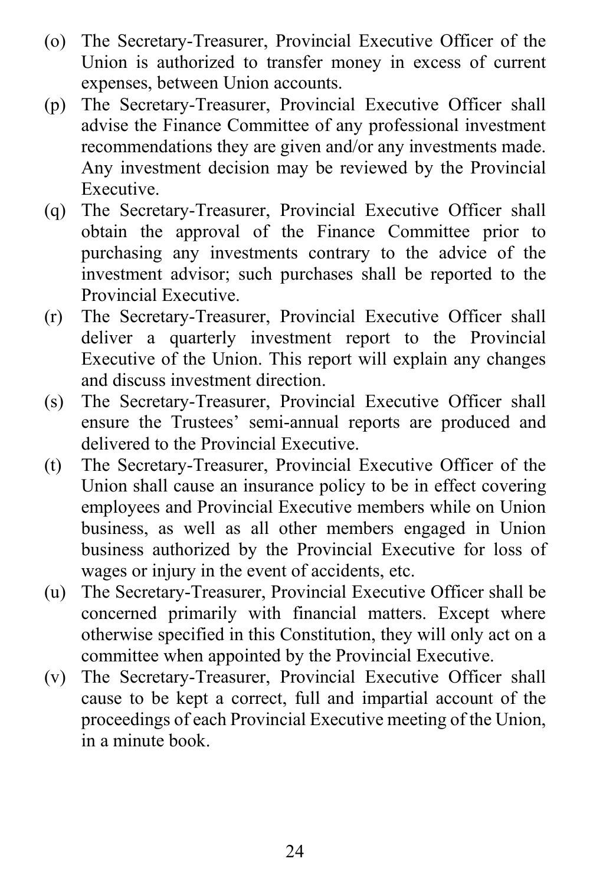(o) The Secretary-Treasurer, Provincial Executive Officer of the Union is authorized to transfer money in excess of current expenses, between Union accounts.

(p) The Secretary-Treasurer, Provincial Executive Officer shall advise the Finance Committee of any professional investment recommendations they are given and/or any investments made. Any investment decision may be reviewed by the Provincial Executive.

(q) The Secretary-Treasurer, Provincial Executive Officer shall obtain the approval of the Finance Committee prior to purchasing any investments contrary to the advice of the investment advisor; such purchases shall be reported to the Provincial Executive.

(r) The Secretary-Treasurer, Provincial Executive Officer shall deliver a quarterly investment report to the Provincial Executive of the Union. This report will explain any changes and discuss investment direction.

(s) The Secretary-Treasurer, Provincial Executive Officer shall ensure the Trustees' semi-annual reports are produced and delivered to the Provincial Executive.

(t) The Secretary-Treasurer, Provincial Executive Officer of the Union shall cause an insurance policy to be in effect covering employees and Provincial Executive members while on Union business, as well as all other members engaged in Union business authorized by the Provincial Executive for loss of wages or injury in the event of accidents, etc.

(u) The Secretary-Treasurer, Provincial Executive Officer shall be concerned primarily with financial matters. Except where otherwise specified in this Constitution, they will only act on a committee when appointed by the Provincial Executive.

(v) The Secretary-Treasurer, Provincial Executive Officer shall cause to be kept a correct, full and impartial account of the proceedings of each Provincial Executive meeting of the Union, in a minute book.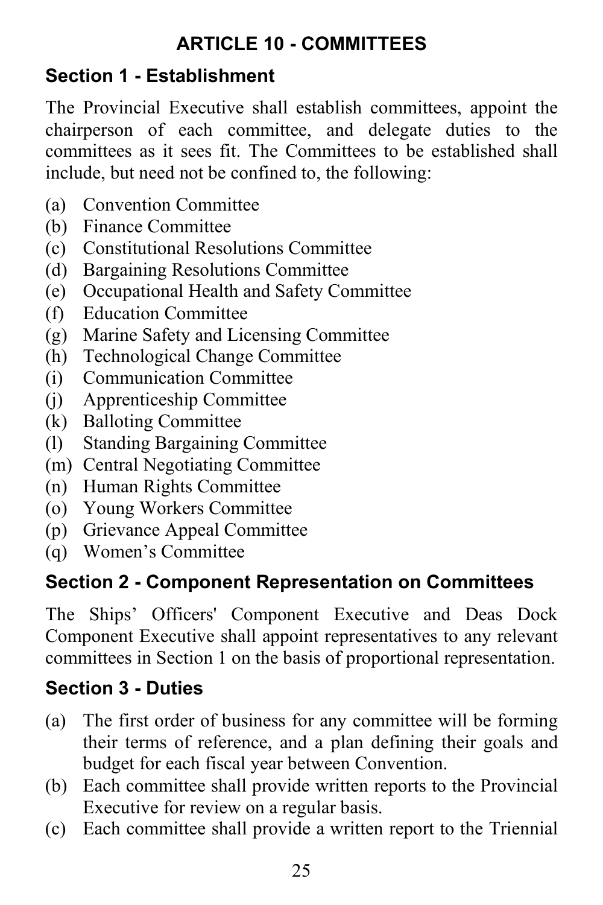# ARTICLE 10 - COMMITTEES

## Section 1 - Establishment

The Provincial Executive shall establish committees, appoint the chairperson of each committee, and delegate duties to the committees as it sees fit. The Committees to be established shall include, but need not be confined to, the following:

(a) Convention Committee
(b) Finance Committee
(c) Constitutional Resolutions Committee
(d) Bargaining Resolutions Committee
(e) Occupational Health and Safety Committee
(f) Education Committee
(g) Marine Safety and Licensing Committee
(h) Technological Change Committee
(i) Communication Committee
(j) Apprenticeship Committee
(k) Balloting Committee
(l) Standing Bargaining Committee
(m) Central Negotiating Committee
(n) Human Rights Committee
(o) Young Workers Committee
(p) Grievance Appeal Committee
(q) Women's Committee

## Section 2 - Component Representation on Committees

The Ships' Officers' Component Executive and Deas Dock Component Executive shall appoint representatives to any relevant committees in Section 1 on the basis of proportional representation.

## Section 3 - Duties

(a) The first order of business for any committee will be forming their terms of reference, and a plan defining their goals and budget for each fiscal year between Convention.
(b) Each committee shall provide written reports to the Provincial Executive for review on a regular basis.
(c) Each committee shall provide a written report to the Triennial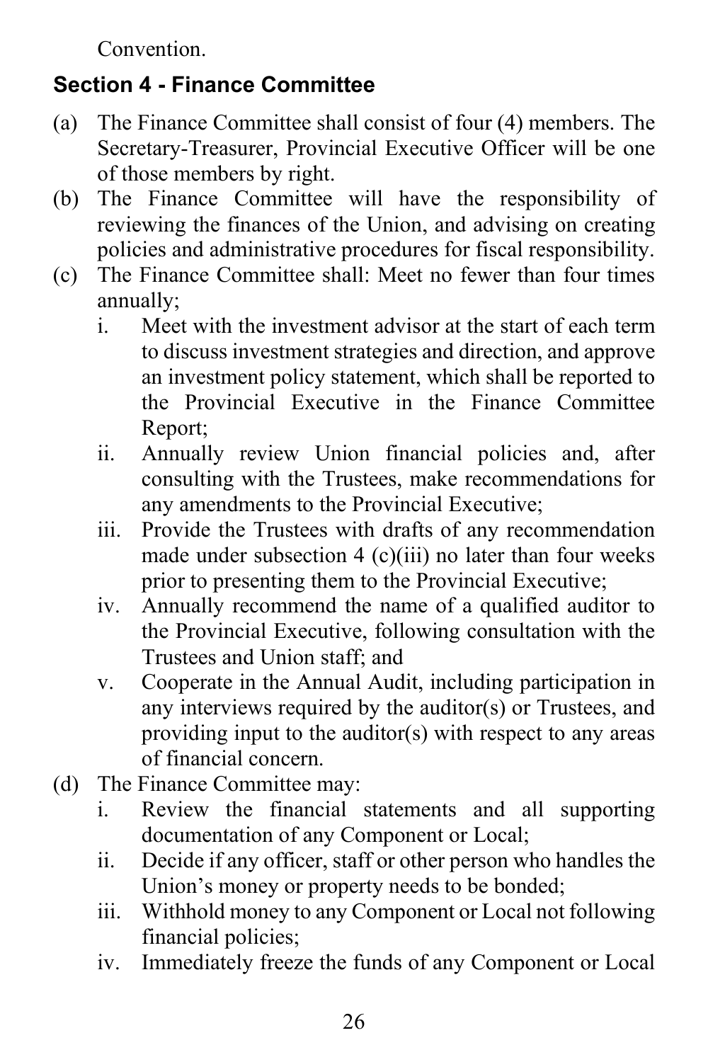Convention.

## Section 4 - Finance Committee

(a) The Finance Committee shall consist of four (4) members. The Secretary-Treasurer, Provincial Executive Officer will be one of those members by right.

(b) The Finance Committee will have the responsibility of reviewing the finances of the Union, and advising on creating policies and administrative procedures for fiscal responsibility.

(c) The Finance Committee shall: Meet no fewer than four times annually;

  i. Meet with the investment advisor at the start of each term to discuss investment strategies and direction, and approve an investment policy statement, which shall be reported to the Provincial Executive in the Finance Committee Report;

  ii. Annually review Union financial policies and, after consulting with the Trustees, make recommendations for any amendments to the Provincial Executive;

  iii. Provide the Trustees with drafts of any recommendation made under subsection 4 (c)(iii) no later than four weeks prior to presenting them to the Provincial Executive;

  iv. Annually recommend the name of a qualified auditor to the Provincial Executive, following consultation with the Trustees and Union staff; and

  v. Cooperate in the Annual Audit, including participation in any interviews required by the auditor(s) or Trustees, and providing input to the auditor(s) with respect to any areas of financial concern.

(d) The Finance Committee may:

  i. Review the financial statements and all supporting documentation of any Component or Local;

  ii. Decide if any officer, staff or other person who handles the Union's money or property needs to be bonded;

  iii. Withhold money to any Component or Local not following financial policies;

  iv. Immediately freeze the funds of any Component or Local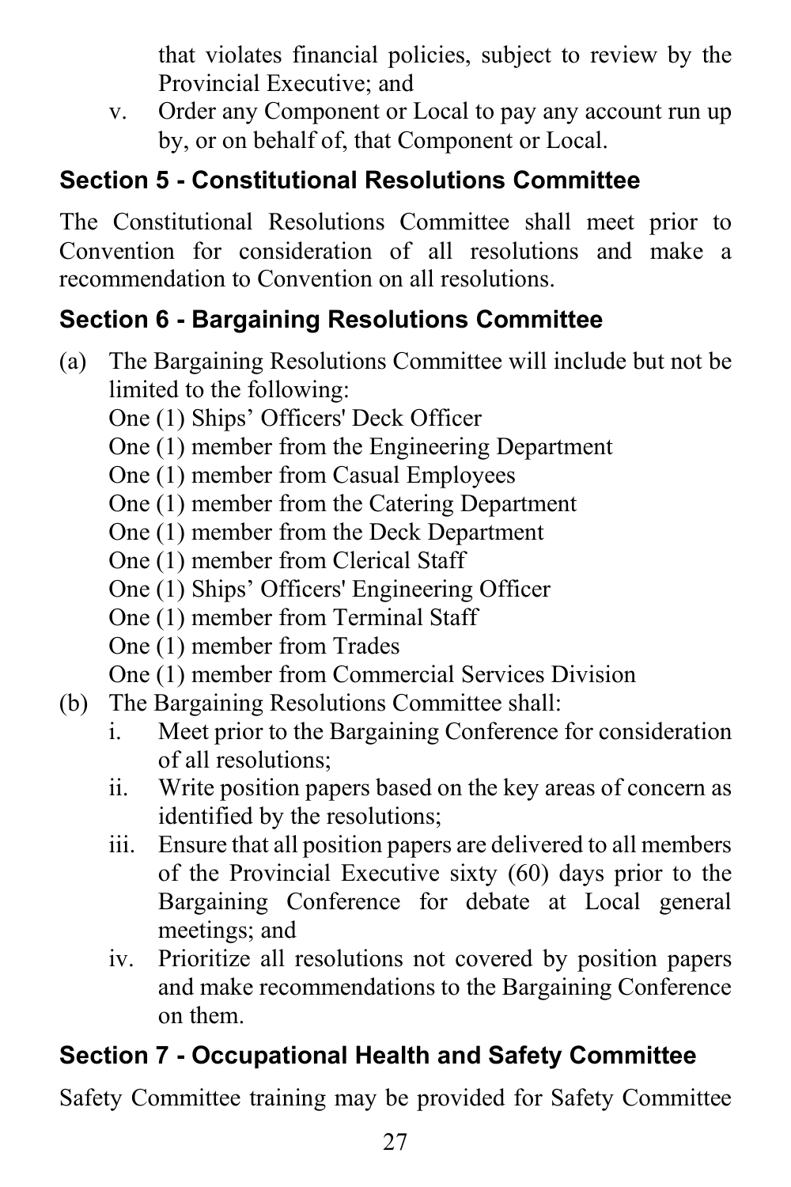that violates financial policies, subject to review by the Provincial Executive; and

v. Order any Component or Local to pay any account run up by, or on behalf of, that Component or Local.

### Section 5 - Constitutional Resolutions Committee

The Constitutional Resolutions Committee shall meet prior to Convention for consideration of all resolutions and make a recommendation to Convention on all resolutions.

### Section 6 - Bargaining Resolutions Committee

(a) The Bargaining Resolutions Committee will include but not be limited to the following:

One (1) Ships' Officers' Deck Officer
One (1) member from the Engineering Department
One (1) member from Casual Employees
One (1) member from the Catering Department
One (1) member from the Deck Department
One (1) member from Clerical Staff
One (1) Ships' Officers' Engineering Officer
One (1) member from Terminal Staff
One (1) member from Trades
One (1) member from Commercial Services Division

(b) The Bargaining Resolutions Committee shall:

i. Meet prior to the Bargaining Conference for consideration of all resolutions;
ii. Write position papers based on the key areas of concern as identified by the resolutions;
iii. Ensure that all position papers are delivered to all members of the Provincial Executive sixty (60) days prior to the Bargaining Conference for debate at Local general meetings; and
iv. Prioritize all resolutions not covered by position papers and make recommendations to the Bargaining Conference on them.

### Section 7 - Occupational Health and Safety Committee

Safety Committee training may be provided for Safety Committee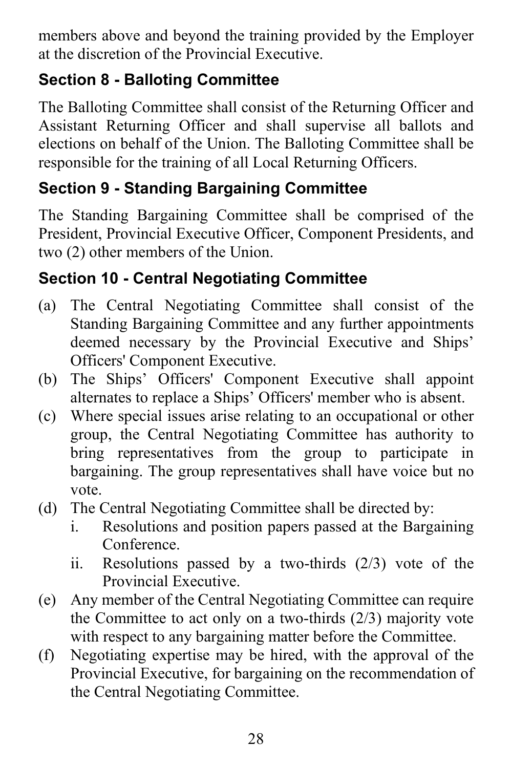members above and beyond the training provided by the Employer at the discretion of the Provincial Executive.

### Section 8 - Balloting Committee

The Balloting Committee shall consist of the Returning Officer and Assistant Returning Officer and shall supervise all ballots and elections on behalf of the Union. The Balloting Committee shall be responsible for the training of all Local Returning Officers.

### Section 9 - Standing Bargaining Committee

The Standing Bargaining Committee shall be comprised of the President, Provincial Executive Officer, Component Presidents, and two (2) other members of the Union.

### Section 10 - Central Negotiating Committee

(a) The Central Negotiating Committee shall consist of the Standing Bargaining Committee and any further appointments deemed necessary by the Provincial Executive and Ships' Officers' Component Executive.

(b) The Ships' Officers' Component Executive shall appoint alternates to replace a Ships' Officers' member who is absent.

(c) Where special issues arise relating to an occupational or other group, the Central Negotiating Committee has authority to bring representatives from the group to participate in bargaining. The group representatives shall have voice but no vote.

(d) The Central Negotiating Committee shall be directed by:

  i. Resolutions and position papers passed at the Bargaining Conference.

  ii. Resolutions passed by a two-thirds (2/3) vote of the Provincial Executive.

(e) Any member of the Central Negotiating Committee can require the Committee to act only on a two-thirds (2/3) majority vote with respect to any bargaining matter before the Committee.

(f) Negotiating expertise may be hired, with the approval of the Provincial Executive, for bargaining on the recommendation of the Central Negotiating Committee.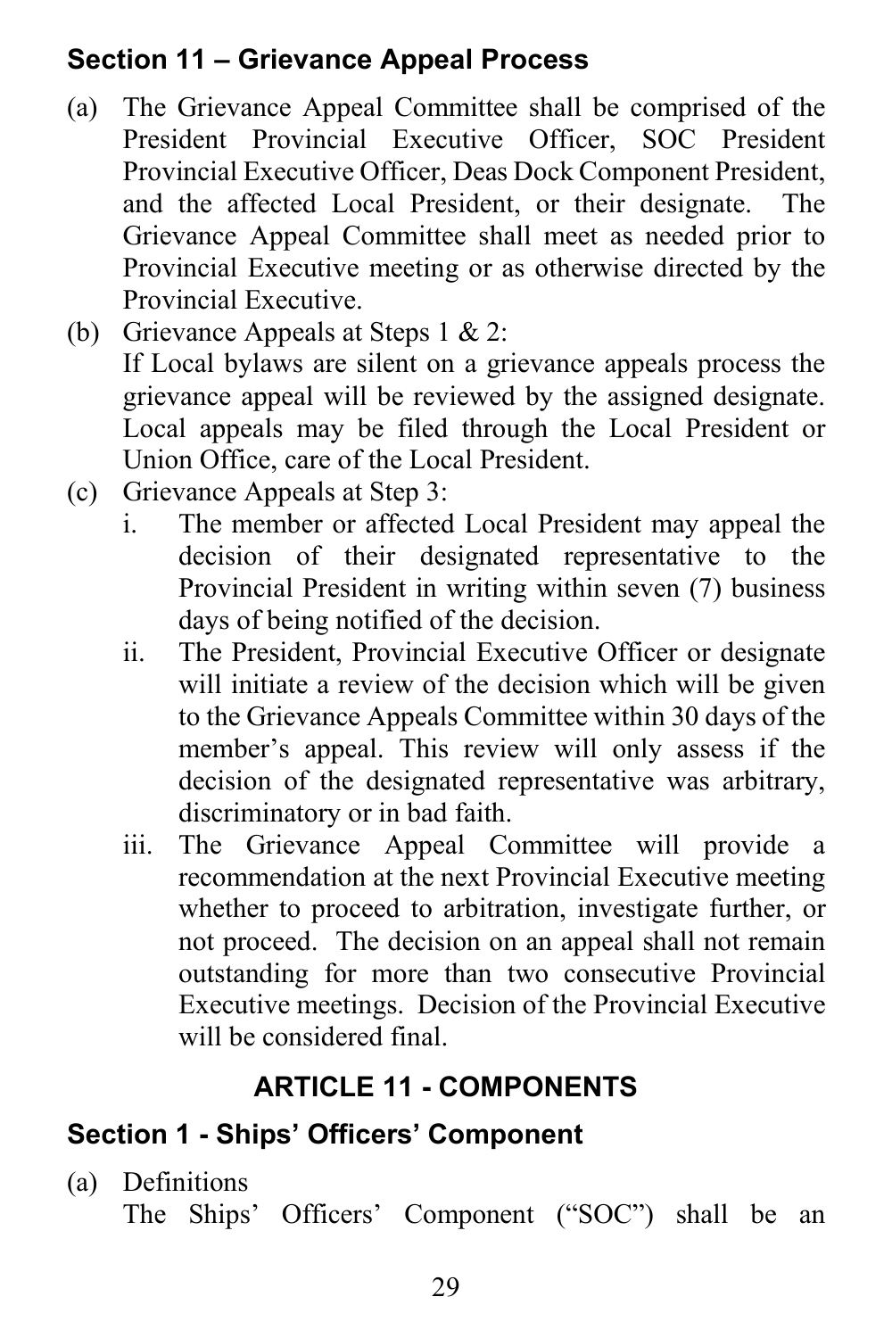### Section 11 – Grievance Appeal Process

(a) The Grievance Appeal Committee shall be comprised of the President Provincial Executive Officer, SOC President Provincial Executive Officer, Deas Dock Component President, and the affected Local President, or their designate. The Grievance Appeal Committee shall meet as needed prior to Provincial Executive meeting or as otherwise directed by the Provincial Executive.

(b) Grievance Appeals at Steps 1 & 2:
If Local bylaws are silent on a grievance appeals process the grievance appeal will be reviewed by the assigned designate. Local appeals may be filed through the Local President or Union Office, care of the Local President.

(c) Grievance Appeals at Step 3:
   i. The member or affected Local President may appeal the decision of their designated representative to the Provincial President in writing within seven (7) business days of being notified of the decision.
   ii. The President, Provincial Executive Officer or designate will initiate a review of the decision which will be given to the Grievance Appeals Committee within 30 days of the member's appeal. This review will only assess if the decision of the designated representative was arbitrary, discriminatory or in bad faith.
   iii. The Grievance Appeal Committee will provide a recommendation at the next Provincial Executive meeting whether to proceed to arbitration, investigate further, or not proceed. The decision on an appeal shall not remain outstanding for more than two consecutive Provincial Executive meetings. Decision of the Provincial Executive will be considered final.

## ARTICLE 11 - COMPONENTS

### Section 1 - Ships' Officers' Component

(a) Definitions
The Ships' Officers' Component ("SOC") shall be an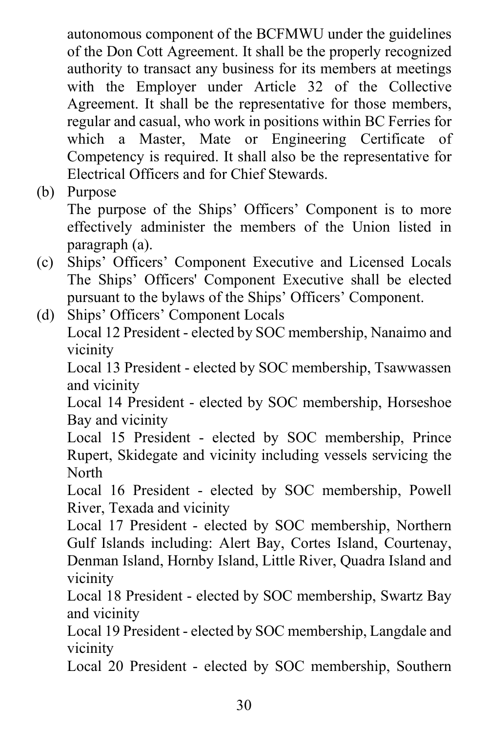autonomous component of the BCFMWU under the guidelines of the Don Cott Agreement. It shall be the properly recognized authority to transact any business for its members at meetings with the Employer under Article 32 of the Collective Agreement. It shall be the representative for those members, regular and casual, who work in positions within BC Ferries for which a Master, Mate or Engineering Certificate of Competency is required. It shall also be the representative for Electrical Officers and for Chief Stewards.

(b) Purpose

The purpose of the Ships' Officers' Component is to more effectively administer the members of the Union listed in paragraph (a).

(c) Ships' Officers' Component Executive and Licensed Locals

The Ships' Officers' Component Executive shall be elected pursuant to the bylaws of the Ships' Officers' Component.

(d) Ships' Officers' Component Locals

Local 12 President - elected by SOC membership, Nanaimo and vicinity

Local 13 President - elected by SOC membership, Tsawwassen and vicinity

Local 14 President - elected by SOC membership, Horseshoe Bay and vicinity

Local 15 President - elected by SOC membership, Prince Rupert, Skidegate and vicinity including vessels servicing the North

Local 16 President - elected by SOC membership, Powell River, Texada and vicinity

Local 17 President - elected by SOC membership, Northern Gulf Islands including: Alert Bay, Cortes Island, Courtenay, Denman Island, Hornby Island, Little River, Quadra Island and vicinity

Local 18 President - elected by SOC membership, Swartz Bay and vicinity

Local 19 President - elected by SOC membership, Langdale and vicinity

Local 20 President - elected by SOC membership, Southern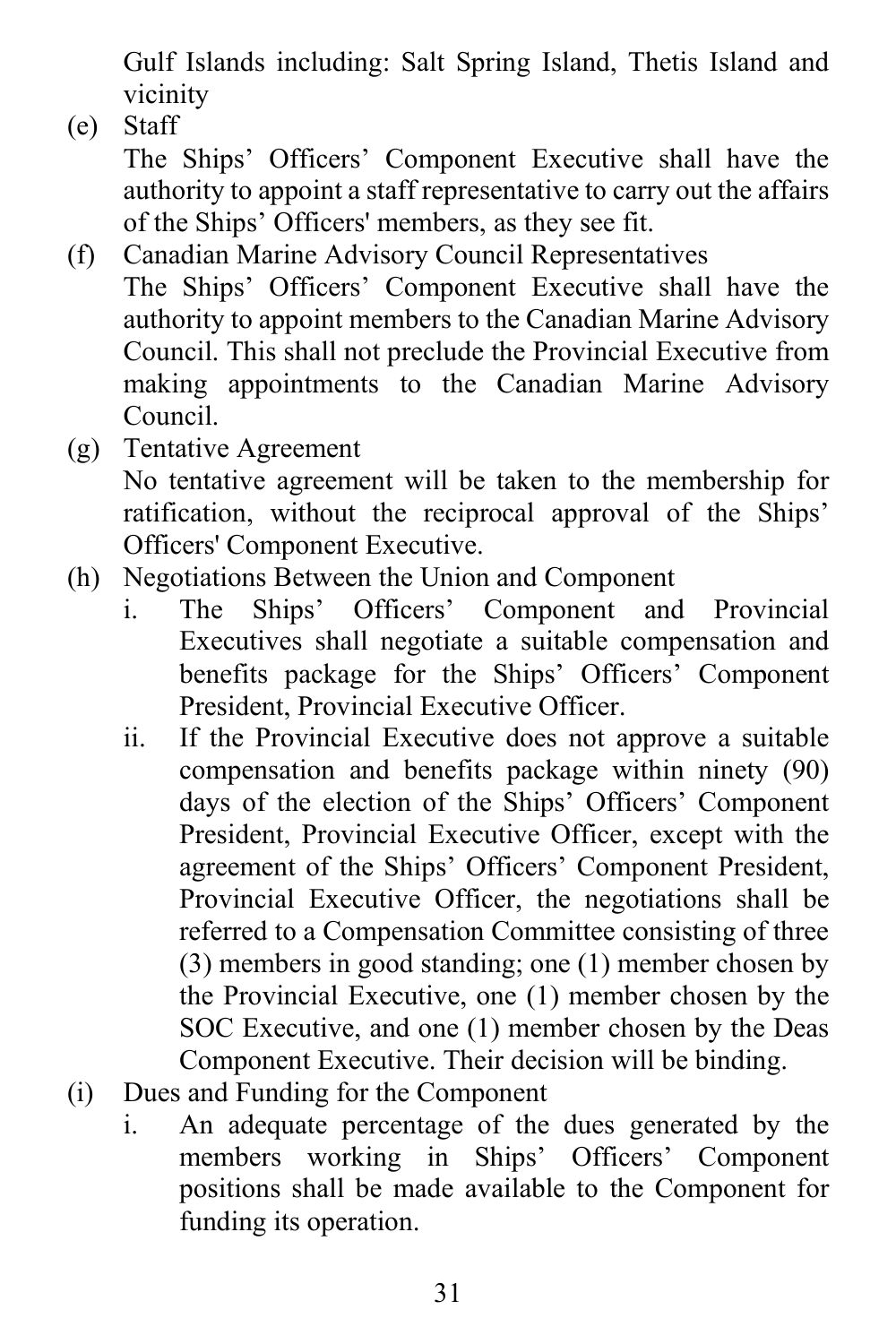Gulf Islands including: Salt Spring Island, Thetis Island and vicinity

(e) Staff

The Ships' Officers' Component Executive shall have the authority to appoint a staff representative to carry out the affairs of the Ships' Officers' members, as they see fit.

(f) Canadian Marine Advisory Council Representatives

The Ships' Officers' Component Executive shall have the authority to appoint members to the Canadian Marine Advisory Council. This shall not preclude the Provincial Executive from making appointments to the Canadian Marine Advisory Council.

(g) Tentative Agreement

No tentative agreement will be taken to the membership for ratification, without the reciprocal approval of the Ships' Officers' Component Executive.

(h) Negotiations Between the Union and Component

i. The Ships' Officers' Component and Provincial Executives shall negotiate a suitable compensation and benefits package for the Ships' Officers' Component President, Provincial Executive Officer.

ii. If the Provincial Executive does not approve a suitable compensation and benefits package within ninety (90) days of the election of the Ships' Officers' Component President, Provincial Executive Officer, except with the agreement of the Ships' Officers' Component President, Provincial Executive Officer, the negotiations shall be referred to a Compensation Committee consisting of three (3) members in good standing; one (1) member chosen by the Provincial Executive, one (1) member chosen by the SOC Executive, and one (1) member chosen by the Deas Component Executive. Their decision will be binding.

(i) Dues and Funding for the Component

i. An adequate percentage of the dues generated by the members working in Ships' Officers' Component positions shall be made available to the Component for funding its operation.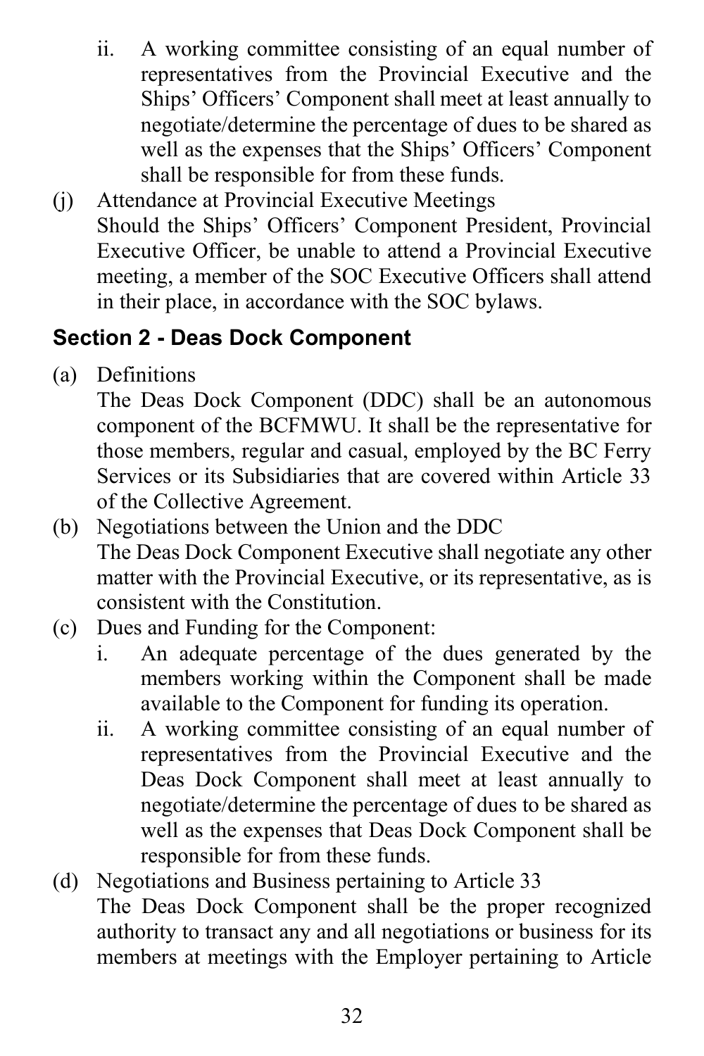ii. A working committee consisting of an equal number of representatives from the Provincial Executive and the Ships' Officers' Component shall meet at least annually to negotiate/determine the percentage of dues to be shared as well as the expenses that the Ships' Officers' Component shall be responsible for from these funds.

(j) Attendance at Provincial Executive Meetings
Should the Ships' Officers' Component President, Provincial Executive Officer, be unable to attend a Provincial Executive meeting, a member of the SOC Executive Officers shall attend in their place, in accordance with the SOC bylaws.

### Section 2 - Deas Dock Component

(a) Definitions
The Deas Dock Component (DDC) shall be an autonomous component of the BCFMWU. It shall be the representative for those members, regular and casual, employed by the BC Ferry Services or its Subsidiaries that are covered within Article 33 of the Collective Agreement.

(b) Negotiations between the Union and the DDC
The Deas Dock Component Executive shall negotiate any other matter with the Provincial Executive, or its representative, as is consistent with the Constitution.

(c) Dues and Funding for the Component:

i. An adequate percentage of the dues generated by the members working within the Component shall be made available to the Component for funding its operation.

ii. A working committee consisting of an equal number of representatives from the Provincial Executive and the Deas Dock Component shall meet at least annually to negotiate/determine the percentage of dues to be shared as well as the expenses that Deas Dock Component shall be responsible for from these funds.

(d) Negotiations and Business pertaining to Article 33
The Deas Dock Component shall be the proper recognized authority to transact any and all negotiations or business for its members at meetings with the Employer pertaining to Article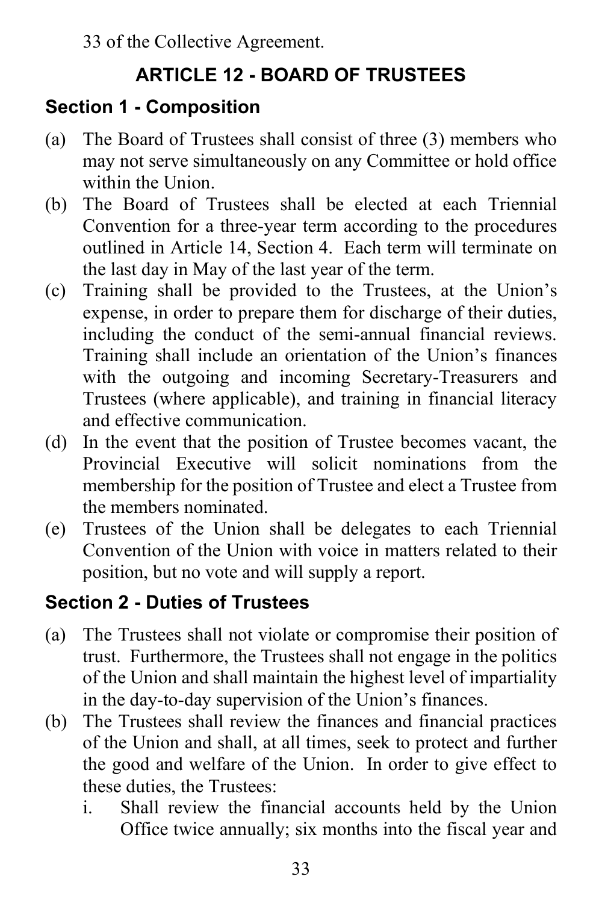33 of the Collective Agreement.

## ARTICLE 12 - BOARD OF TRUSTEES

### Section 1 - Composition

(a) The Board of Trustees shall consist of three (3) members who may not serve simultaneously on any Committee or hold office within the Union.

(b) The Board of Trustees shall be elected at each Triennial Convention for a three-year term according to the procedures outlined in Article 14, Section 4. Each term will terminate on the last day in May of the last year of the term.

(c) Training shall be provided to the Trustees, at the Union's expense, in order to prepare them for discharge of their duties, including the conduct of the semi-annual financial reviews. Training shall include an orientation of the Union's finances with the outgoing and incoming Secretary-Treasurers and Trustees (where applicable), and training in financial literacy and effective communication.

(d) In the event that the position of Trustee becomes vacant, the Provincial Executive will solicit nominations from the membership for the position of Trustee and elect a Trustee from the members nominated.

(e) Trustees of the Union shall be delegates to each Triennial Convention of the Union with voice in matters related to their position, but no vote and will supply a report.

### Section 2 - Duties of Trustees

(a) The Trustees shall not violate or compromise their position of trust. Furthermore, the Trustees shall not engage in the politics of the Union and shall maintain the highest level of impartiality in the day-to-day supervision of the Union's finances.

(b) The Trustees shall review the finances and financial practices of the Union and shall, at all times, seek to protect and further the good and welfare of the Union. In order to give effect to these duties, the Trustees:

   i. Shall review the financial accounts held by the Union Office twice annually; six months into the fiscal year and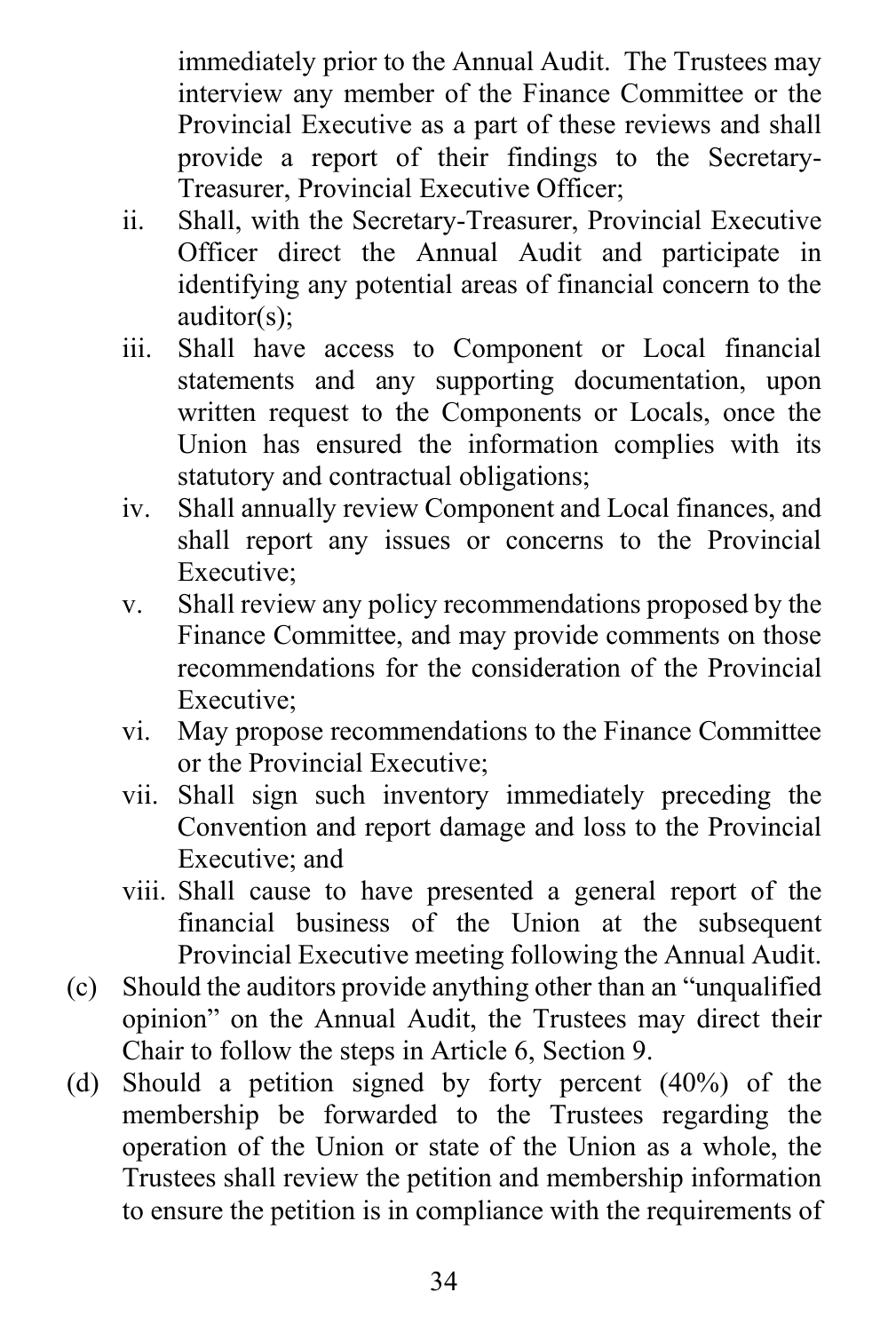immediately prior to the Annual Audit. The Trustees may interview any member of the Finance Committee or the Provincial Executive as a part of these reviews and shall provide a report of their findings to the Secretary-Treasurer, Provincial Executive Officer;

ii. Shall, with the Secretary-Treasurer, Provincial Executive Officer direct the Annual Audit and participate in identifying any potential areas of financial concern to the auditor(s);

iii. Shall have access to Component or Local financial statements and any supporting documentation, upon written request to the Components or Locals, once the Union has ensured the information complies with its statutory and contractual obligations;

iv. Shall annually review Component and Local finances, and shall report any issues or concerns to the Provincial Executive;

v. Shall review any policy recommendations proposed by the Finance Committee, and may provide comments on those recommendations for the consideration of the Provincial Executive;

vi. May propose recommendations to the Finance Committee or the Provincial Executive;

vii. Shall sign such inventory immediately preceding the Convention and report damage and loss to the Provincial Executive; and

viii. Shall cause to have presented a general report of the financial business of the Union at the subsequent Provincial Executive meeting following the Annual Audit.

(c) Should the auditors provide anything other than an "unqualified opinion" on the Annual Audit, the Trustees may direct their Chair to follow the steps in Article 6, Section 9.

(d) Should a petition signed by forty percent (40%) of the membership be forwarded to the Trustees regarding the operation of the Union or state of the Union as a whole, the Trustees shall review the petition and membership information to ensure the petition is in compliance with the requirements of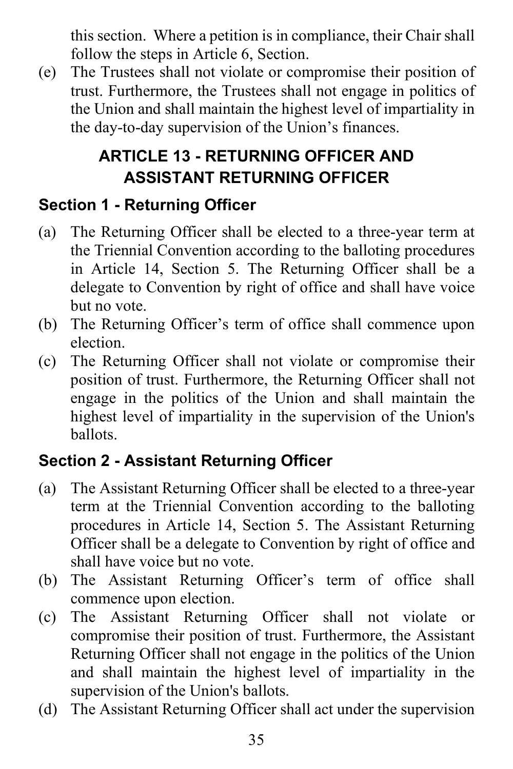this section. Where a petition is in compliance, their Chair shall follow the steps in Article 6, Section.

(e) The Trustees shall not violate or compromise their position of trust. Furthermore, the Trustees shall not engage in politics of the Union and shall maintain the highest level of impartiality in the day-to-day supervision of the Union's finances.

## ARTICLE 13 - RETURNING OFFICER AND ASSISTANT RETURNING OFFICER

### Section 1 - Returning Officer

(a) The Returning Officer shall be elected to a three-year term at the Triennial Convention according to the balloting procedures in Article 14, Section 5. The Returning Officer shall be a delegate to Convention by right of office and shall have voice but no vote.

(b) The Returning Officer's term of office shall commence upon election.

(c) The Returning Officer shall not violate or compromise their position of trust. Furthermore, the Returning Officer shall not engage in the politics of the Union and shall maintain the highest level of impartiality in the supervision of the Union's ballots.

### Section 2 - Assistant Returning Officer

(a) The Assistant Returning Officer shall be elected to a three-year term at the Triennial Convention according to the balloting procedures in Article 14, Section 5. The Assistant Returning Officer shall be a delegate to Convention by right of office and shall have voice but no vote.

(b) The Assistant Returning Officer's term of office shall commence upon election.

(c) The Assistant Returning Officer shall not violate or compromise their position of trust. Furthermore, the Assistant Returning Officer shall not engage in the politics of the Union and shall maintain the highest level of impartiality in the supervision of the Union's ballots.

(d) The Assistant Returning Officer shall act under the supervision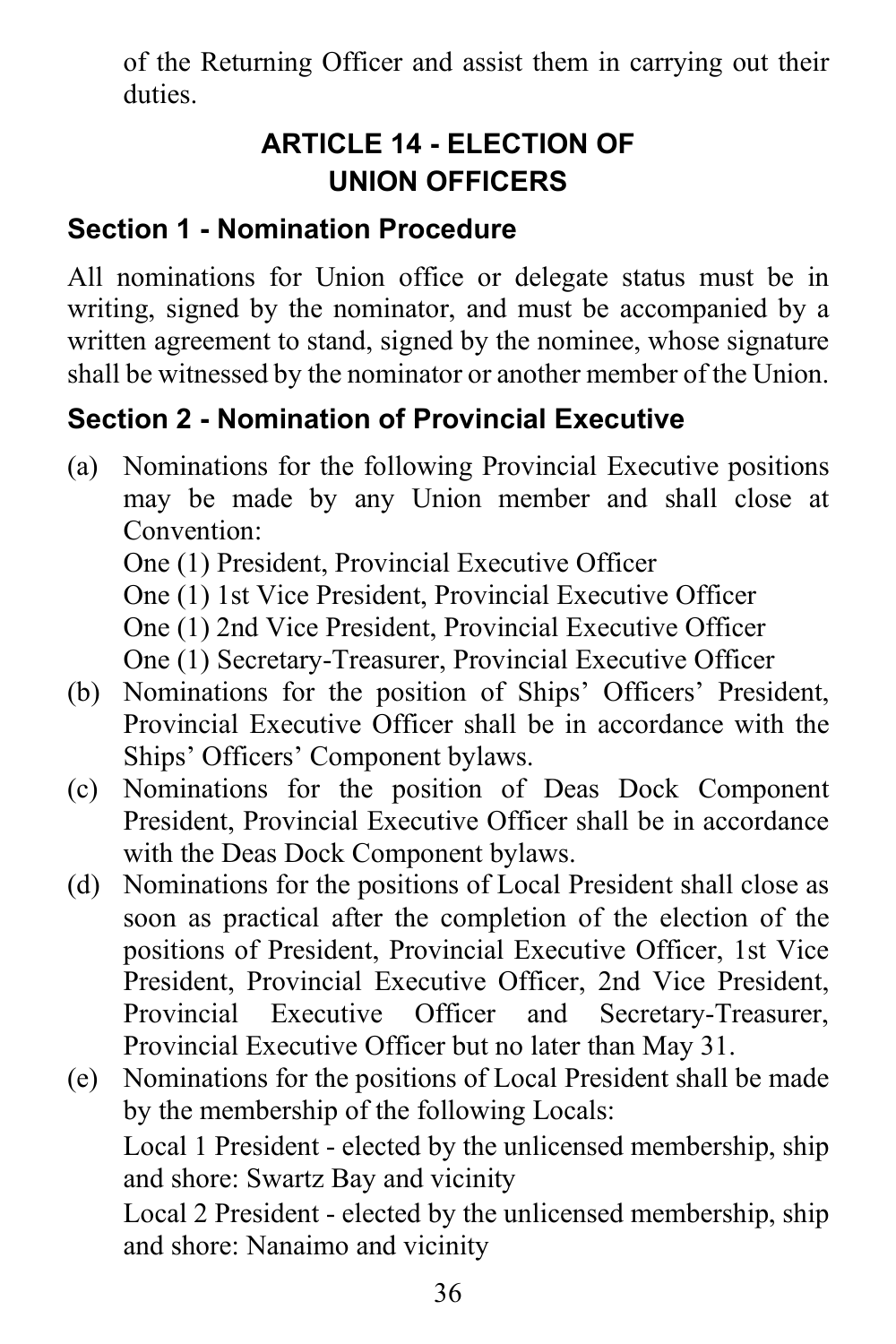of the Returning Officer and assist them in carrying out their duties.

## ARTICLE 14 - ELECTION OF UNION OFFICERS

### Section 1 - Nomination Procedure

All nominations for Union office or delegate status must be in writing, signed by the nominator, and must be accompanied by a written agreement to stand, signed by the nominee, whose signature shall be witnessed by the nominator or another member of the Union.

### Section 2 - Nomination of Provincial Executive

(a) Nominations for the following Provincial Executive positions may be made by any Union member and shall close at Convention:

One (1) President, Provincial Executive Officer
One (1) 1st Vice President, Provincial Executive Officer
One (1) 2nd Vice President, Provincial Executive Officer
One (1) Secretary-Treasurer, Provincial Executive Officer

(b) Nominations for the position of Ships' Officers' President, Provincial Executive Officer shall be in accordance with the Ships' Officers' Component bylaws.

(c) Nominations for the position of Deas Dock Component President, Provincial Executive Officer shall be in accordance with the Deas Dock Component bylaws.

(d) Nominations for the positions of Local President shall close as soon as practical after the completion of the election of the positions of President, Provincial Executive Officer, 1st Vice President, Provincial Executive Officer, 2nd Vice President, Provincial Executive Officer and Secretary-Treasurer, Provincial Executive Officer but no later than May 31.

(e) Nominations for the positions of Local President shall be made by the membership of the following Locals:

Local 1 President - elected by the unlicensed membership, ship and shore: Swartz Bay and vicinity

Local 2 President - elected by the unlicensed membership, ship and shore: Nanaimo and vicinity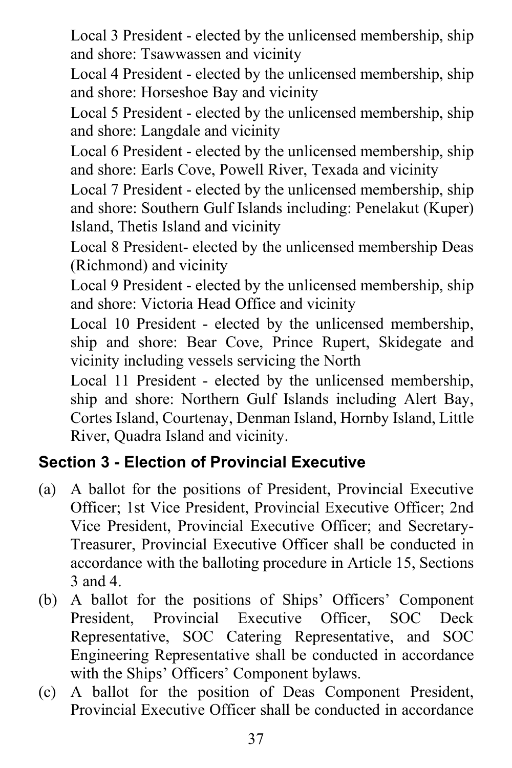Local 3 President - elected by the unlicensed membership, ship and shore: Tsawwassen and vicinity

Local 4 President - elected by the unlicensed membership, ship and shore: Horseshoe Bay and vicinity

Local 5 President - elected by the unlicensed membership, ship and shore: Langdale and vicinity

Local 6 President - elected by the unlicensed membership, ship and shore: Earls Cove, Powell River, Texada and vicinity

Local 7 President - elected by the unlicensed membership, ship and shore: Southern Gulf Islands including: Penelakut (Kuper) Island, Thetis Island and vicinity

Local 8 President- elected by the unlicensed membership Deas (Richmond) and vicinity

Local 9 President - elected by the unlicensed membership, ship and shore: Victoria Head Office and vicinity

Local 10 President - elected by the unlicensed membership, ship and shore: Bear Cove, Prince Rupert, Skidegate and vicinity including vessels servicing the North

Local 11 President - elected by the unlicensed membership, ship and shore: Northern Gulf Islands including Alert Bay, Cortes Island, Courtenay, Denman Island, Hornby Island, Little River, Quadra Island and vicinity.

### Section 3 - Election of Provincial Executive

(a) A ballot for the positions of President, Provincial Executive Officer; 1st Vice President, Provincial Executive Officer; 2nd Vice President, Provincial Executive Officer; and Secretary-Treasurer, Provincial Executive Officer shall be conducted in accordance with the balloting procedure in Article 15, Sections 3 and 4.

(b) A ballot for the positions of Ships' Officers' Component President, Provincial Executive Officer, SOC Deck Representative, SOC Catering Representative, and SOC Engineering Representative shall be conducted in accordance with the Ships' Officers' Component bylaws.

(c) A ballot for the position of Deas Component President, Provincial Executive Officer shall be conducted in accordance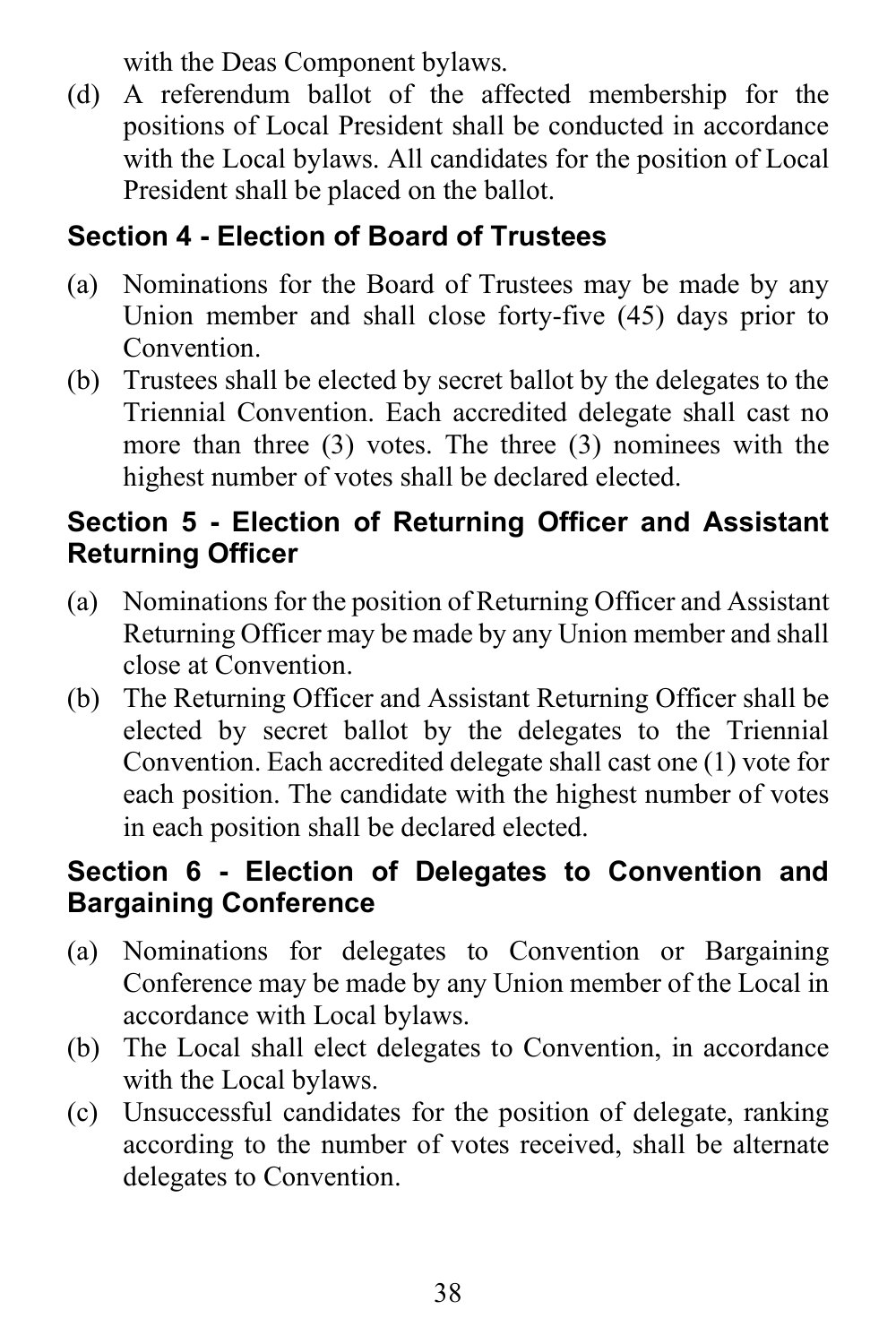with the Deas Component bylaws.

(d) A referendum ballot of the affected membership for the positions of Local President shall be conducted in accordance with the Local bylaws. All candidates for the position of Local President shall be placed on the ballot.

### Section 4 - Election of Board of Trustees

(a) Nominations for the Board of Trustees may be made by any Union member and shall close forty-five (45) days prior to Convention.

(b) Trustees shall be elected by secret ballot by the delegates to the Triennial Convention. Each accredited delegate shall cast no more than three (3) votes. The three (3) nominees with the highest number of votes shall be declared elected.

### Section 5 - Election of Returning Officer and Assistant Returning Officer

(a) Nominations for the position of Returning Officer and Assistant Returning Officer may be made by any Union member and shall close at Convention.

(b) The Returning Officer and Assistant Returning Officer shall be elected by secret ballot by the delegates to the Triennial Convention. Each accredited delegate shall cast one (1) vote for each position. The candidate with the highest number of votes in each position shall be declared elected.

### Section 6 - Election of Delegates to Convention and Bargaining Conference

(a) Nominations for delegates to Convention or Bargaining Conference may be made by any Union member of the Local in accordance with Local bylaws.

(b) The Local shall elect delegates to Convention, in accordance with the Local bylaws.

(c) Unsuccessful candidates for the position of delegate, ranking according to the number of votes received, shall be alternate delegates to Convention.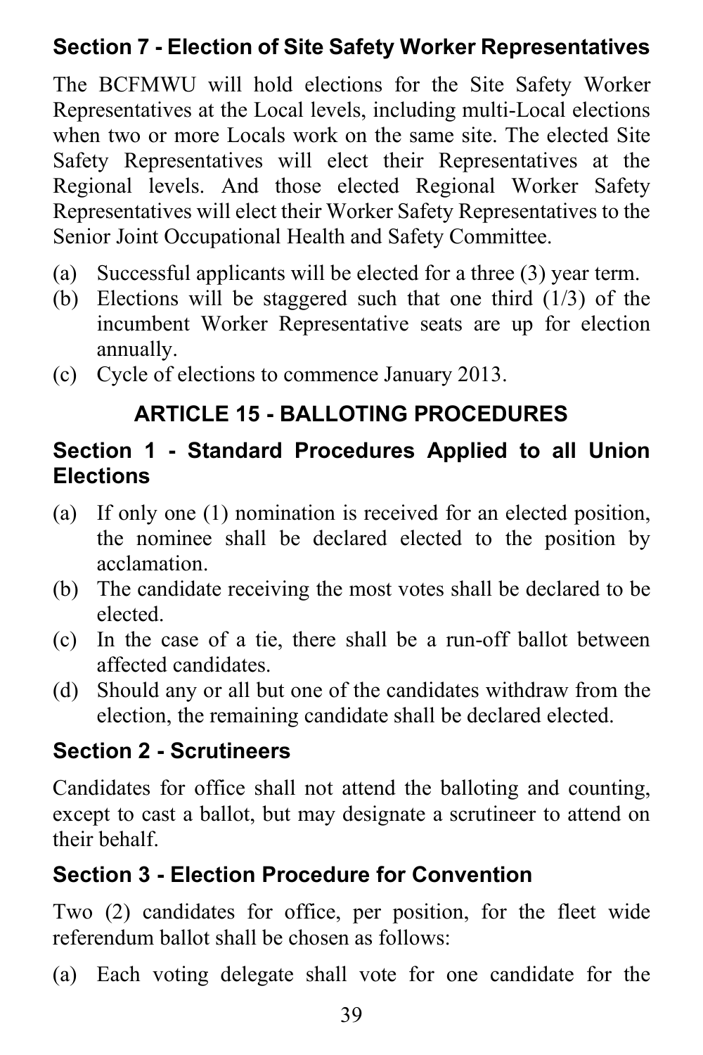### Section 7 - Election of Site Safety Worker Representatives

The BCFMWU will hold elections for the Site Safety Worker Representatives at the Local levels, including multi-Local elections when two or more Locals work on the same site. The elected Site Safety Representatives will elect their Representatives at the Regional levels. And those elected Regional Worker Safety Representatives will elect their Worker Safety Representatives to the Senior Joint Occupational Health and Safety Committee.

(a) Successful applicants will be elected for a three (3) year term.
(b) Elections will be staggered such that one third (1/3) of the incumbent Worker Representative seats are up for election annually.
(c) Cycle of elections to commence January 2013.

## ARTICLE 15 - BALLOTING PROCEDURES

### Section 1 - Standard Procedures Applied to all Union Elections

(a) If only one (1) nomination is received for an elected position, the nominee shall be declared elected to the position by acclamation.
(b) The candidate receiving the most votes shall be declared to be elected.
(c) In the case of a tie, there shall be a run-off ballot between affected candidates.
(d) Should any or all but one of the candidates withdraw from the election, the remaining candidate shall be declared elected.

### Section 2 - Scrutineers

Candidates for office shall not attend the balloting and counting, except to cast a ballot, but may designate a scrutineer to attend on their behalf.

### Section 3 - Election Procedure for Convention

Two (2) candidates for office, per position, for the fleet wide referendum ballot shall be chosen as follows:

(a) Each voting delegate shall vote for one candidate for the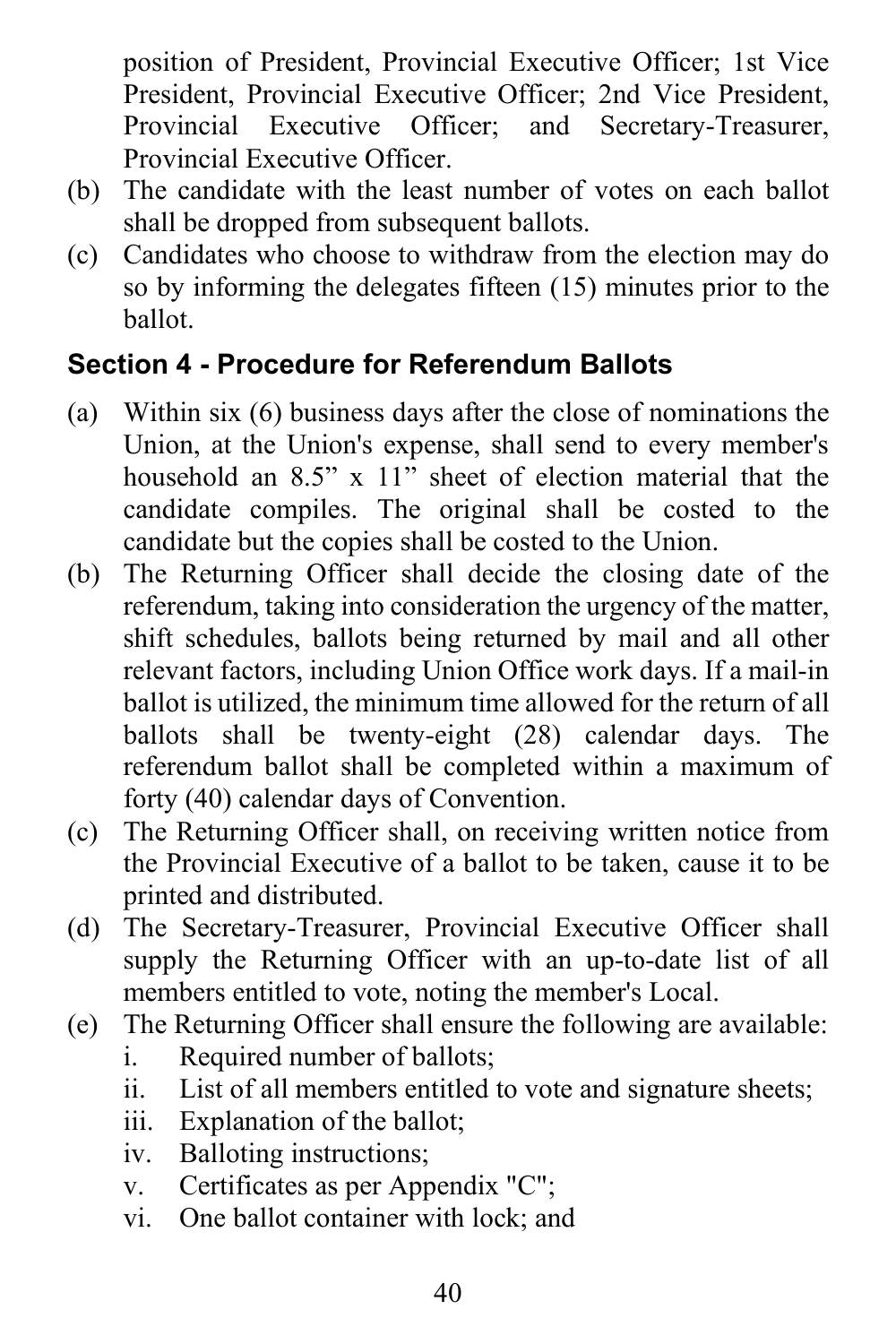position of President, Provincial Executive Officer; 1st Vice President, Provincial Executive Officer; 2nd Vice President, Provincial Executive Officer; and Secretary-Treasurer, Provincial Executive Officer.

(b) The candidate with the least number of votes on each ballot shall be dropped from subsequent ballots.

(c) Candidates who choose to withdraw from the election may do so by informing the delegates fifteen (15) minutes prior to the ballot.

### Section 4 - Procedure for Referendum Ballots

(a) Within six (6) business days after the close of nominations the Union, at the Union's expense, shall send to every member's household an 8.5” x 11” sheet of election material that the candidate compiles. The original shall be costed to the candidate but the copies shall be costed to the Union.

(b) The Returning Officer shall decide the closing date of the referendum, taking into consideration the urgency of the matter, shift schedules, ballots being returned by mail and all other relevant factors, including Union Office work days. If a mail-in ballot is utilized, the minimum time allowed for the return of all ballots shall be twenty-eight (28) calendar days. The referendum ballot shall be completed within a maximum of forty (40) calendar days of Convention.

(c) The Returning Officer shall, on receiving written notice from the Provincial Executive of a ballot to be taken, cause it to be printed and distributed.

(d) The Secretary-Treasurer, Provincial Executive Officer shall supply the Returning Officer with an up-to-date list of all members entitled to vote, noting the member's Local.

(e) The Returning Officer shall ensure the following are available:
   i. Required number of ballots;
   ii. List of all members entitled to vote and signature sheets;
   iii. Explanation of the ballot;
   iv. Balloting instructions;
   v. Certificates as per Appendix "C";
   vi. One ballot container with lock; and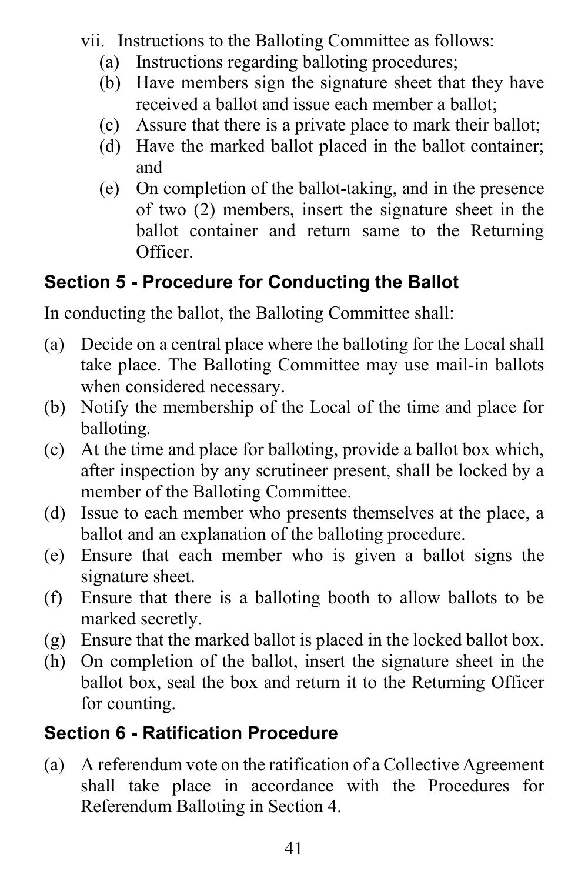vii. Instructions to the Balloting Committee as follows:
   (a) Instructions regarding balloting procedures;
   (b) Have members sign the signature sheet that they have received a ballot and issue each member a ballot;
   (c) Assure that there is a private place to mark their ballot;
   (d) Have the marked ballot placed in the ballot container; and
   (e) On completion of the ballot-taking, and in the presence of two (2) members, insert the signature sheet in the ballot container and return same to the Returning Officer.

### Section 5 - Procedure for Conducting the Ballot

In conducting the ballot, the Balloting Committee shall:

(a) Decide on a central place where the balloting for the Local shall take place. The Balloting Committee may use mail-in ballots when considered necessary.
(b) Notify the membership of the Local of the time and place for balloting.
(c) At the time and place for balloting, provide a ballot box which, after inspection by any scrutineer present, shall be locked by a member of the Balloting Committee.
(d) Issue to each member who presents themselves at the place, a ballot and an explanation of the balloting procedure.
(e) Ensure that each member who is given a ballot signs the signature sheet.
(f) Ensure that there is a balloting booth to allow ballots to be marked secretly.
(g) Ensure that the marked ballot is placed in the locked ballot box.
(h) On completion of the ballot, insert the signature sheet in the ballot box, seal the box and return it to the Returning Officer for counting.

### Section 6 - Ratification Procedure

(a) A referendum vote on the ratification of a Collective Agreement shall take place in accordance with the Procedures for Referendum Balloting in Section 4.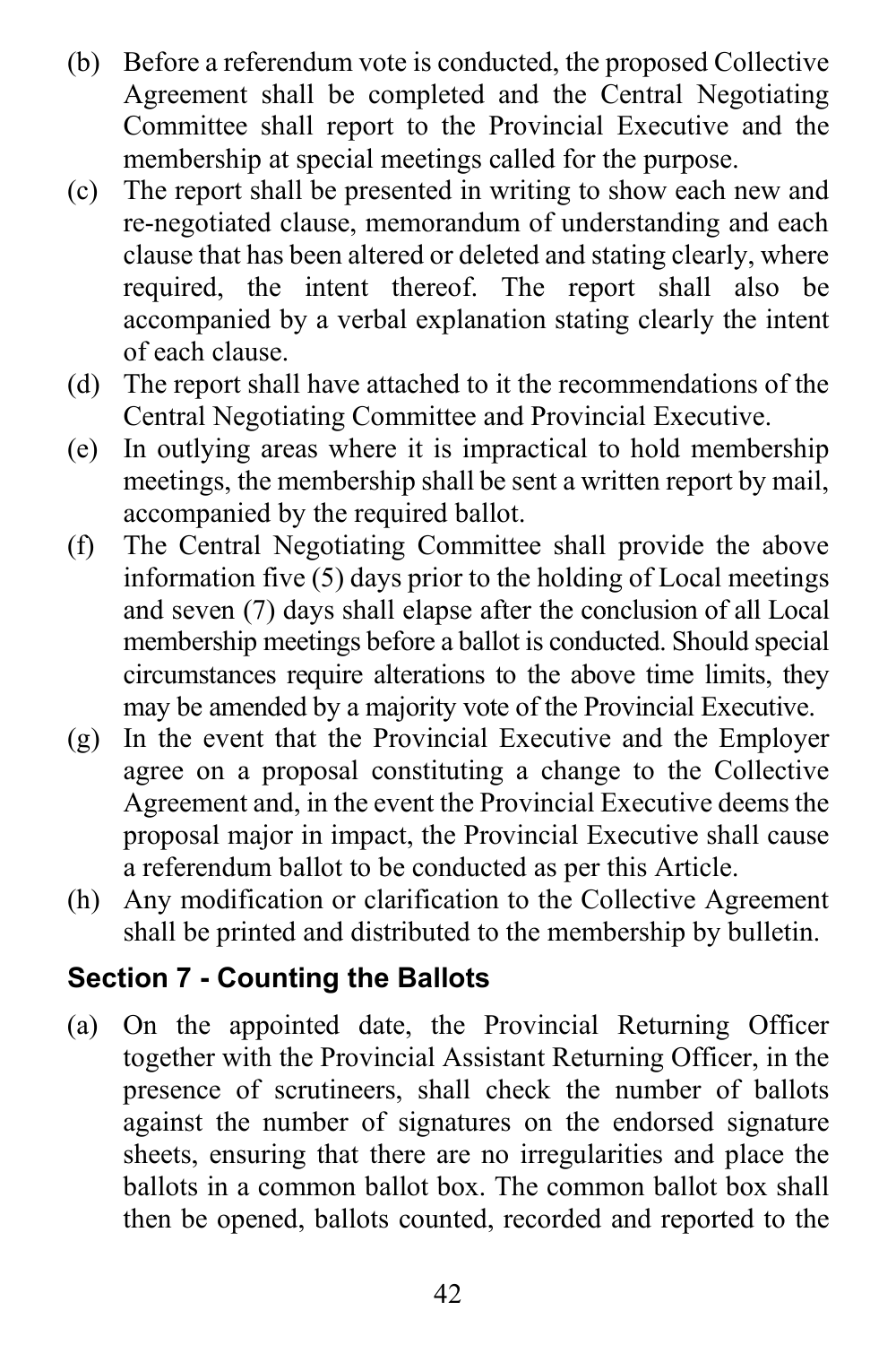(b) Before a referendum vote is conducted, the proposed Collective Agreement shall be completed and the Central Negotiating Committee shall report to the Provincial Executive and the membership at special meetings called for the purpose.

(c) The report shall be presented in writing to show each new and re-negotiated clause, memorandum of understanding and each clause that has been altered or deleted and stating clearly, where required, the intent thereof. The report shall also be accompanied by a verbal explanation stating clearly the intent of each clause.

(d) The report shall have attached to it the recommendations of the Central Negotiating Committee and Provincial Executive.

(e) In outlying areas where it is impractical to hold membership meetings, the membership shall be sent a written report by mail, accompanied by the required ballot.

(f) The Central Negotiating Committee shall provide the above information five (5) days prior to the holding of Local meetings and seven (7) days shall elapse after the conclusion of all Local membership meetings before a ballot is conducted. Should special circumstances require alterations to the above time limits, they may be amended by a majority vote of the Provincial Executive.

(g) In the event that the Provincial Executive and the Employer agree on a proposal constituting a change to the Collective Agreement and, in the event the Provincial Executive deems the proposal major in impact, the Provincial Executive shall cause a referendum ballot to be conducted as per this Article.

(h) Any modification or clarification to the Collective Agreement shall be printed and distributed to the membership by bulletin.

### Section 7 - Counting the Ballots

(a) On the appointed date, the Provincial Returning Officer together with the Provincial Assistant Returning Officer, in the presence of scrutineers, shall check the number of ballots against the number of signatures on the endorsed signature sheets, ensuring that there are no irregularities and place the ballots in a common ballot box. The common ballot box shall then be opened, ballots counted, recorded and reported to the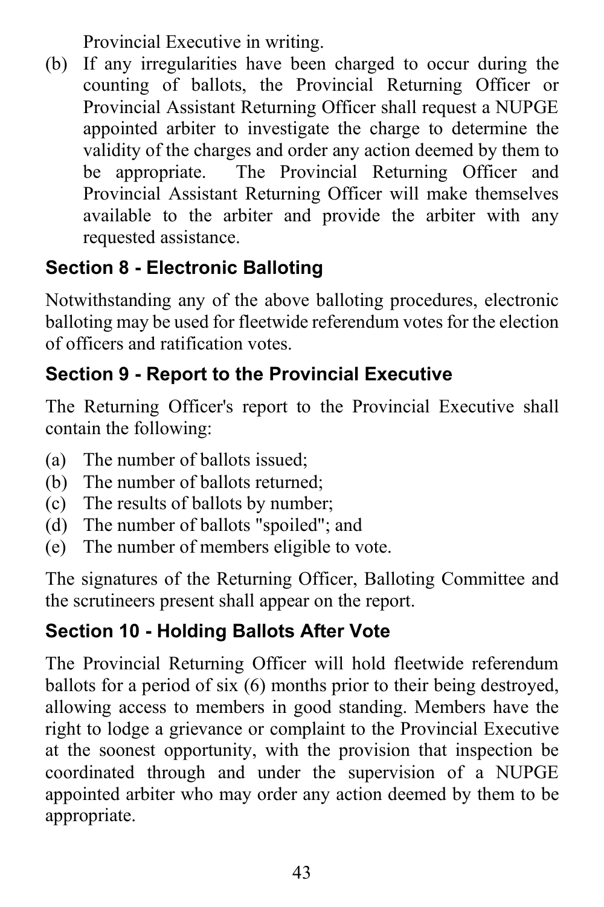Provincial Executive in writing.

(b) If any irregularities have been charged to occur during the counting of ballots, the Provincial Returning Officer or Provincial Assistant Returning Officer shall request a NUPGE appointed arbiter to investigate the charge to determine the validity of the charges and order any action deemed by them to be appropriate. The Provincial Returning Officer and Provincial Assistant Returning Officer will make themselves available to the arbiter and provide the arbiter with any requested assistance.

### Section 8 - Electronic Balloting

Notwithstanding any of the above balloting procedures, electronic balloting may be used for fleetwide referendum votes for the election of officers and ratification votes.

### Section 9 - Report to the Provincial Executive

The Returning Officer's report to the Provincial Executive shall contain the following:

(a) The number of ballots issued;
(b) The number of ballots returned;
(c) The results of ballots by number;
(d) The number of ballots "spoiled"; and
(e) The number of members eligible to vote.

The signatures of the Returning Officer, Balloting Committee and the scrutineers present shall appear on the report.

### Section 10 - Holding Ballots After Vote

The Provincial Returning Officer will hold fleetwide referendum ballots for a period of six (6) months prior to their being destroyed, allowing access to members in good standing. Members have the right to lodge a grievance or complaint to the Provincial Executive at the soonest opportunity, with the provision that inspection be coordinated through and under the supervision of a NUPGE appointed arbiter who may order any action deemed by them to be appropriate.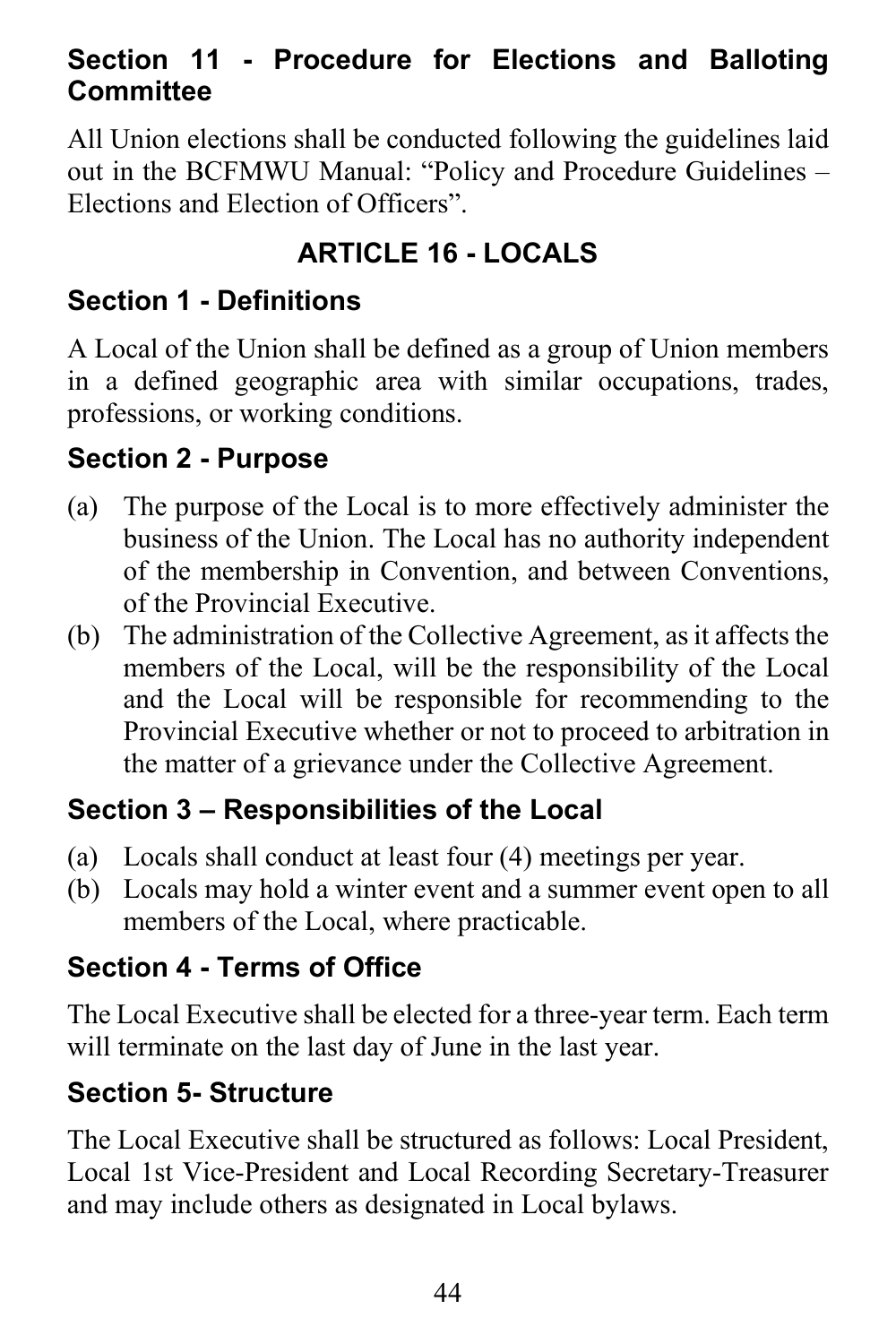### Section 11 - Procedure for Elections and Balloting Committee

All Union elections shall be conducted following the guidelines laid out in the BCFMWU Manual: “Policy and Procedure Guidelines – Elections and Election of Officers”.

## ARTICLE 16 - LOCALS

### Section 1 - Definitions

A Local of the Union shall be defined as a group of Union members in a defined geographic area with similar occupations, trades, professions, or working conditions.

### Section 2 - Purpose

(a) The purpose of the Local is to more effectively administer the business of the Union. The Local has no authority independent of the membership in Convention, and between Conventions, of the Provincial Executive.

(b) The administration of the Collective Agreement, as it affects the members of the Local, will be the responsibility of the Local and the Local will be responsible for recommending to the Provincial Executive whether or not to proceed to arbitration in the matter of a grievance under the Collective Agreement.

### Section 3 – Responsibilities of the Local

(a) Locals shall conduct at least four (4) meetings per year.

(b) Locals may hold a winter event and a summer event open to all members of the Local, where practicable.

### Section 4 - Terms of Office

The Local Executive shall be elected for a three-year term. Each term will terminate on the last day of June in the last year.

### Section 5- Structure

The Local Executive shall be structured as follows: Local President, Local 1st Vice-President and Local Recording Secretary-Treasurer and may include others as designated in Local bylaws.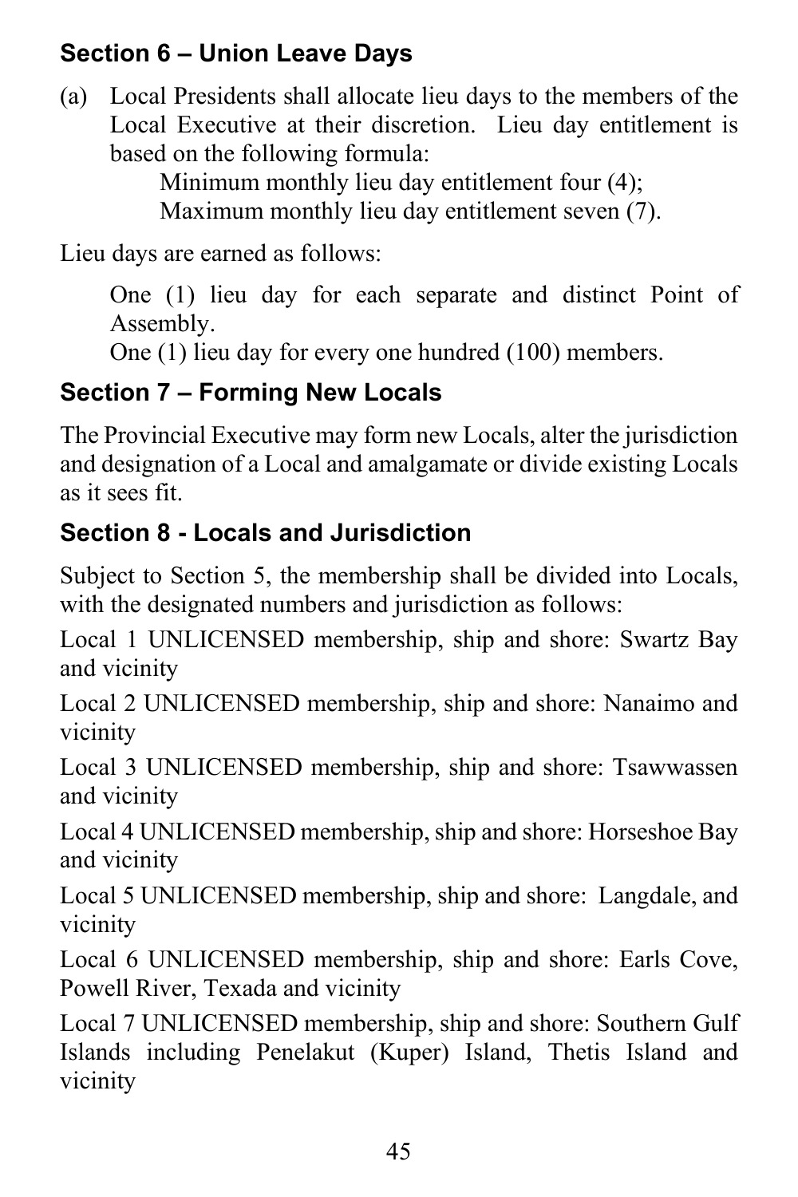### Section 6 – Union Leave Days

(a) Local Presidents shall allocate lieu days to the members of the Local Executive at their discretion. Lieu day entitlement is based on the following formula:

Minimum monthly lieu day entitlement four (4);
Maximum monthly lieu day entitlement seven (7).

Lieu days are earned as follows:

One (1) lieu day for each separate and distinct Point of Assembly.
One (1) lieu day for every one hundred (100) members.

### Section 7 – Forming New Locals

The Provincial Executive may form new Locals, alter the jurisdiction and designation of a Local and amalgamate or divide existing Locals as it sees fit.

### Section 8 - Locals and Jurisdiction

Subject to Section 5, the membership shall be divided into Locals, with the designated numbers and jurisdiction as follows:

Local 1 UNLICENSED membership, ship and shore: Swartz Bay and vicinity

Local 2 UNLICENSED membership, ship and shore: Nanaimo and vicinity

Local 3 UNLICENSED membership, ship and shore: Tsawwassen and vicinity

Local 4 UNLICENSED membership, ship and shore: Horseshoe Bay and vicinity

Local 5 UNLICENSED membership, ship and shore: Langdale, and vicinity

Local 6 UNLICENSED membership, ship and shore: Earls Cove, Powell River, Texada and vicinity

Local 7 UNLICENSED membership, ship and shore: Southern Gulf Islands including Penelakut (Kuper) Island, Thetis Island and vicinity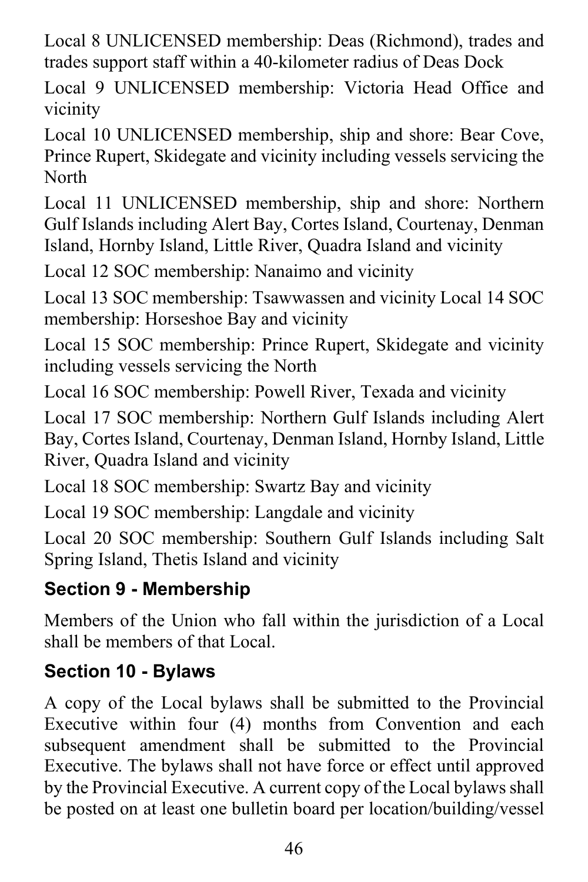Local 8 UNLICENSED membership: Deas (Richmond), trades and trades support staff within a 40-kilometer radius of Deas Dock

Local 9 UNLICENSED membership: Victoria Head Office and vicinity

Local 10 UNLICENSED membership, ship and shore: Bear Cove, Prince Rupert, Skidegate and vicinity including vessels servicing the North

Local 11 UNLICENSED membership, ship and shore: Northern Gulf Islands including Alert Bay, Cortes Island, Courtenay, Denman Island, Hornby Island, Little River, Quadra Island and vicinity

Local 12 SOC membership: Nanaimo and vicinity

Local 13 SOC membership: Tsawwassen and vicinity Local 14 SOC membership: Horseshoe Bay and vicinity

Local 15 SOC membership: Prince Rupert, Skidegate and vicinity including vessels servicing the North

Local 16 SOC membership: Powell River, Texada and vicinity

Local 17 SOC membership: Northern Gulf Islands including Alert Bay, Cortes Island, Courtenay, Denman Island, Hornby Island, Little River, Quadra Island and vicinity

Local 18 SOC membership: Swartz Bay and vicinity

Local 19 SOC membership: Langdale and vicinity

Local 20 SOC membership: Southern Gulf Islands including Salt Spring Island, Thetis Island and vicinity

### Section 9 - Membership

Members of the Union who fall within the jurisdiction of a Local shall be members of that Local.

### Section 10 - Bylaws

A copy of the Local bylaws shall be submitted to the Provincial Executive within four (4) months from Convention and each subsequent amendment shall be submitted to the Provincial Executive. The bylaws shall not have force or effect until approved by the Provincial Executive. A current copy of the Local bylaws shall be posted on at least one bulletin board per location/building/vessel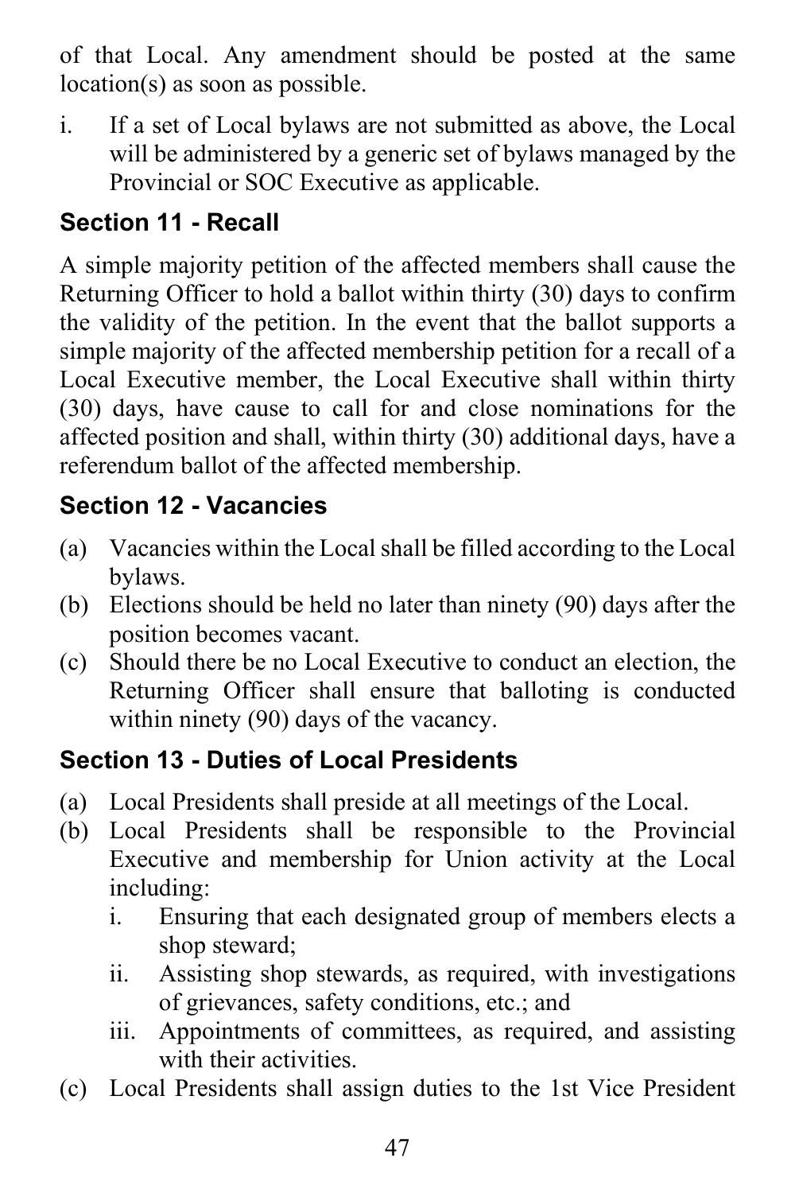of that Local. Any amendment should be posted at the same location(s) as soon as possible.

i. If a set of Local bylaws are not submitted as above, the Local will be administered by a generic set of bylaws managed by the Provincial or SOC Executive as applicable.

### Section 11 - Recall

A simple majority petition of the affected members shall cause the Returning Officer to hold a ballot within thirty (30) days to confirm the validity of the petition. In the event that the ballot supports a simple majority of the affected membership petition for a recall of a Local Executive member, the Local Executive shall within thirty (30) days, have cause to call for and close nominations for the affected position and shall, within thirty (30) additional days, have a referendum ballot of the affected membership.

### Section 12 - Vacancies

(a) Vacancies within the Local shall be filled according to the Local bylaws.
(b) Elections should be held no later than ninety (90) days after the position becomes vacant.
(c) Should there be no Local Executive to conduct an election, the Returning Officer shall ensure that balloting is conducted within ninety (90) days of the vacancy.

### Section 13 - Duties of Local Presidents

(a) Local Presidents shall preside at all meetings of the Local.
(b) Local Presidents shall be responsible to the Provincial Executive and membership for Union activity at the Local including:
    i. Ensuring that each designated group of members elects a shop steward;
    ii. Assisting shop stewards, as required, with investigations of grievances, safety conditions, etc.; and
    iii. Appointments of committees, as required, and assisting with their activities.
(c) Local Presidents shall assign duties to the 1st Vice President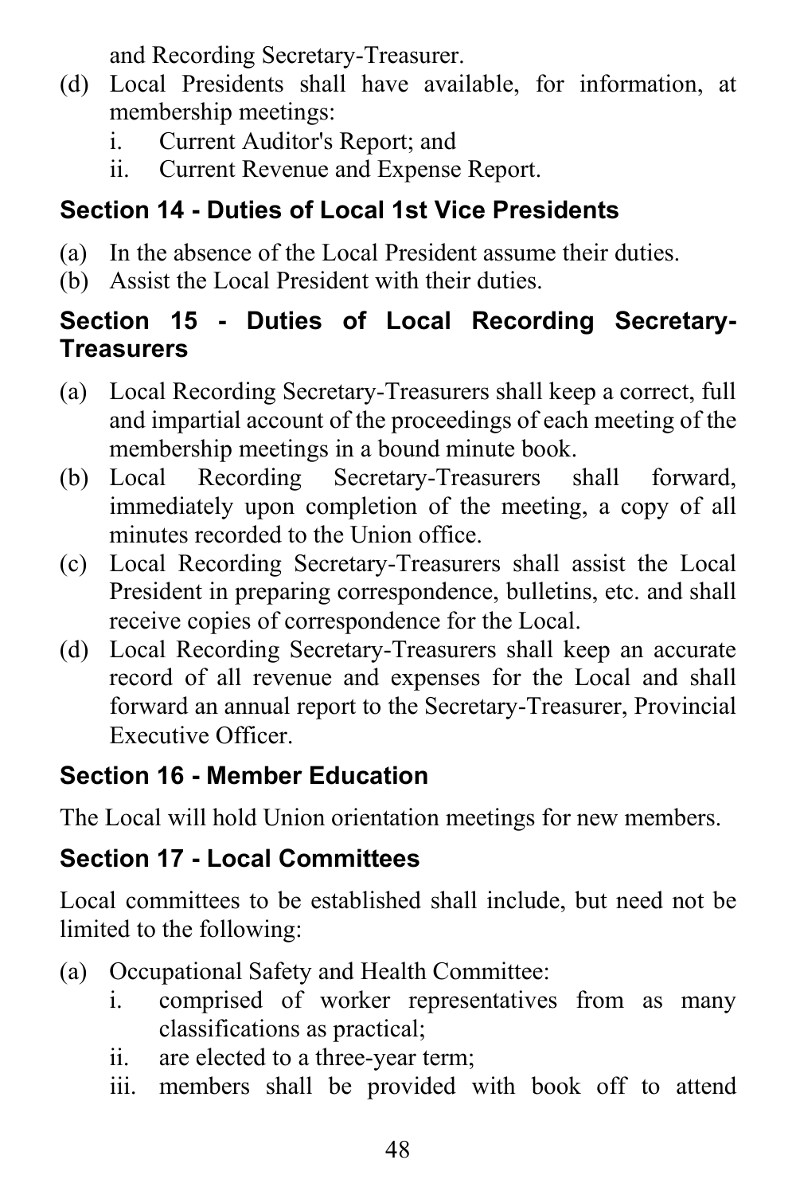and Recording Secretary-Treasurer.

(d) Local Presidents shall have available, for information, at membership meetings:
   i. Current Auditor's Report; and
   ii. Current Revenue and Expense Report.

### Section 14 - Duties of Local 1st Vice Presidents

(a) In the absence of the Local President assume their duties.
(b) Assist the Local President with their duties.

### Section 15 - Duties of Local Recording Secretary-Treasurers

(a) Local Recording Secretary-Treasurers shall keep a correct, full and impartial account of the proceedings of each meeting of the membership meetings in a bound minute book.
(b) Local Recording Secretary-Treasurers shall forward, immediately upon completion of the meeting, a copy of all minutes recorded to the Union office.
(c) Local Recording Secretary-Treasurers shall assist the Local President in preparing correspondence, bulletins, etc. and shall receive copies of correspondence for the Local.
(d) Local Recording Secretary-Treasurers shall keep an accurate record of all revenue and expenses for the Local and shall forward an annual report to the Secretary-Treasurer, Provincial Executive Officer.

### Section 16 - Member Education

The Local will hold Union orientation meetings for new members.

### Section 17 - Local Committees

Local committees to be established shall include, but need not be limited to the following:

(a) Occupational Safety and Health Committee:
   i. comprised of worker representatives from as many classifications as practical;
   ii. are elected to a three-year term;
   iii. members shall be provided with book off to attend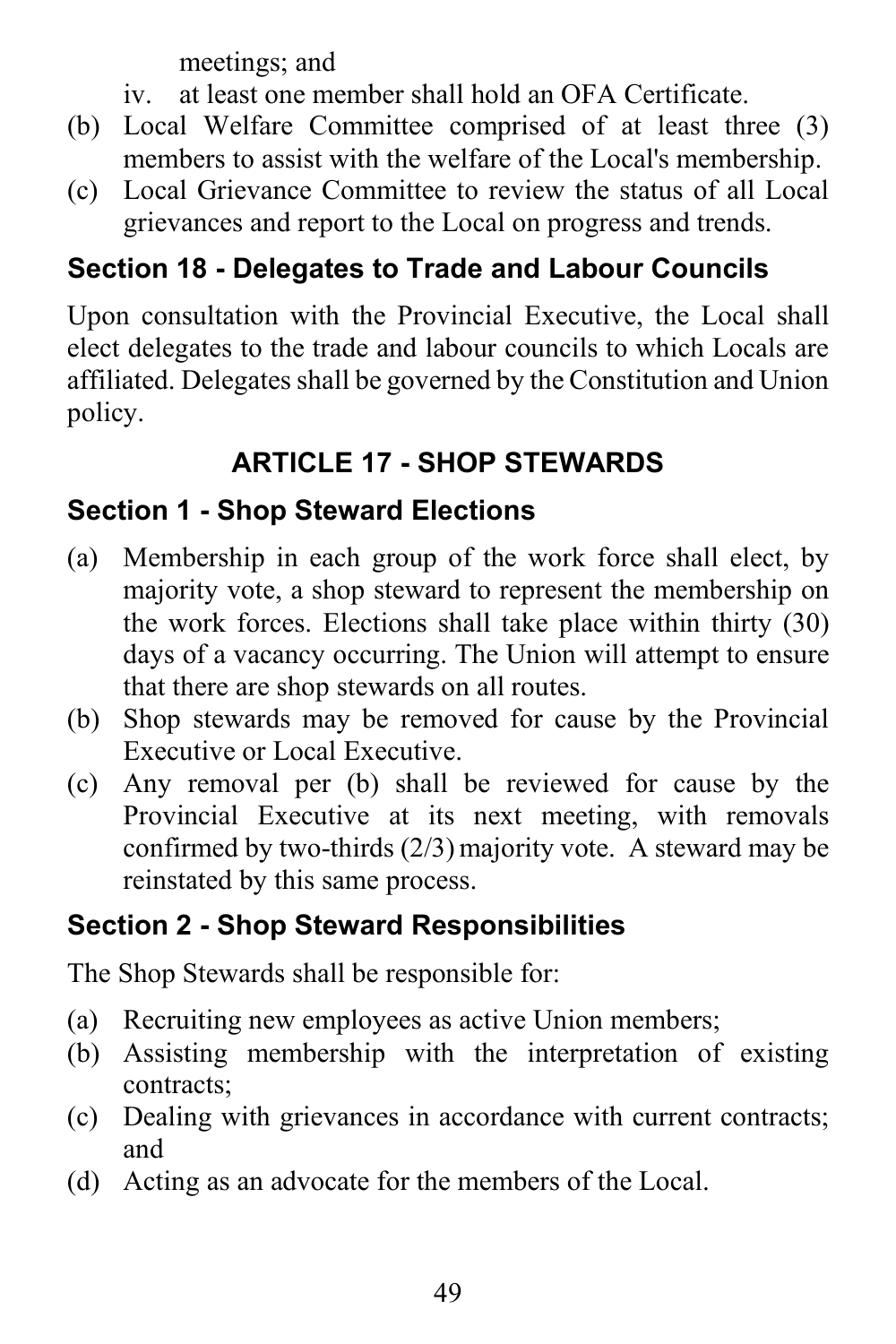meetings; and

iv. at least one member shall hold an OFA Certificate.

(b) Local Welfare Committee comprised of at least three (3) members to assist with the welfare of the Local's membership.

(c) Local Grievance Committee to review the status of all Local grievances and report to the Local on progress and trends.

### Section 18 - Delegates to Trade and Labour Councils

Upon consultation with the Provincial Executive, the Local shall elect delegates to the trade and labour councils to which Locals are affiliated. Delegates shall be governed by the Constitution and Union policy.

## ARTICLE 17 - SHOP STEWARDS

### Section 1 - Shop Steward Elections

(a) Membership in each group of the work force shall elect, by majority vote, a shop steward to represent the membership on the work forces. Elections shall take place within thirty (30) days of a vacancy occurring. The Union will attempt to ensure that there are shop stewards on all routes.

(b) Shop stewards may be removed for cause by the Provincial Executive or Local Executive.

(c) Any removal per (b) shall be reviewed for cause by the Provincial Executive at its next meeting, with removals confirmed by two-thirds (2/3) majority vote. A steward may be reinstated by this same process.

### Section 2 - Shop Steward Responsibilities

The Shop Stewards shall be responsible for:

(a) Recruiting new employees as active Union members;

(b) Assisting membership with the interpretation of existing contracts;

(c) Dealing with grievances in accordance with current contracts; and

(d) Acting as an advocate for the members of the Local.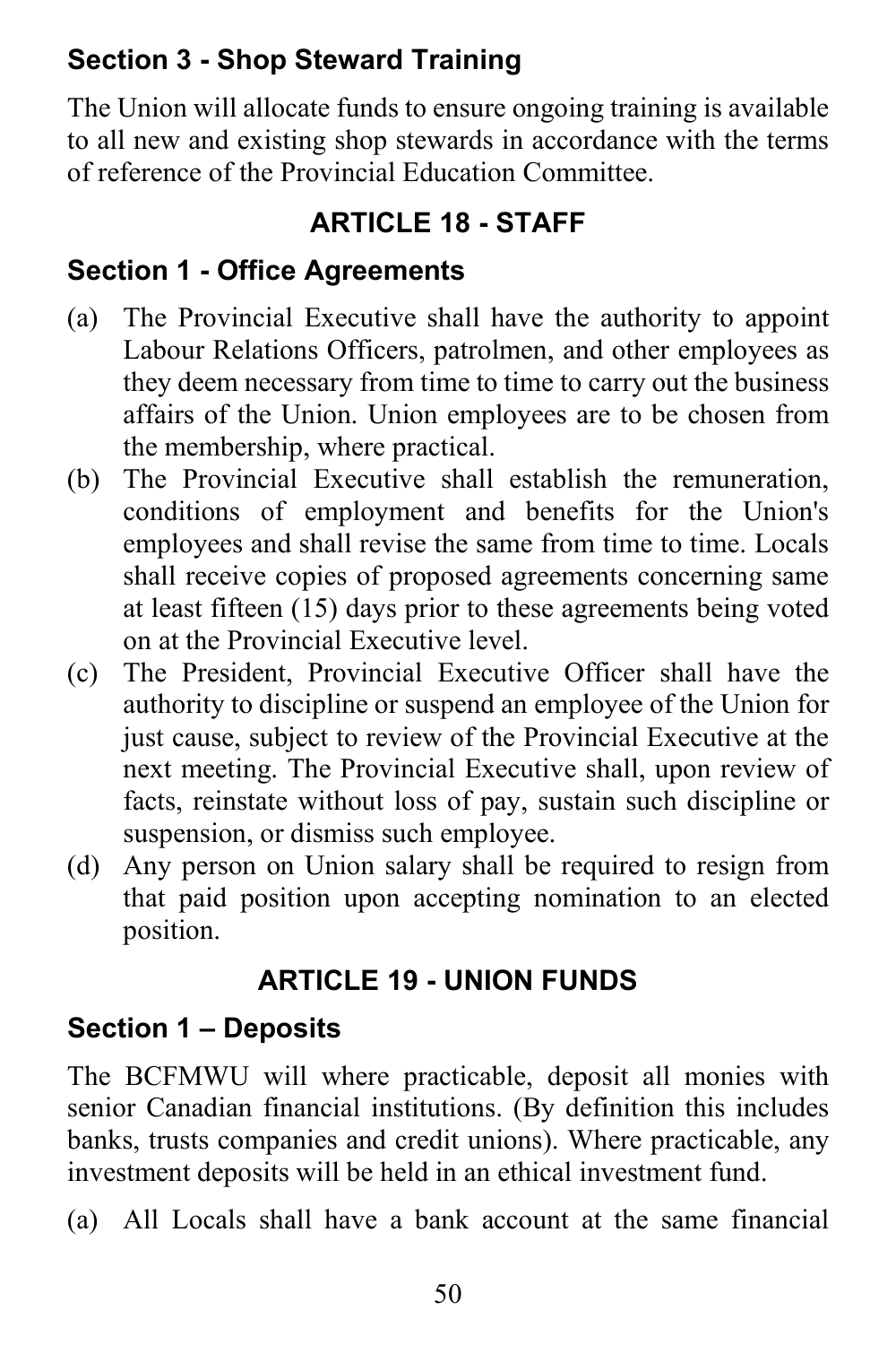### Section 3 - Shop Steward Training

The Union will allocate funds to ensure ongoing training is available to all new and existing shop stewards in accordance with the terms of reference of the Provincial Education Committee.

## ARTICLE 18 - STAFF

### Section 1 - Office Agreements

(a) The Provincial Executive shall have the authority to appoint Labour Relations Officers, patrolmen, and other employees as they deem necessary from time to time to carry out the business affairs of the Union. Union employees are to be chosen from the membership, where practical.

(b) The Provincial Executive shall establish the remuneration, conditions of employment and benefits for the Union's employees and shall revise the same from time to time. Locals shall receive copies of proposed agreements concerning same at least fifteen (15) days prior to these agreements being voted on at the Provincial Executive level.

(c) The President, Provincial Executive Officer shall have the authority to discipline or suspend an employee of the Union for just cause, subject to review of the Provincial Executive at the next meeting. The Provincial Executive shall, upon review of facts, reinstate without loss of pay, sustain such discipline or suspension, or dismiss such employee.

(d) Any person on Union salary shall be required to resign from that paid position upon accepting nomination to an elected position.

## ARTICLE 19 - UNION FUNDS

### Section 1 – Deposits

The BCFMWU will where practicable, deposit all monies with senior Canadian financial institutions. (By definition this includes banks, trusts companies and credit unions). Where practicable, any investment deposits will be held in an ethical investment fund.

(a) All Locals shall have a bank account at the same financial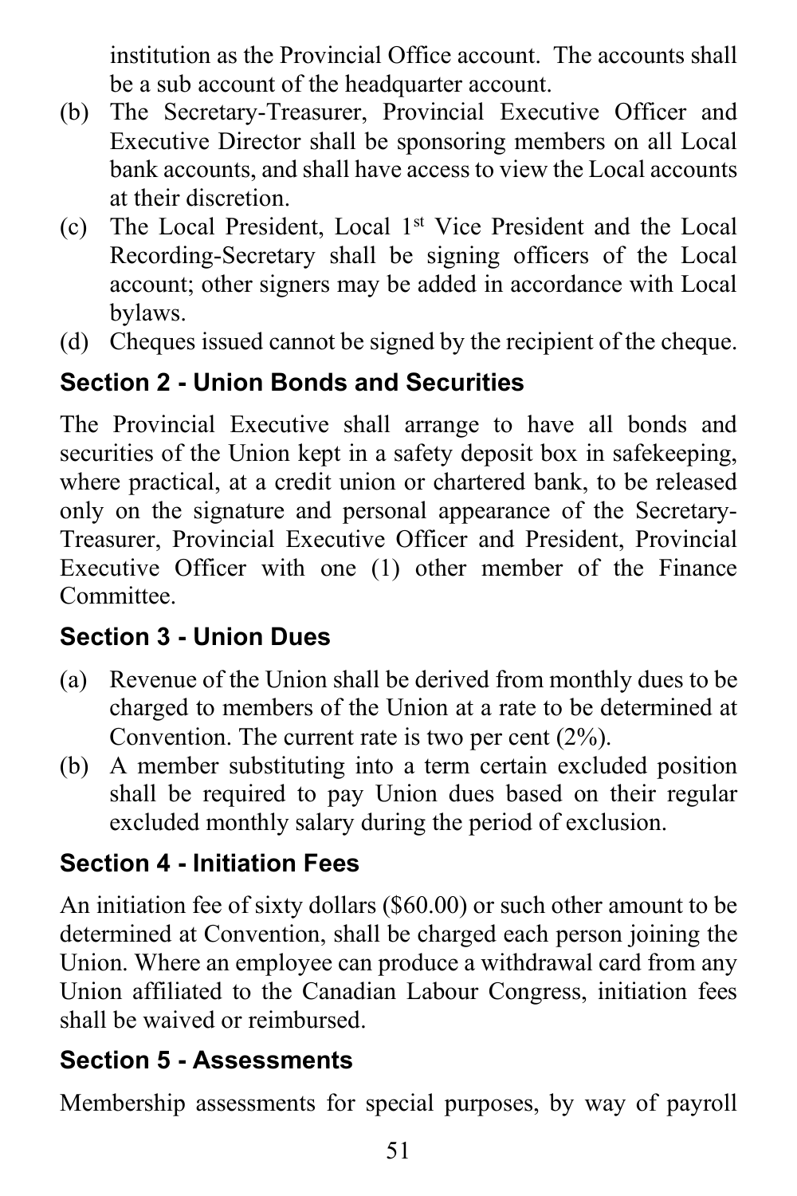institution as the Provincial Office account. The accounts shall be a sub account of the headquarter account.

(b) The Secretary-Treasurer, Provincial Executive Officer and Executive Director shall be sponsoring members on all Local bank accounts, and shall have access to view the Local accounts at their discretion.

(c) The Local President, Local 1st Vice President and the Local Recording-Secretary shall be signing officers of the Local account; other signers may be added in accordance with Local bylaws.

(d) Cheques issued cannot be signed by the recipient of the cheque.

### Section 2 - Union Bonds and Securities

The Provincial Executive shall arrange to have all bonds and securities of the Union kept in a safety deposit box in safekeeping, where practical, at a credit union or chartered bank, to be released only on the signature and personal appearance of the Secretary-Treasurer, Provincial Executive Officer and President, Provincial Executive Officer with one (1) other member of the Finance Committee.

### Section 3 - Union Dues

(a) Revenue of the Union shall be derived from monthly dues to be charged to members of the Union at a rate to be determined at Convention. The current rate is two per cent (2%).

(b) A member substituting into a term certain excluded position shall be required to pay Union dues based on their regular excluded monthly salary during the period of exclusion.

### Section 4 - Initiation Fees

An initiation fee of sixty dollars ($60.00) or such other amount to be determined at Convention, shall be charged each person joining the Union. Where an employee can produce a withdrawal card from any Union affiliated to the Canadian Labour Congress, initiation fees shall be waived or reimbursed.

### Section 5 - Assessments

Membership assessments for special purposes, by way of payroll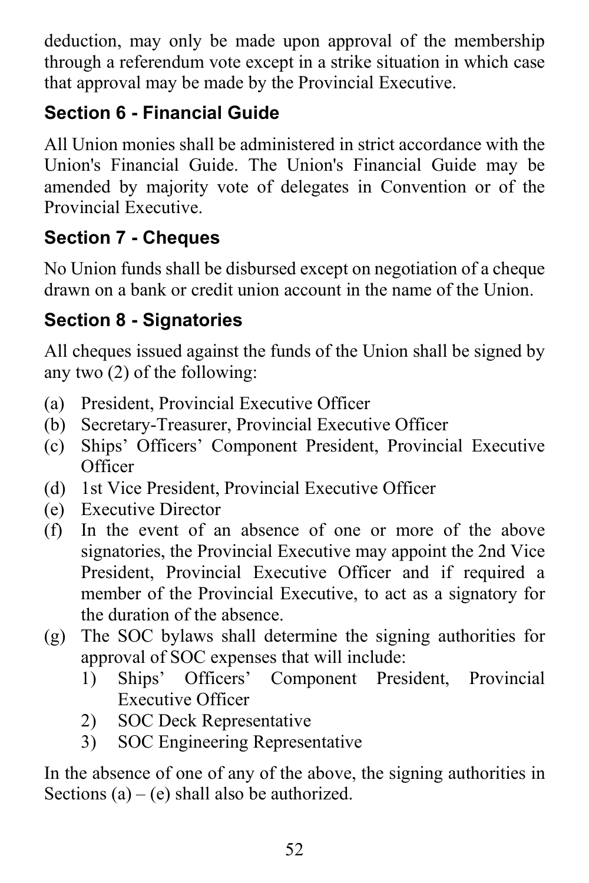deduction, may only be made upon approval of the membership through a referendum vote except in a strike situation in which case that approval may be made by the Provincial Executive.

### Section 6 - Financial Guide

All Union monies shall be administered in strict accordance with the Union's Financial Guide. The Union's Financial Guide may be amended by majority vote of delegates in Convention or of the Provincial Executive.

### Section 7 - Cheques

No Union funds shall be disbursed except on negotiation of a cheque drawn on a bank or credit union account in the name of the Union.

### Section 8 - Signatories

All cheques issued against the funds of the Union shall be signed by any two (2) of the following:

(a) President, Provincial Executive Officer
(b) Secretary-Treasurer, Provincial Executive Officer
(c) Ships' Officers' Component President, Provincial Executive Officer
(d) 1st Vice President, Provincial Executive Officer
(e) Executive Director
(f) In the event of an absence of one or more of the above signatories, the Provincial Executive may appoint the 2nd Vice President, Provincial Executive Officer and if required a member of the Provincial Executive, to act as a signatory for the duration of the absence.
(g) The SOC bylaws shall determine the signing authorities for approval of SOC expenses that will include:
   1) Ships' Officers' Component President, Provincial Executive Officer
   2) SOC Deck Representative
   3) SOC Engineering Representative

In the absence of one of any of the above, the signing authorities in Sections (a) – (e) shall also be authorized.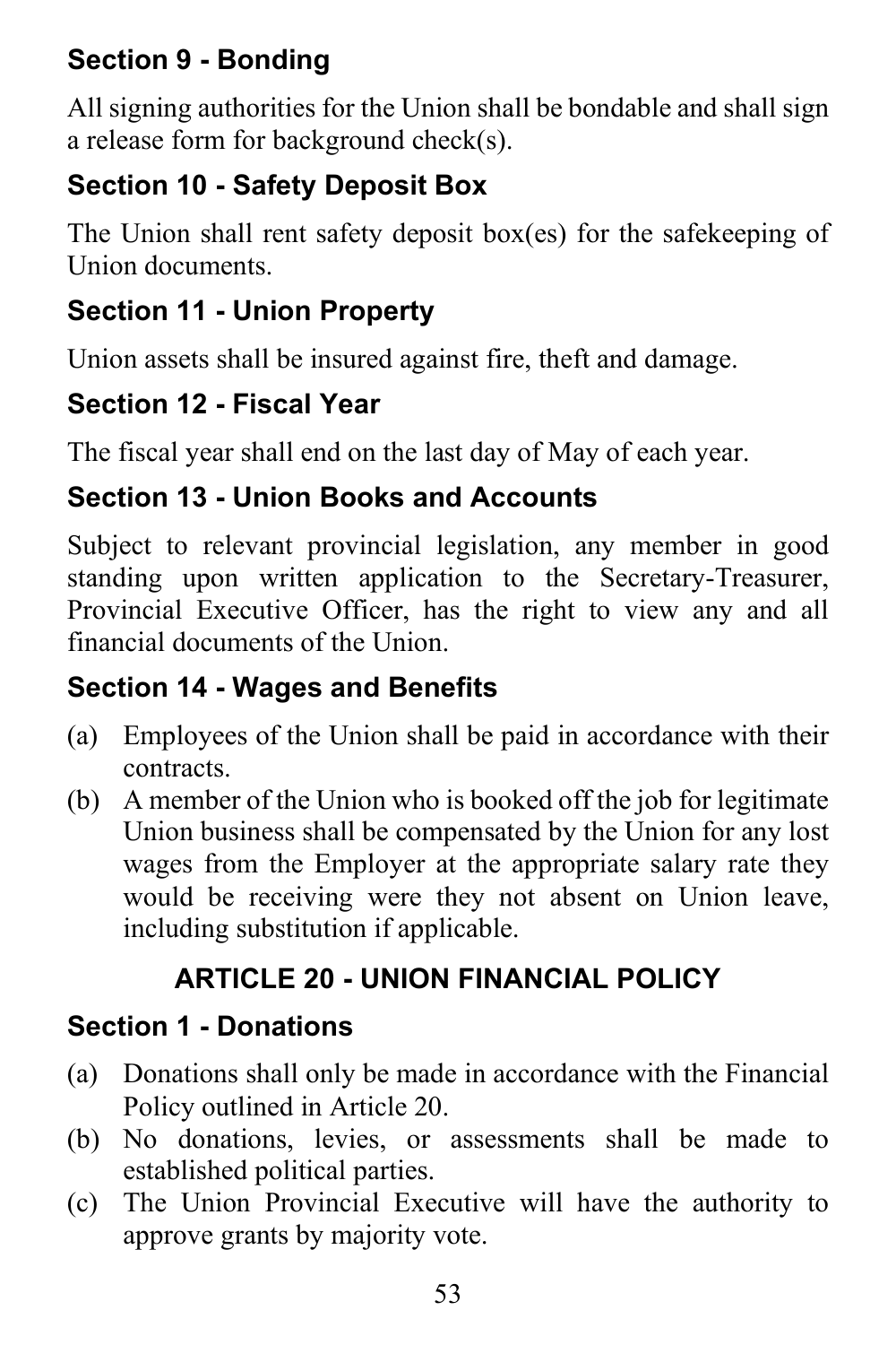### Section 9 - Bonding

All signing authorities for the Union shall be bondable and shall sign a release form for background check(s).

### Section 10 - Safety Deposit Box

The Union shall rent safety deposit box(es) for the safekeeping of Union documents.

### Section 11 - Union Property

Union assets shall be insured against fire, theft and damage.

### Section 12 - Fiscal Year

The fiscal year shall end on the last day of May of each year.

### Section 13 - Union Books and Accounts

Subject to relevant provincial legislation, any member in good standing upon written application to the Secretary-Treasurer, Provincial Executive Officer, has the right to view any and all financial documents of the Union.

### Section 14 - Wages and Benefits

(a) Employees of the Union shall be paid in accordance with their contracts.

(b) A member of the Union who is booked off the job for legitimate Union business shall be compensated by the Union for any lost wages from the Employer at the appropriate salary rate they would be receiving were they not absent on Union leave, including substitution if applicable.

## ARTICLE 20 - UNION FINANCIAL POLICY

### Section 1 - Donations

(a) Donations shall only be made in accordance with the Financial Policy outlined in Article 20.

(b) No donations, levies, or assessments shall be made to established political parties.

(c) The Union Provincial Executive will have the authority to approve grants by majority vote.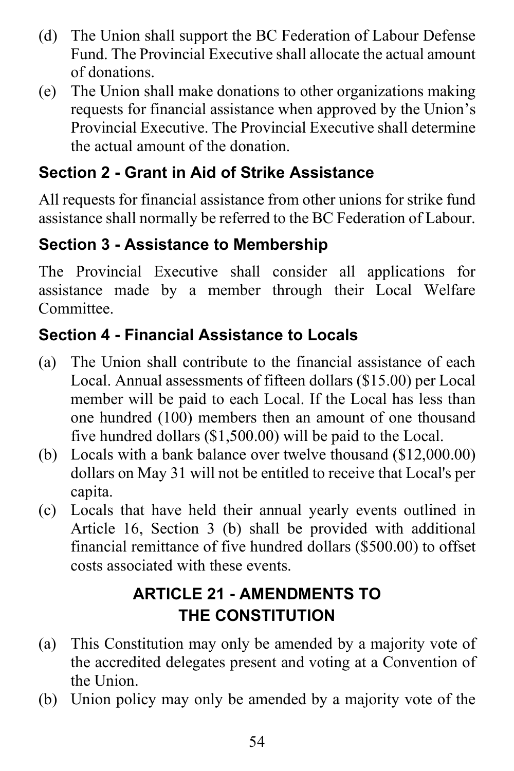(d) The Union shall support the BC Federation of Labour Defense Fund. The Provincial Executive shall allocate the actual amount of donations.
(e) The Union shall make donations to other organizations making requests for financial assistance when approved by the Union's Provincial Executive. The Provincial Executive shall determine the actual amount of the donation.

### Section 2 - Grant in Aid of Strike Assistance

All requests for financial assistance from other unions for strike fund assistance shall normally be referred to the BC Federation of Labour.

### Section 3 - Assistance to Membership

The Provincial Executive shall consider all applications for assistance made by a member through their Local Welfare Committee.

### Section 4 - Financial Assistance to Locals

(a) The Union shall contribute to the financial assistance of each Local. Annual assessments of fifteen dollars ($15.00) per Local member will be paid to each Local. If the Local has less than one hundred (100) members then an amount of one thousand five hundred dollars ($1,500.00) will be paid to the Local.
(b) Locals with a bank balance over twelve thousand ($12,000.00) dollars on May 31 will not be entitled to receive that Local's per capita.
(c) Locals that have held their annual yearly events outlined in Article 16, Section 3 (b) shall be provided with additional financial remittance of five hundred dollars ($500.00) to offset costs associated with these events.

## ARTICLE 21 - AMENDMENTS TO THE CONSTITUTION

(a) This Constitution may only be amended by a majority vote of the accredited delegates present and voting at a Convention of the Union.
(b) Union policy may only be amended by a majority vote of the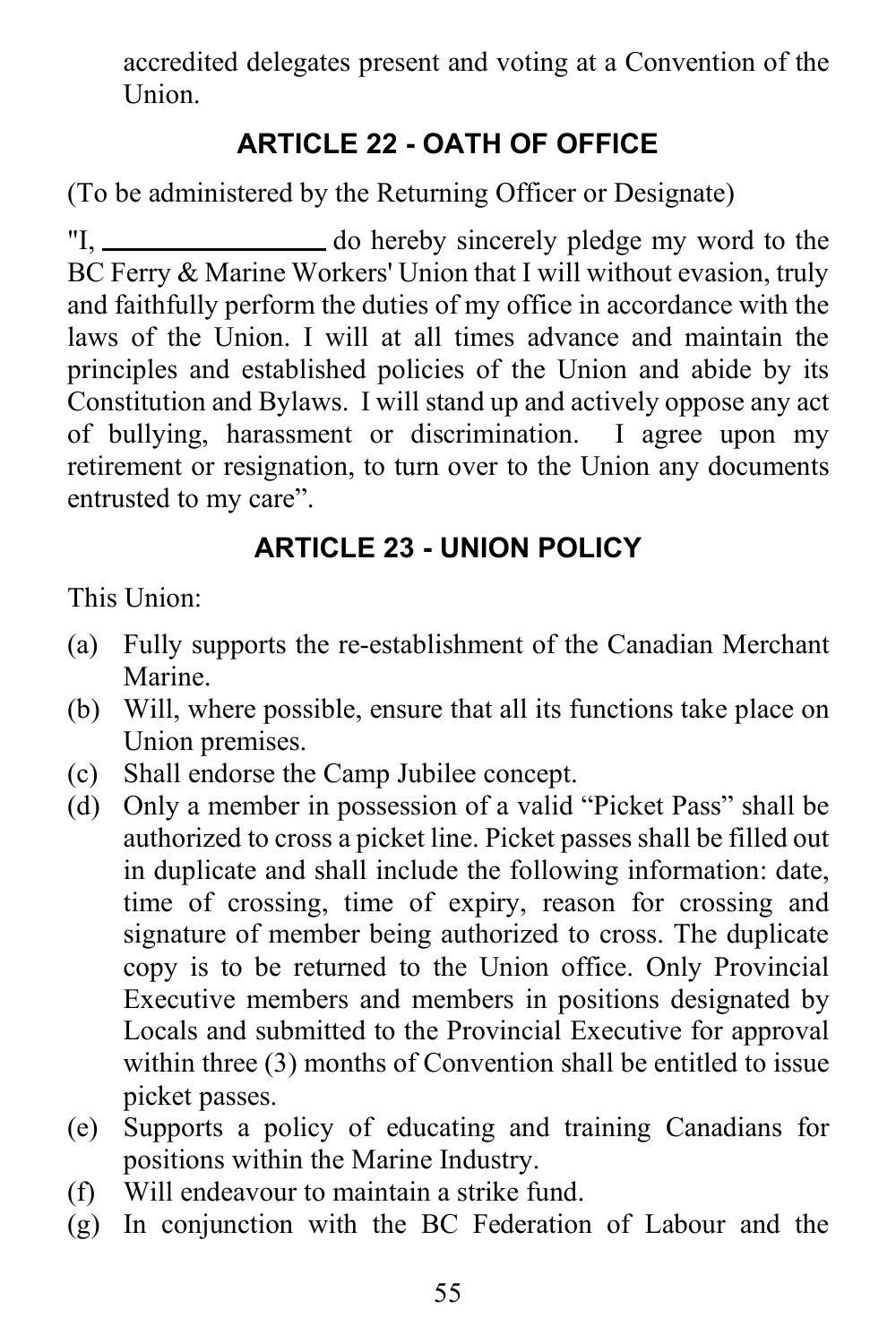accredited delegates present and voting at a Convention of the Union.

## ARTICLE 22 - OATH OF OFFICE

(To be administered by the Returning Officer or Designate)

"I, ________________ do hereby sincerely pledge my word to the BC Ferry & Marine Workers' Union that I will without evasion, truly and faithfully perform the duties of my office in accordance with the laws of the Union. I will at all times advance and maintain the principles and established policies of the Union and abide by its Constitution and Bylaws. I will stand up and actively oppose any act of bullying, harassment or discrimination. I agree upon my retirement or resignation, to turn over to the Union any documents entrusted to my care".

## ARTICLE 23 - UNION POLICY

This Union:

(a) Fully supports the re-establishment of the Canadian Merchant Marine.

(b) Will, where possible, ensure that all its functions take place on Union premises.

(c) Shall endorse the Camp Jubilee concept.

(d) Only a member in possession of a valid "Picket Pass" shall be authorized to cross a picket line. Picket passes shall be filled out in duplicate and shall include the following information: date, time of crossing, time of expiry, reason for crossing and signature of member being authorized to cross. The duplicate copy is to be returned to the Union office. Only Provincial Executive members and members in positions designated by Locals and submitted to the Provincial Executive for approval within three (3) months of Convention shall be entitled to issue picket passes.

(e) Supports a policy of educating and training Canadians for positions within the Marine Industry.

(f) Will endeavour to maintain a strike fund.

(g) In conjunction with the BC Federation of Labour and the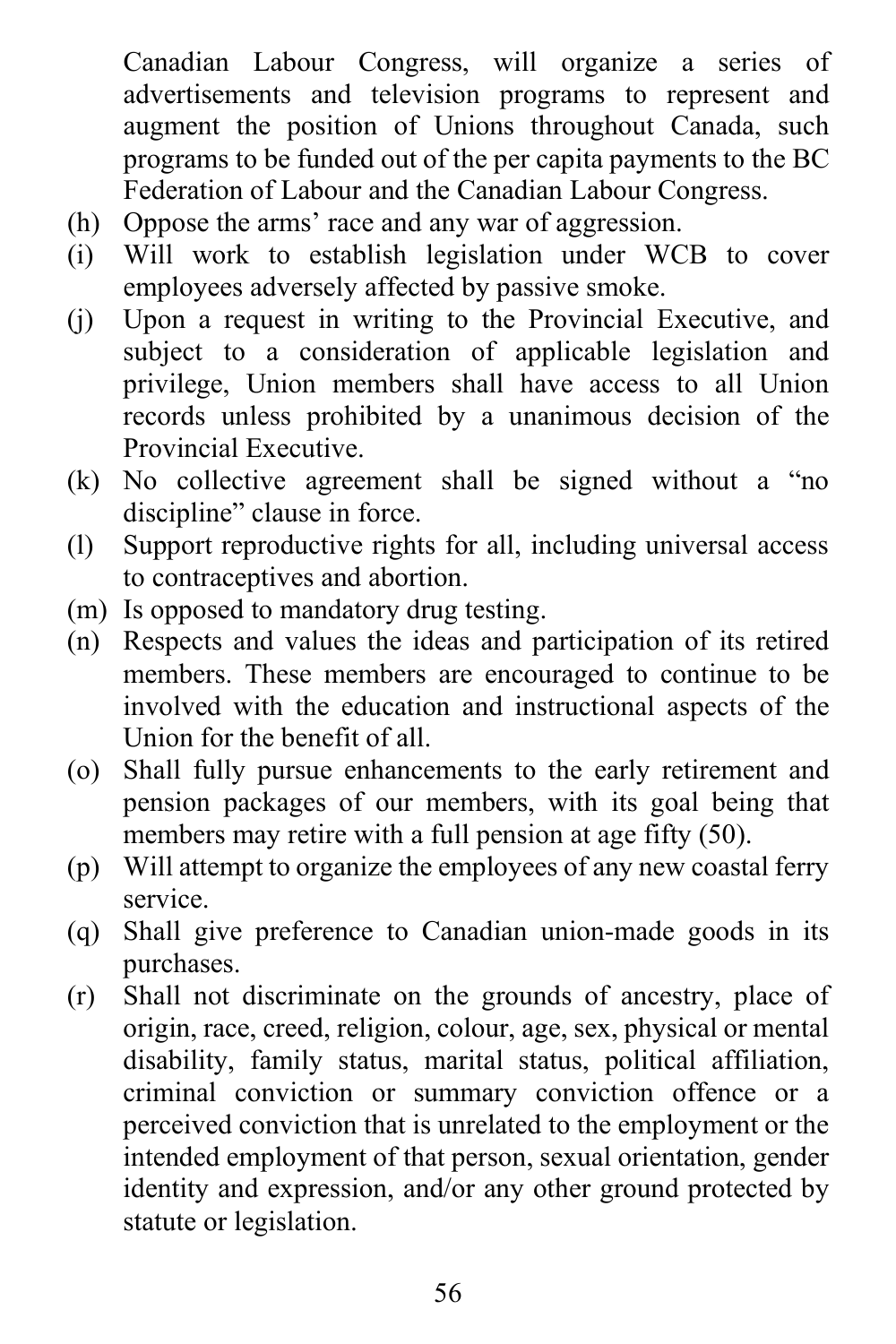Canadian Labour Congress, will organize a series of advertisements and television programs to represent and augment the position of Unions throughout Canada, such programs to be funded out of the per capita payments to the BC Federation of Labour and the Canadian Labour Congress.

(h) Oppose the arms' race and any war of aggression.

(i) Will work to establish legislation under WCB to cover employees adversely affected by passive smoke.

(j) Upon a request in writing to the Provincial Executive, and subject to a consideration of applicable legislation and privilege, Union members shall have access to all Union records unless prohibited by a unanimous decision of the Provincial Executive.

(k) No collective agreement shall be signed without a "no discipline" clause in force.

(l) Support reproductive rights for all, including universal access to contraceptives and abortion.

(m) Is opposed to mandatory drug testing.

(n) Respects and values the ideas and participation of its retired members. These members are encouraged to continue to be involved with the education and instructional aspects of the Union for the benefit of all.

(o) Shall fully pursue enhancements to the early retirement and pension packages of our members, with its goal being that members may retire with a full pension at age fifty (50).

(p) Will attempt to organize the employees of any new coastal ferry service.

(q) Shall give preference to Canadian union-made goods in its purchases.

(r) Shall not discriminate on the grounds of ancestry, place of origin, race, creed, religion, colour, age, sex, physical or mental disability, family status, marital status, political affiliation, criminal conviction or summary conviction offence or a perceived conviction that is unrelated to the employment or the intended employment of that person, sexual orientation, gender identity and expression, and/or any other ground protected by statute or legislation.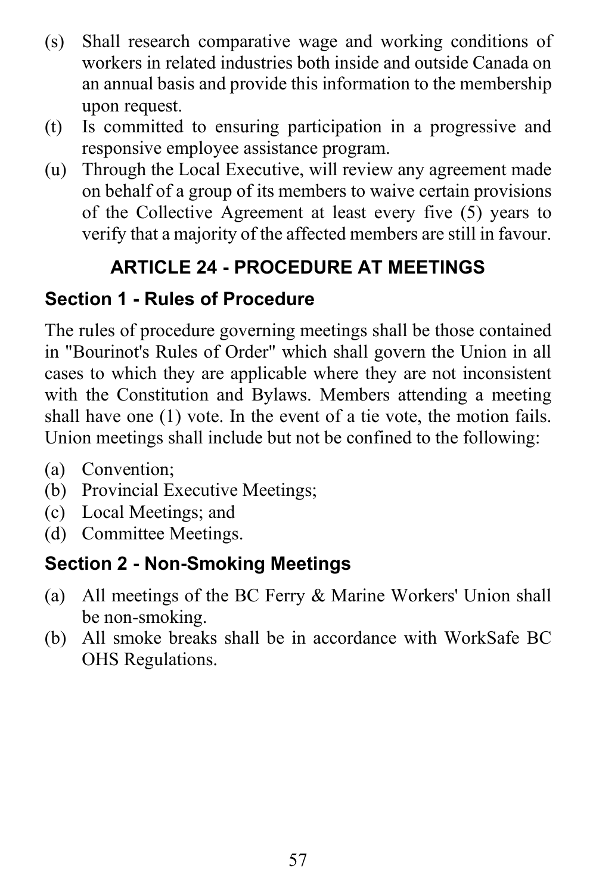(s) Shall research comparative wage and working conditions of workers in related industries both inside and outside Canada on an annual basis and provide this information to the membership upon request.

(t) Is committed to ensuring participation in a progressive and responsive employee assistance program.

(u) Through the Local Executive, will review any agreement made on behalf of a group of its members to waive certain provisions of the Collective Agreement at least every five (5) years to verify that a majority of the affected members are still in favour.

## ARTICLE 24 - PROCEDURE AT MEETINGS

### Section 1 - Rules of Procedure

The rules of procedure governing meetings shall be those contained in "Bourinot's Rules of Order" which shall govern the Union in all cases to which they are applicable where they are not inconsistent with the Constitution and Bylaws. Members attending a meeting shall have one (1) vote. In the event of a tie vote, the motion fails. Union meetings shall include but not be confined to the following:

(a) Convention;
(b) Provincial Executive Meetings;
(c) Local Meetings; and
(d) Committee Meetings.

### Section 2 - Non-Smoking Meetings

(a) All meetings of the BC Ferry & Marine Workers' Union shall be non-smoking.

(b) All smoke breaks shall be in accordance with WorkSafe BC OHS Regulations.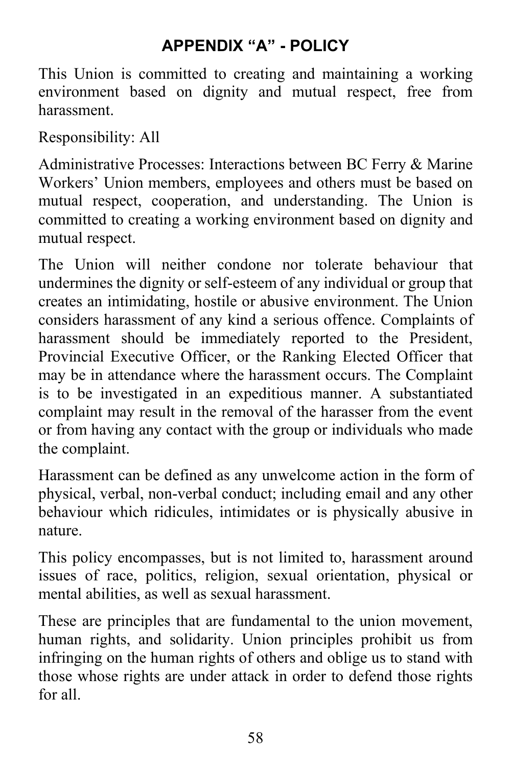# APPENDIX "A" - POLICY

This Union is committed to creating and maintaining a working environment based on dignity and mutual respect, free from harassment.

Responsibility: All

Administrative Processes: Interactions between BC Ferry & Marine Workers' Union members, employees and others must be based on mutual respect, cooperation, and understanding. The Union is committed to creating a working environment based on dignity and mutual respect.

The Union will neither condone nor tolerate behaviour that undermines the dignity or self-esteem of any individual or group that creates an intimidating, hostile or abusive environment. The Union considers harassment of any kind a serious offence. Complaints of harassment should be immediately reported to the President, Provincial Executive Officer, or the Ranking Elected Officer that may be in attendance where the harassment occurs. The Complaint is to be investigated in an expeditious manner. A substantiated complaint may result in the removal of the harasser from the event or from having any contact with the group or individuals who made the complaint.

Harassment can be defined as any unwelcome action in the form of physical, verbal, non-verbal conduct; including email and any other behaviour which ridicules, intimidates or is physically abusive in nature.

This policy encompasses, but is not limited to, harassment around issues of race, politics, religion, sexual orientation, physical or mental abilities, as well as sexual harassment.

These are principles that are fundamental to the union movement, human rights, and solidarity. Union principles prohibit us from infringing on the human rights of others and oblige us to stand with those whose rights are under attack in order to defend those rights for all.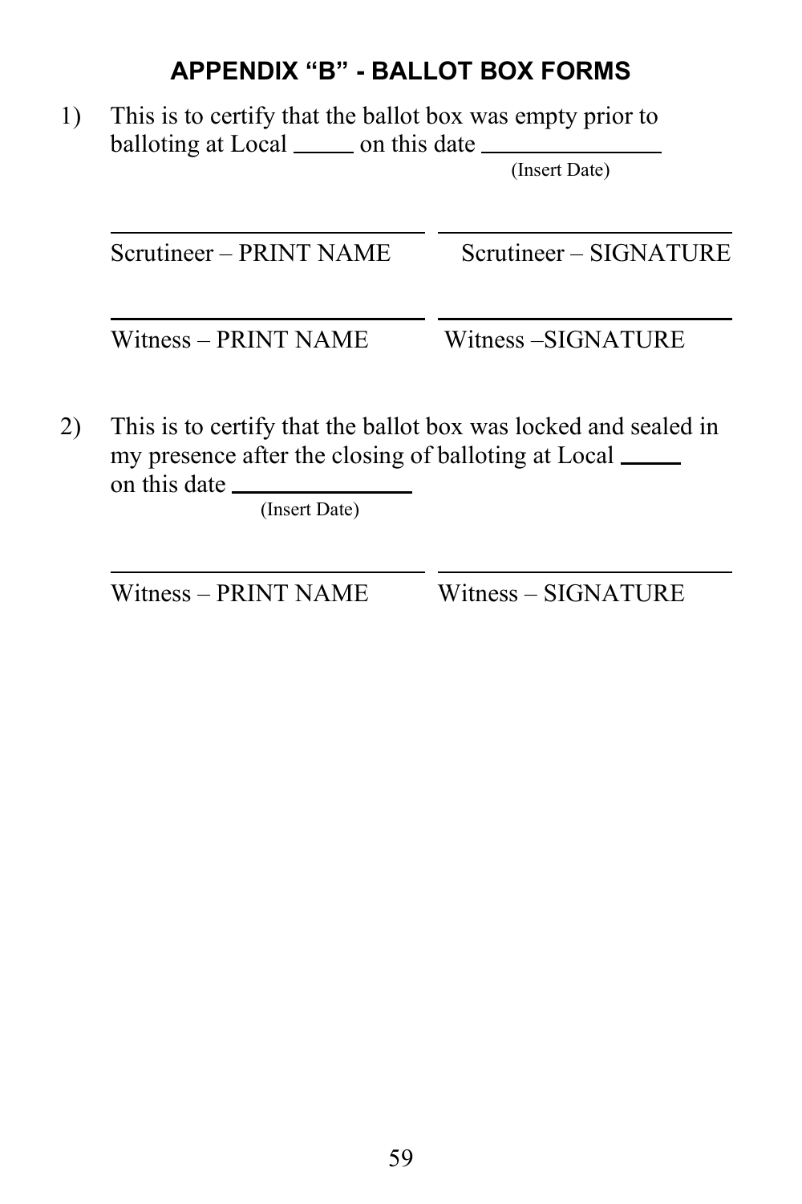## APPENDIX "B" - BALLOT BOX FORMS

1) This is to certify that the ballot box was empty prior to balloting at Local _____ on this date _______________
(Insert Date)

| ______________________________ | ______________________________ |
|---|---|
| Scrutineer – PRINT NAME | Scrutineer – SIGNATURE |
| ______________________________ | ______________________________ |
| Witness – PRINT NAME | Witness –SIGNATURE |

2) This is to certify that the ballot box was locked and sealed in my presence after the closing of balloting at Local _____ on this date _______________
(Insert Date)

| ______________________________ | ______________________________ |
|---|---|
| Witness – PRINT NAME | Witness – SIGNATURE |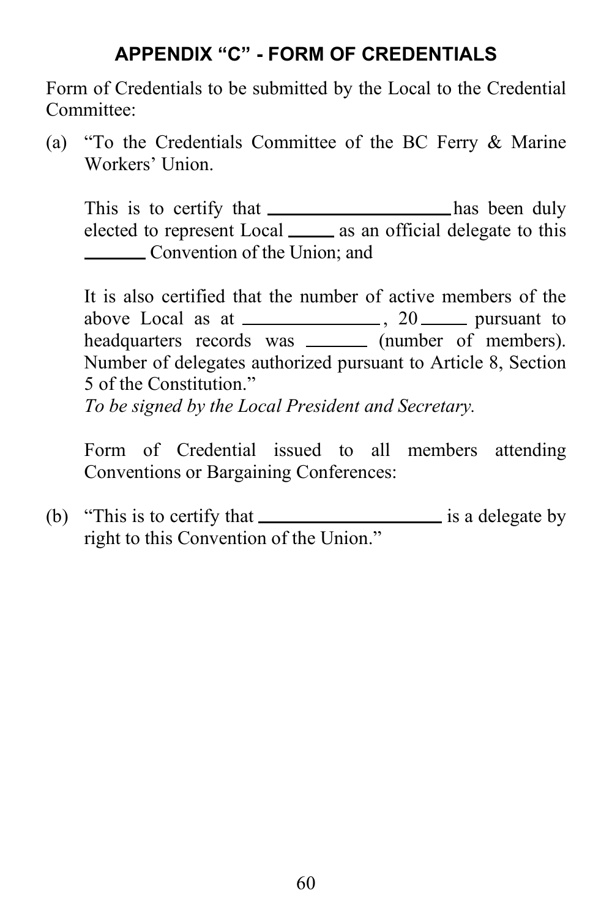## APPENDIX "C" - FORM OF CREDENTIALS

Form of Credentials to be submitted by the Local to the Credential Committee:

(a) "To the Credentials Committee of the BC Ferry & Marine Workers' Union.

This is to certify that ____________________ has been duly elected to represent Local _____ as an official delegate to this _______ Convention of the Union; and

It is also certified that the number of active members of the above Local as at _______________, 20_____ pursuant to headquarters records was _______ (number of members). Number of delegates authorized pursuant to Article 8, Section 5 of the Constitution."

*To be signed by the Local President and Secretary.*

Form of Credential issued to all members attending Conventions or Bargaining Conferences:

(b) "This is to certify that ____________________ is a delegate by right to this Convention of the Union."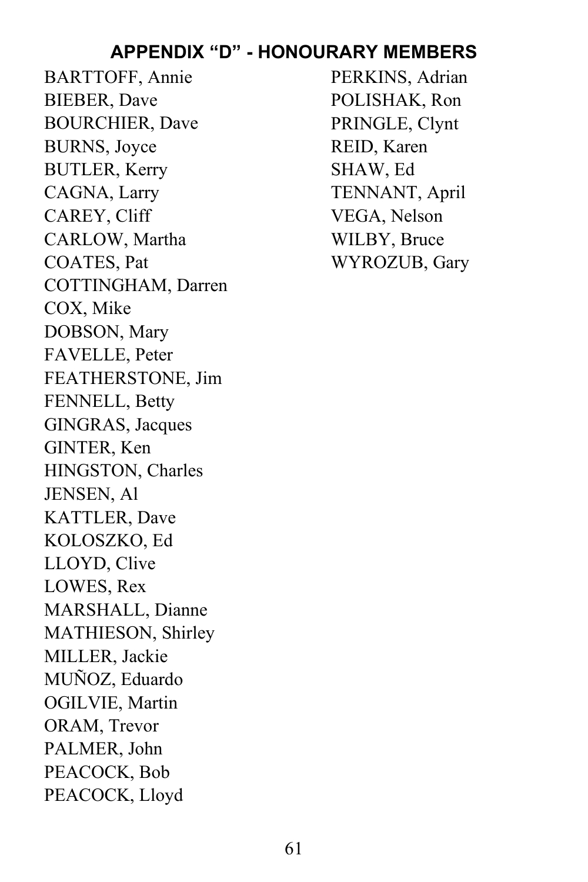## APPENDIX "D" - HONOURARY MEMBERS

BARTTOFF, Annie
BIEBER, Dave
BOURCHIER, Dave
BURNS, Joyce
BUTLER, Kerry
CAGNA, Larry
CAREY, Cliff
CARLOW, Martha
COATES, Pat
COTTINGHAM, Darren
COX, Mike
DOBSON, Mary
FAVELLE, Peter
FEATHERSTONE, Jim
FENNELL, Betty
GINGRAS, Jacques
GINTER, Ken
HINGSTON, Charles
JENSEN, Al
KATTLER, Dave
KOLOSZKO, Ed
LLOYD, Clive
LOWES, Rex
MARSHALL, Dianne
MATHIESON, Shirley
MILLER, Jackie
MUÑOZ, Eduardo
OGILVIE, Martin
ORAM, Trevor
PALMER, John
PEACOCK, Bob
PEACOCK, Lloyd
PERKINS, Adrian
POLISHAK, Ron
PRINGLE, Clynt
REID, Karen
SHAW, Ed
TENNANT, April
VEGA, Nelson
WILBY, Bruce
WYROZUB, Gary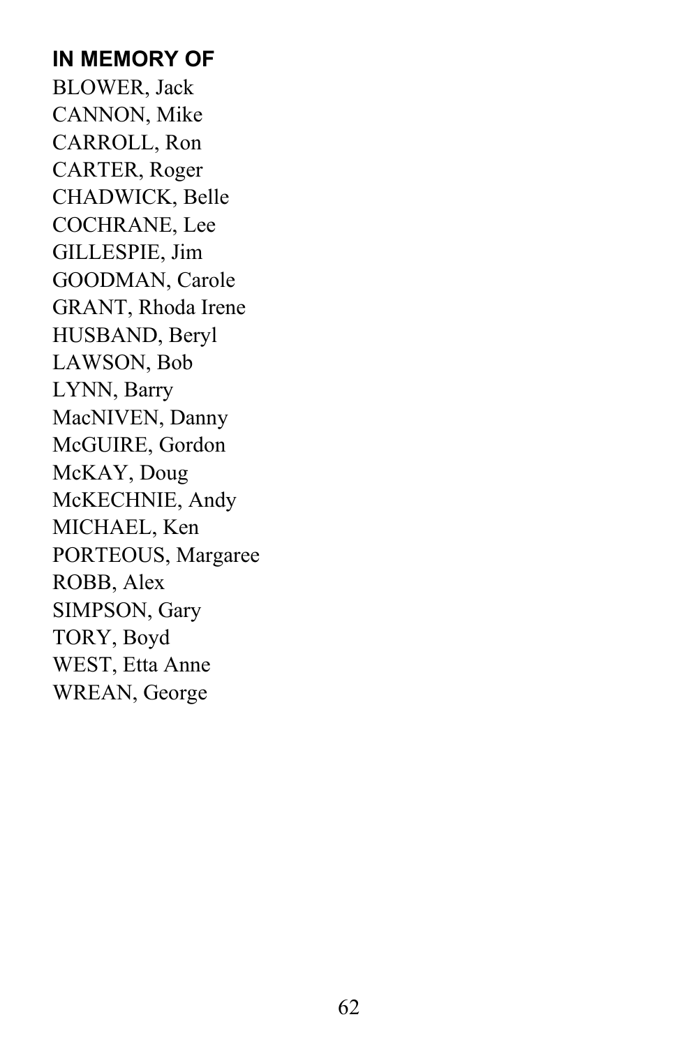**IN MEMORY OF**

BLOWER, Jack
CANNON, Mike
CARROLL, Ron
CARTER, Roger
CHADWICK, Belle
COCHRANE, Lee
GILLESPIE, Jim
GOODMAN, Carole
GRANT, Rhoda Irene
HUSBAND, Beryl
LAWSON, Bob
LYNN, Barry
MacNIVEN, Danny
McGUIRE, Gordon
McKAY, Doug
McKECHNIE, Andy
MICHAEL, Ken
PORTEOUS, Margaree
ROBB, Alex
SIMPSON, Gary
TORY, Boyd
WEST, Etta Anne
WREAN, George